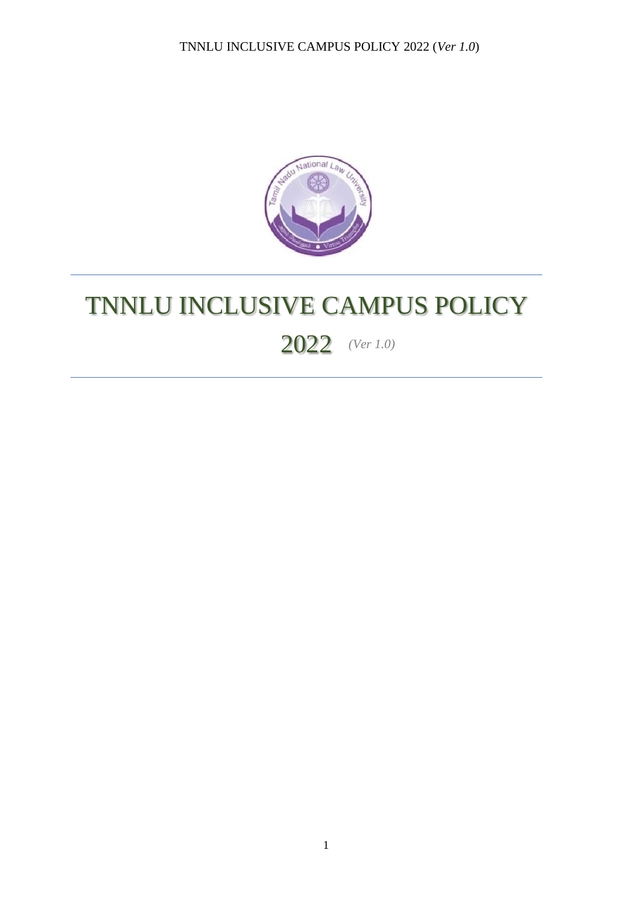# TNNLU INCLUSIVE CAMPUS POLICY 2022 *(Ver 1.0)*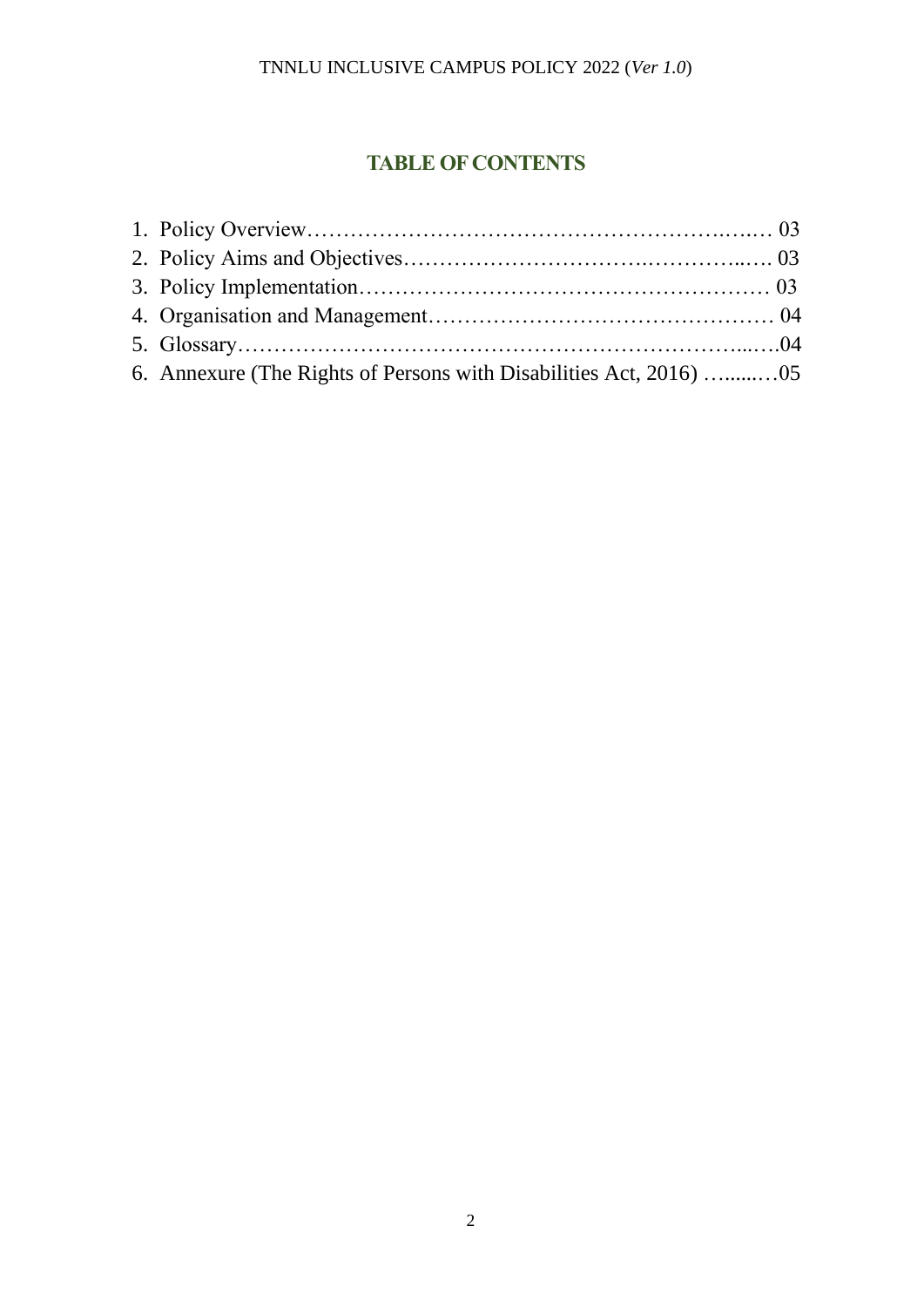## TABLE OF CONTENTS

1. Policy Overview…………………………………………………….….… 03
2. Policy Aims and Objectives…………………………….…………...… 03
3. Policy Implementation………………………………………………… 03
4. Organisation and Management………………………………………… 04
5. Glossary………………………………………………………………...….04
6. Annexure (The Rights of Persons with Disabilities Act, 2016) …......…05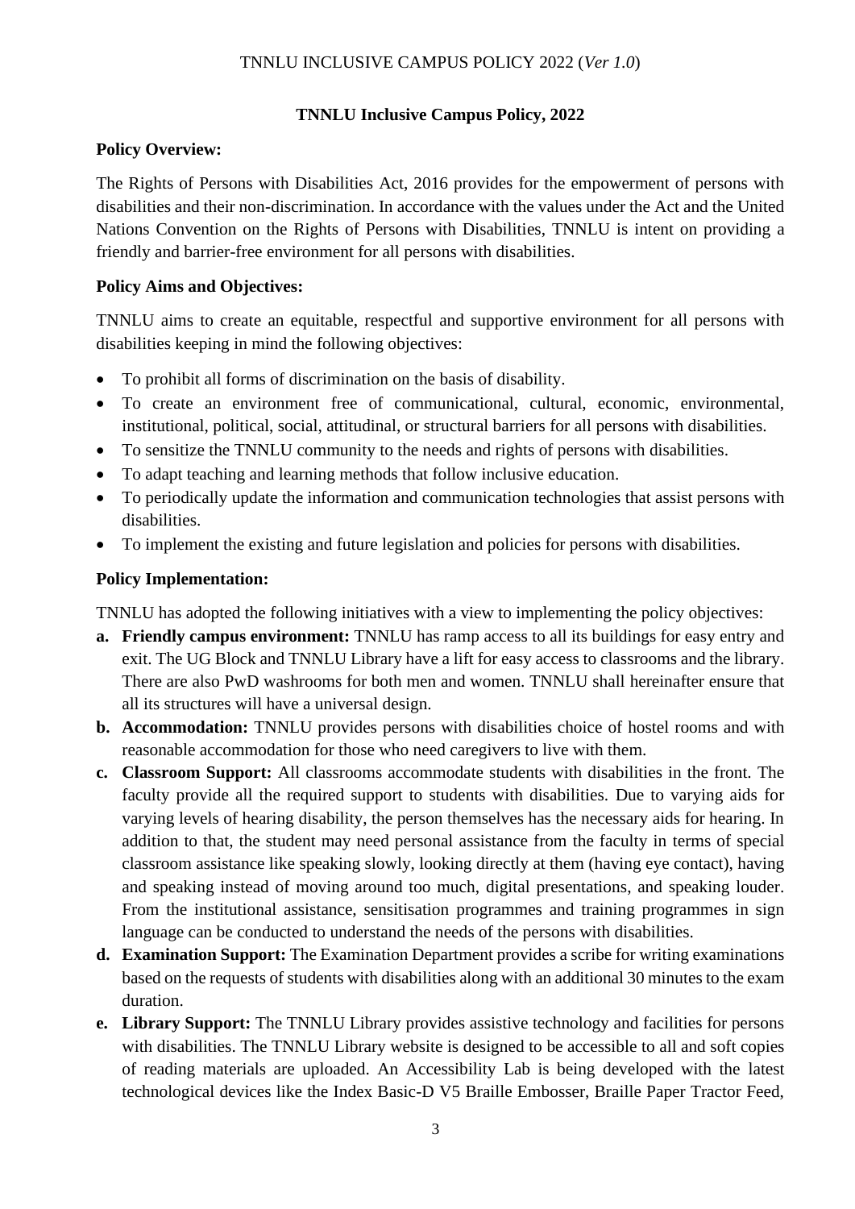## TNNLU Inclusive Campus Policy, 2022

**Policy Overview:**

The Rights of Persons with Disabilities Act, 2016 provides for the empowerment of persons with disabilities and their non-discrimination. In accordance with the values under the Act and the United Nations Convention on the Rights of Persons with Disabilities, TNNLU is intent on providing a friendly and barrier-free environment for all persons with disabilities.

**Policy Aims and Objectives:**

TNNLU aims to create an equitable, respectful and supportive environment for all persons with disabilities keeping in mind the following objectives:

- To prohibit all forms of discrimination on the basis of disability.
- To create an environment free of communicational, cultural, economic, environmental, institutional, political, social, attitudinal, or structural barriers for all persons with disabilities.
- To sensitize the TNNLU community to the needs and rights of persons with disabilities.
- To adapt teaching and learning methods that follow inclusive education.
- To periodically update the information and communication technologies that assist persons with disabilities.
- To implement the existing and future legislation and policies for persons with disabilities.

**Policy Implementation:**

TNNLU has adopted the following initiatives with a view to implementing the policy objectives:

**a. Friendly campus environment:** TNNLU has ramp access to all its buildings for easy entry and exit. The UG Block and TNNLU Library have a lift for easy access to classrooms and the library. There are also PwD washrooms for both men and women. TNNLU shall hereinafter ensure that all its structures will have a universal design.

**b. Accommodation:** TNNLU provides persons with disabilities choice of hostel rooms and with reasonable accommodation for those who need caregivers to live with them.

**c. Classroom Support:** All classrooms accommodate students with disabilities in the front. The faculty provide all the required support to students with disabilities. Due to varying aids for varying levels of hearing disability, the person themselves has the necessary aids for hearing. In addition to that, the student may need personal assistance from the faculty in terms of special classroom assistance like speaking slowly, looking directly at them (having eye contact), having and speaking instead of moving around too much, digital presentations, and speaking louder. From the institutional assistance, sensitisation programmes and training programmes in sign language can be conducted to understand the needs of the persons with disabilities.

**d. Examination Support:** The Examination Department provides a scribe for writing examinations based on the requests of students with disabilities along with an additional 30 minutes to the exam duration.

**e. Library Support:** The TNNLU Library provides assistive technology and facilities for persons with disabilities. The TNNLU Library website is designed to be accessible to all and soft copies of reading materials are uploaded. An Accessibility Lab is being developed with the latest technological devices like the Index Basic-D V5 Braille Embosser, Braille Paper Tractor Feed,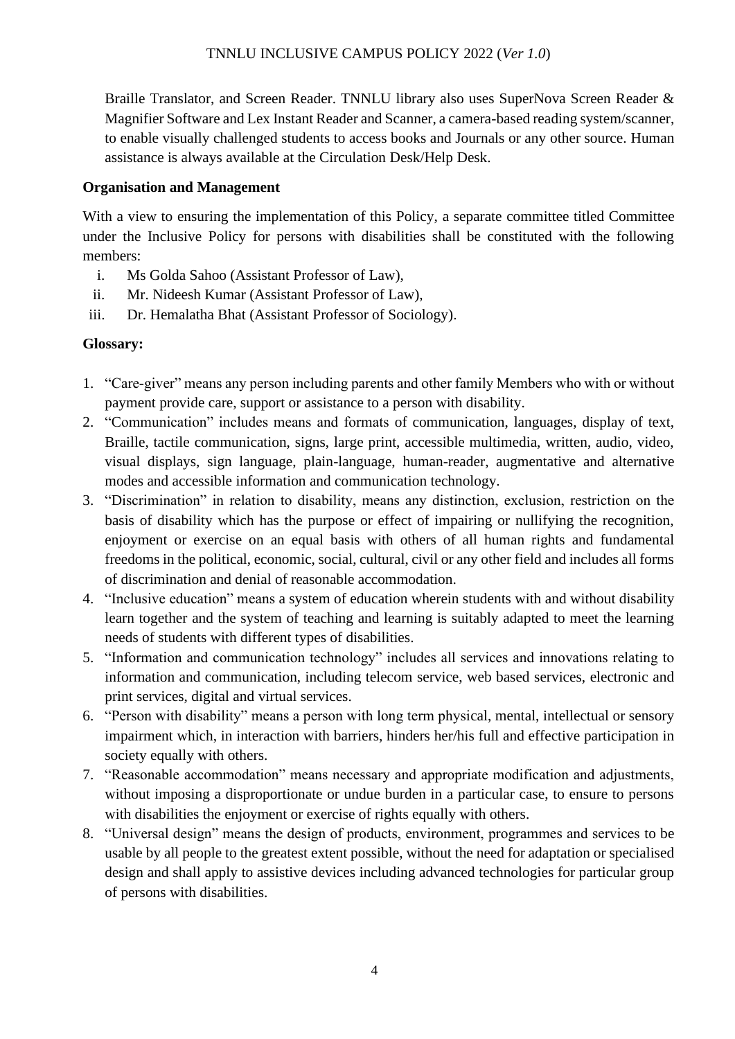Braille Translator, and Screen Reader. TNNLU library also uses SuperNova Screen Reader & Magnifier Software and Lex Instant Reader and Scanner, a camera-based reading system/scanner, to enable visually challenged students to access books and Journals or any other source. Human assistance is always available at the Circulation Desk/Help Desk.

**Organisation and Management**

With a view to ensuring the implementation of this Policy, a separate committee titled Committee under the Inclusive Policy for persons with disabilities shall be constituted with the following members:

i. Ms Golda Sahoo (Assistant Professor of Law),
ii. Mr. Nideesh Kumar (Assistant Professor of Law),
iii. Dr. Hemalatha Bhat (Assistant Professor of Sociology).

**Glossary:**

1. "Care-giver" means any person including parents and other family Members who with or without payment provide care, support or assistance to a person with disability.
2. "Communication" includes means and formats of communication, languages, display of text, Braille, tactile communication, signs, large print, accessible multimedia, written, audio, video, visual displays, sign language, plain-language, human-reader, augmentative and alternative modes and accessible information and communication technology.
3. "Discrimination" in relation to disability, means any distinction, exclusion, restriction on the basis of disability which has the purpose or effect of impairing or nullifying the recognition, enjoyment or exercise on an equal basis with others of all human rights and fundamental freedoms in the political, economic, social, cultural, civil or any other field and includes all forms of discrimination and denial of reasonable accommodation.
4. "Inclusive education" means a system of education wherein students with and without disability learn together and the system of teaching and learning is suitably adapted to meet the learning needs of students with different types of disabilities.
5. "Information and communication technology" includes all services and innovations relating to information and communication, including telecom service, web based services, electronic and print services, digital and virtual services.
6. "Person with disability" means a person with long term physical, mental, intellectual or sensory impairment which, in interaction with barriers, hinders her/his full and effective participation in society equally with others.
7. "Reasonable accommodation" means necessary and appropriate modification and adjustments, without imposing a disproportionate or undue burden in a particular case, to ensure to persons with disabilities the enjoyment or exercise of rights equally with others.
8. "Universal design" means the design of products, environment, programmes and services to be usable by all people to the greatest extent possible, without the need for adaptation or specialised design and shall apply to assistive devices including advanced technologies for particular group of persons with disabilities.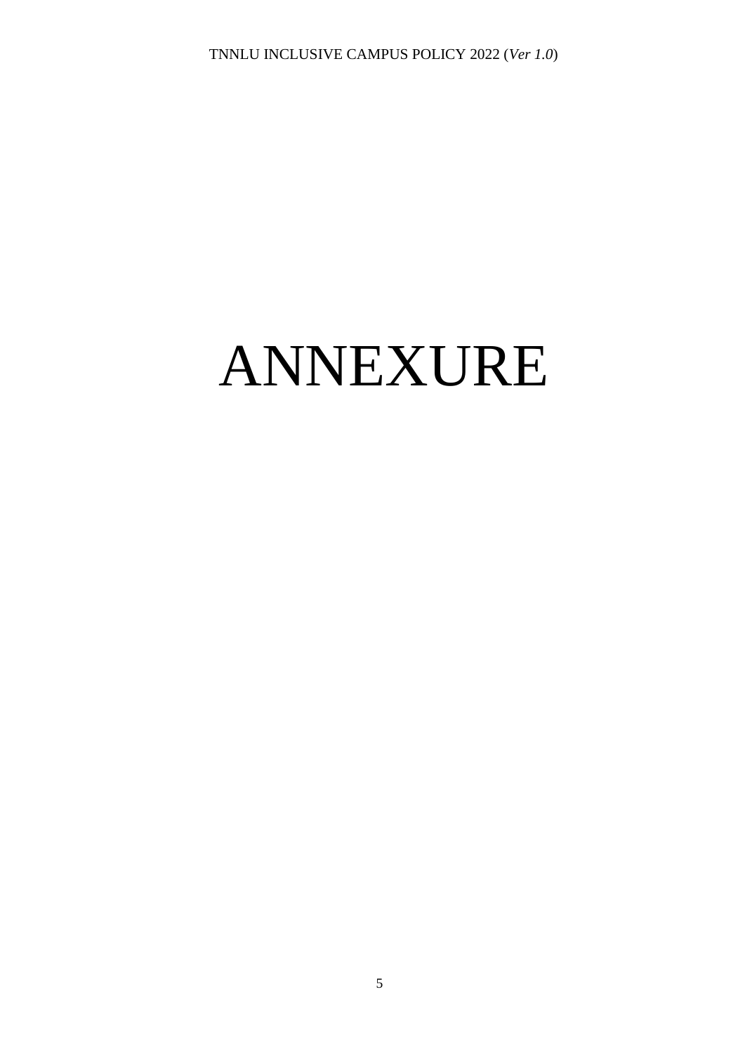# ANNEXURE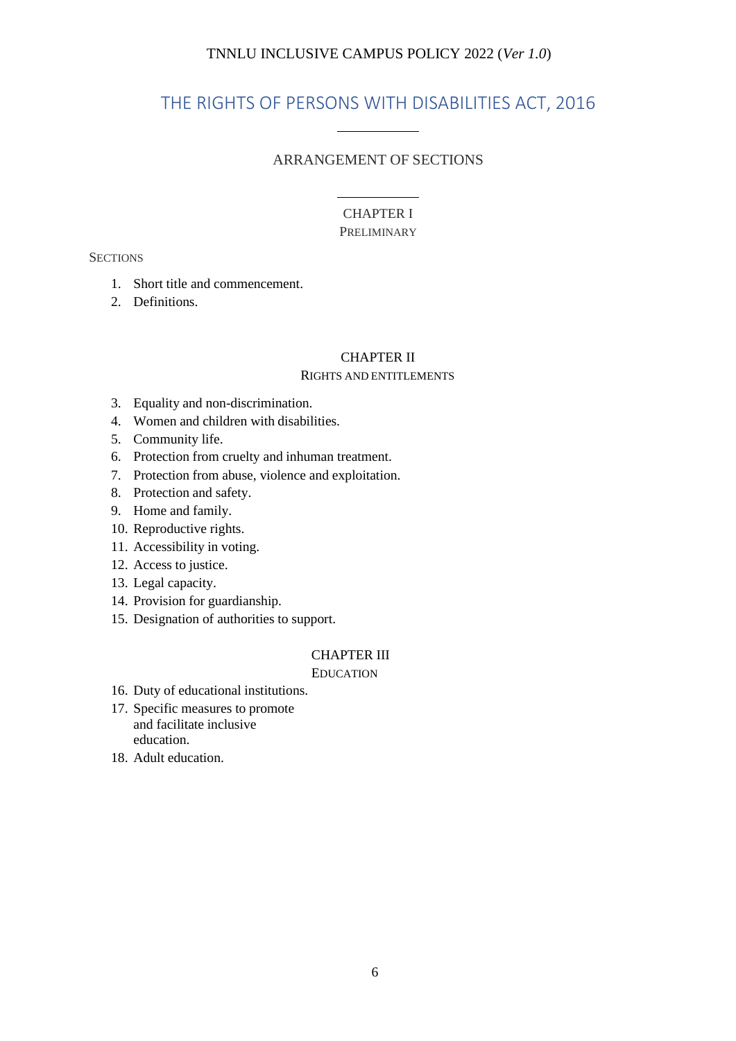# THE RIGHTS OF PERSONS WITH DISABILITIES ACT, 2016

## ARRANGEMENT OF SECTIONS

### CHAPTER I
PRELIMINARY

SECTIONS

1. Short title and commencement.
2. Definitions.

### CHAPTER II
RIGHTS AND ENTITLEMENTS

3. Equality and non-discrimination.
4. Women and children with disabilities.
5. Community life.
6. Protection from cruelty and inhuman treatment.
7. Protection from abuse, violence and exploitation.
8. Protection and safety.
9. Home and family.
10. Reproductive rights.
11. Accessibility in voting.
12. Access to justice.
13. Legal capacity.
14. Provision for guardianship.
15. Designation of authorities to support.

### CHAPTER III
EDUCATION

16. Duty of educational institutions.
17. Specific measures to promote and facilitate inclusive education.
18. Adult education.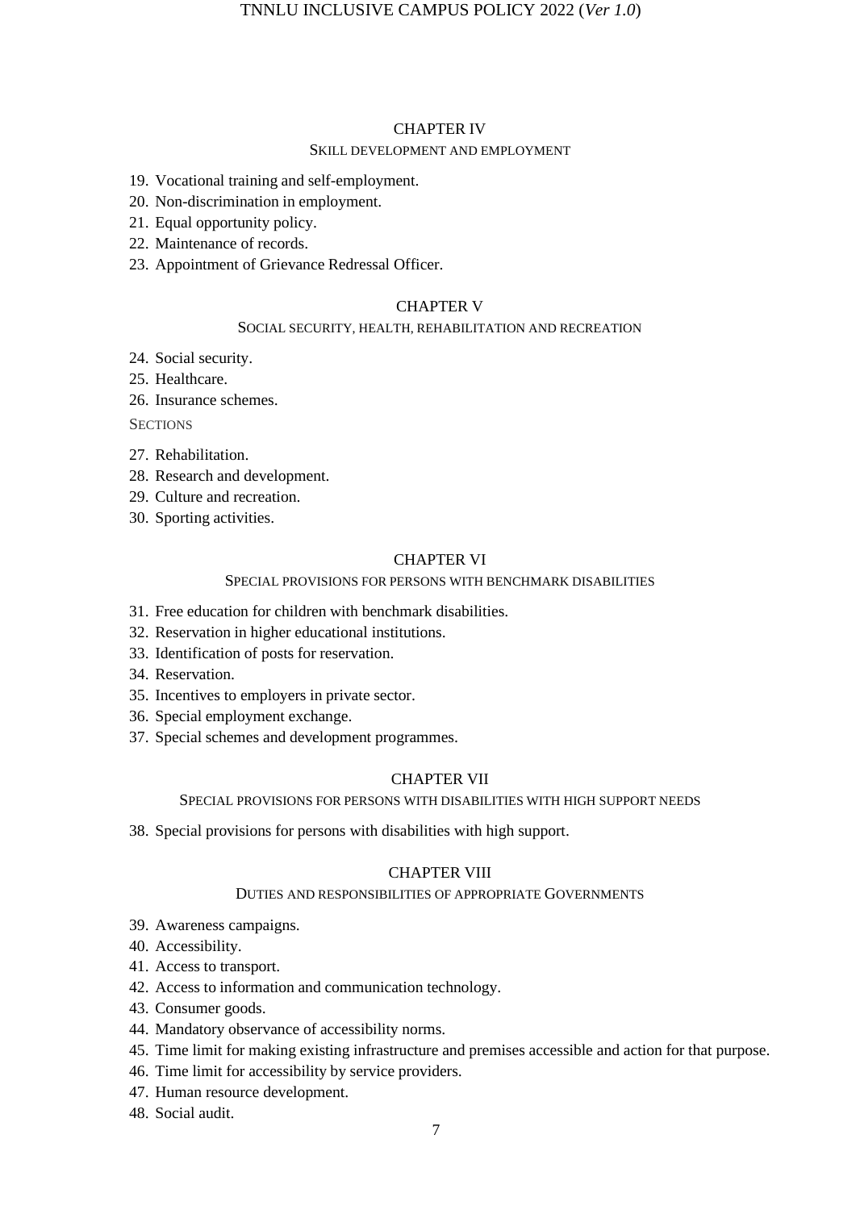## CHAPTER IV

### SKILL DEVELOPMENT AND EMPLOYMENT

19. Vocational training and self-employment.
20. Non-discrimination in employment.
21. Equal opportunity policy.
22. Maintenance of records.
23. Appointment of Grievance Redressal Officer.

## CHAPTER V

### SOCIAL SECURITY, HEALTH, REHABILITATION AND RECREATION

24. Social security.
25. Healthcare.
26. Insurance schemes.

SECTIONS

27. Rehabilitation.
28. Research and development.
29. Culture and recreation.
30. Sporting activities.

## CHAPTER VI

### SPECIAL PROVISIONS FOR PERSONS WITH BENCHMARK DISABILITIES

31. Free education for children with benchmark disabilities.
32. Reservation in higher educational institutions.
33. Identification of posts for reservation.
34. Reservation.
35. Incentives to employers in private sector.
36. Special employment exchange.
37. Special schemes and development programmes.

## CHAPTER VII

### SPECIAL PROVISIONS FOR PERSONS WITH DISABILITIES WITH HIGH SUPPORT NEEDS

38. Special provisions for persons with disabilities with high support.

## CHAPTER VIII

### DUTIES AND RESPONSIBILITIES OF APPROPRIATE GOVERNMENTS

39. Awareness campaigns.
40. Accessibility.
41. Access to transport.
42. Access to information and communication technology.
43. Consumer goods.
44. Mandatory observance of accessibility norms.
45. Time limit for making existing infrastructure and premises accessible and action for that purpose.
46. Time limit for accessibility by service providers.
47. Human resource development.
48. Social audit.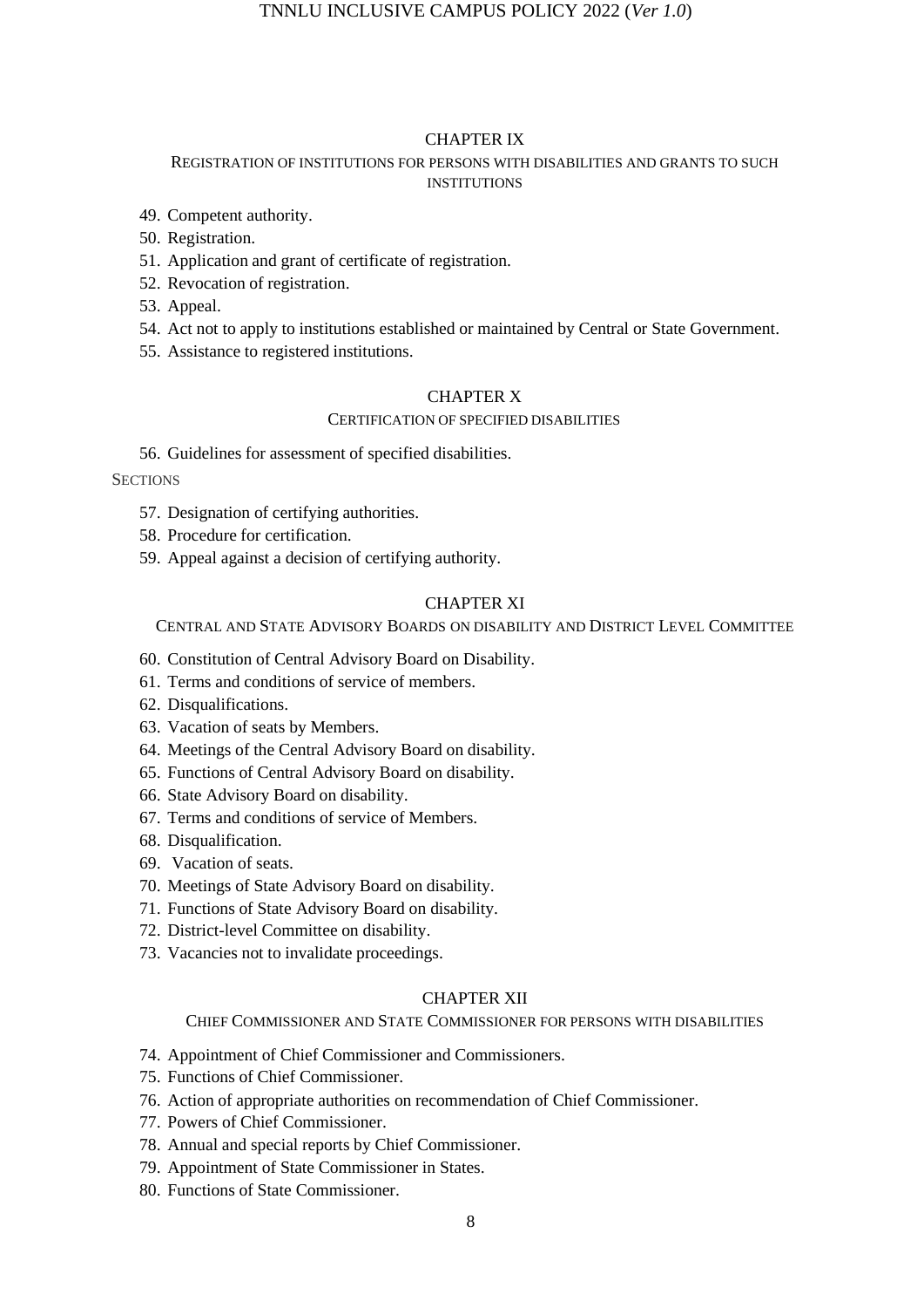## CHAPTER IX

REGISTRATION OF INSTITUTIONS FOR PERSONS WITH DISABILITIES AND GRANTS TO SUCH INSTITUTIONS

49. Competent authority.
50. Registration.
51. Application and grant of certificate of registration.
52. Revocation of registration.
53. Appeal.
54. Act not to apply to institutions established or maintained by Central or State Government.
55. Assistance to registered institutions.

## CHAPTER X

CERTIFICATION OF SPECIFIED DISABILITIES

56. Guidelines for assessment of specified disabilities.

SECTIONS

57. Designation of certifying authorities.
58. Procedure for certification.
59. Appeal against a decision of certifying authority.

## CHAPTER XI

CENTRAL AND STATE ADVISORY BOARDS ON DISABILITY AND DISTRICT LEVEL COMMITTEE

60. Constitution of Central Advisory Board on Disability.
61. Terms and conditions of service of members.
62. Disqualifications.
63. Vacation of seats by Members.
64. Meetings of the Central Advisory Board on disability.
65. Functions of Central Advisory Board on disability.
66. State Advisory Board on disability.
67. Terms and conditions of service of Members.
68. Disqualification.
69. Vacation of seats.
70. Meetings of State Advisory Board on disability.
71. Functions of State Advisory Board on disability.
72. District-level Committee on disability.
73. Vacancies not to invalidate proceedings.

## CHAPTER XII

CHIEF COMMISSIONER AND STATE COMMISSIONER FOR PERSONS WITH DISABILITIES

74. Appointment of Chief Commissioner and Commissioners.
75. Functions of Chief Commissioner.
76. Action of appropriate authorities on recommendation of Chief Commissioner.
77. Powers of Chief Commissioner.
78. Annual and special reports by Chief Commissioner.
79. Appointment of State Commissioner in States.
80. Functions of State Commissioner.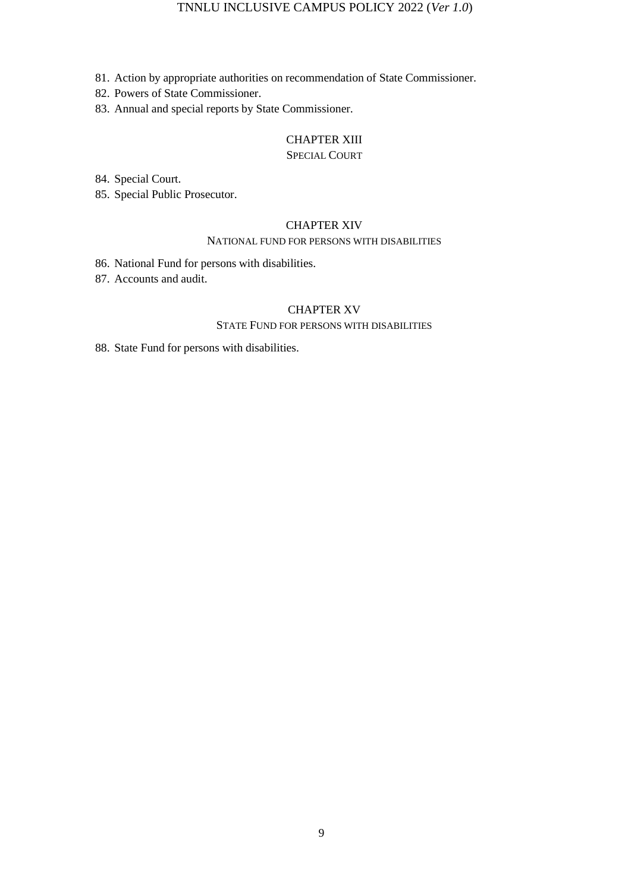81. Action by appropriate authorities on recommendation of State Commissioner.
82. Powers of State Commissioner.
83. Annual and special reports by State Commissioner.

## CHAPTER XIII

### SPECIAL COURT

84. Special Court.
85. Special Public Prosecutor.

## CHAPTER XIV

### NATIONAL FUND FOR PERSONS WITH DISABILITIES

86. National Fund for persons with disabilities.
87. Accounts and audit.

## CHAPTER XV

### STATE FUND FOR PERSONS WITH DISABILITIES

88. State Fund for persons with disabilities.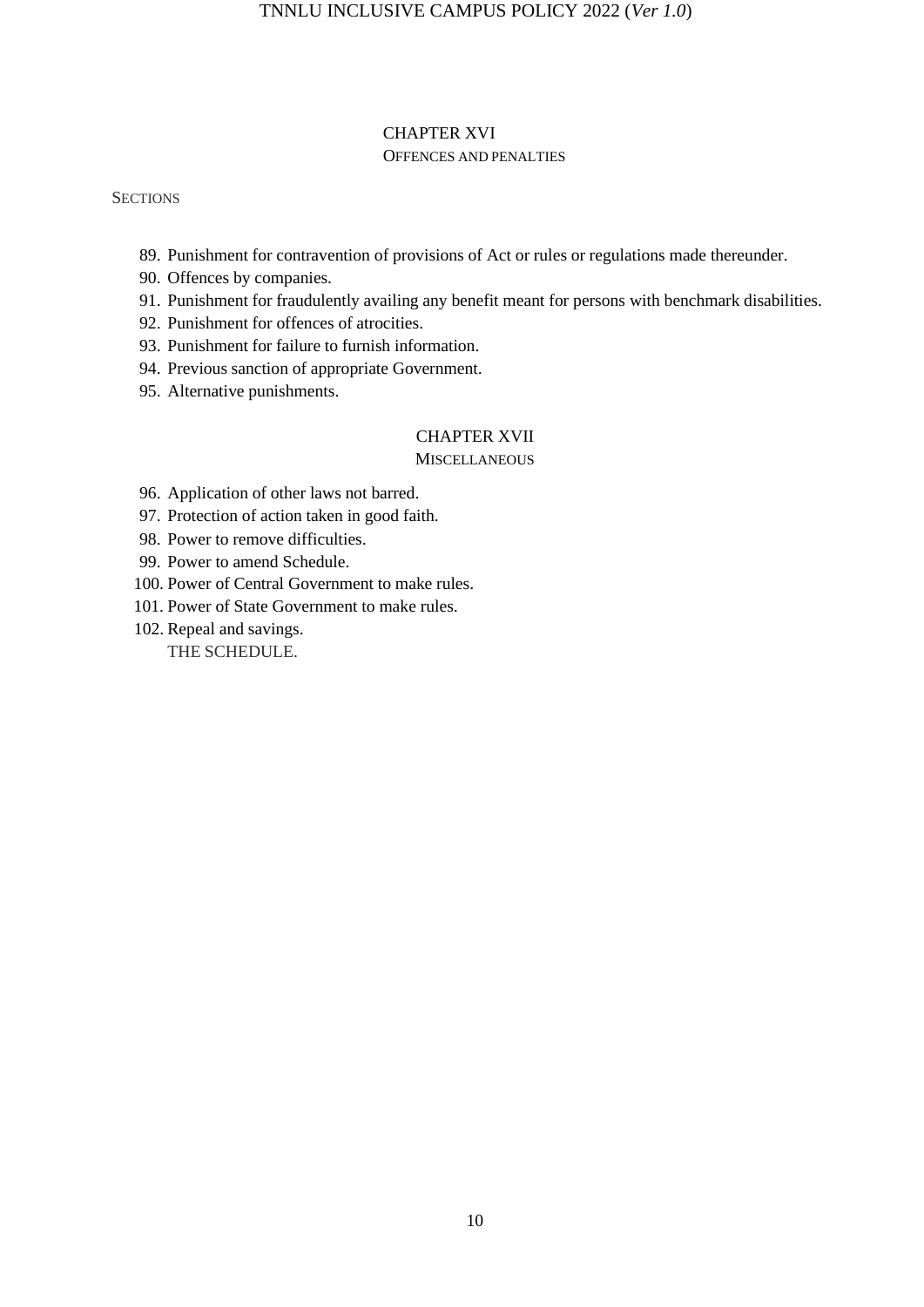## CHAPTER XVI

### OFFENCES AND PENALTIES

SECTIONS

89. Punishment for contravention of provisions of Act or rules or regulations made thereunder.
90. Offences by companies.
91. Punishment for fraudulently availing any benefit meant for persons with benchmark disabilities.
92. Punishment for offences of atrocities.
93. Punishment for failure to furnish information.
94. Previous sanction of appropriate Government.
95. Alternative punishments.

## CHAPTER XVII

### MISCELLANEOUS

96. Application of other laws not barred.
97. Protection of action taken in good faith.
98. Power to remove difficulties.
99. Power to amend Schedule.
100. Power of Central Government to make rules.
101. Power of State Government to make rules.
102. Repeal and savings.

THE SCHEDULE.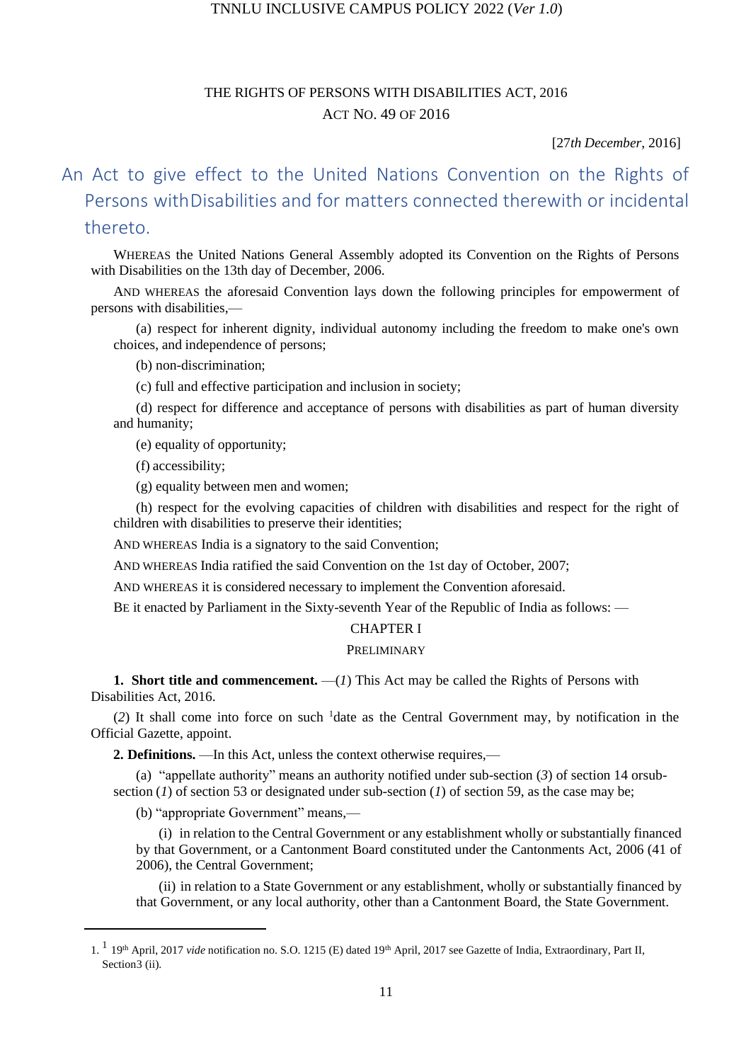THE RIGHTS OF PERSONS WITH DISABILITIES ACT, 2016

ACT NO. 49 OF 2016

[27*th December*, 2016]

## An Act to give effect to the United Nations Convention on the Rights of Persons with Disabilities and for matters connected therewith or incidental thereto.

WHEREAS the United Nations General Assembly adopted its Convention on the Rights of Persons with Disabilities on the 13th day of December, 2006.

AND WHEREAS the aforesaid Convention lays down the following principles for empowerment of persons with disabilities,—

(a) respect for inherent dignity, individual autonomy including the freedom to make one's own choices, and independence of persons;

(b) non-discrimination;

(c) full and effective participation and inclusion in society;

(d) respect for difference and acceptance of persons with disabilities as part of human diversity and humanity;

(e) equality of opportunity;

(f) accessibility;

(g) equality between men and women;

(h) respect for the evolving capacities of children with disabilities and respect for the right of children with disabilities to preserve their identities;

AND WHEREAS India is a signatory to the said Convention;

AND WHEREAS India ratified the said Convention on the 1st day of October, 2007;

AND WHEREAS it is considered necessary to implement the Convention aforesaid.

BE it enacted by Parliament in the Sixty-seventh Year of the Republic of India as follows: —

### CHAPTER I

### PRELIMINARY

**1. Short title and commencement.** —(*1*) This Act may be called the Rights of Persons with Disabilities Act, 2016.

(*2*) It shall come into force on such [1]date as the Central Government may, by notification in the Official Gazette, appoint.

**2. Definitions.** —In this Act, unless the context otherwise requires,—

(a) "appellate authority" means an authority notified under sub-section (*3*) of section 14 orsub-section (*1*) of section 53 or designated under sub-section (*1*) of section 59, as the case may be;

(b) "appropriate Government" means,—

(i) in relation to the Central Government or any establishment wholly or substantially financed by that Government, or a Cantonment Board constituted under the Cantonments Act, 2006 (41 of 2006), the Central Government;

(ii) in relation to a State Government or any establishment, wholly or substantially financed by that Government, or any local authority, other than a Cantonment Board, the State Government.

---

1. [1] 19th April, 2017 *vide* notification no. S.O. 1215 (E) dated 19th April, 2017 see Gazette of India, Extraordinary, Part II, Section3 (ii).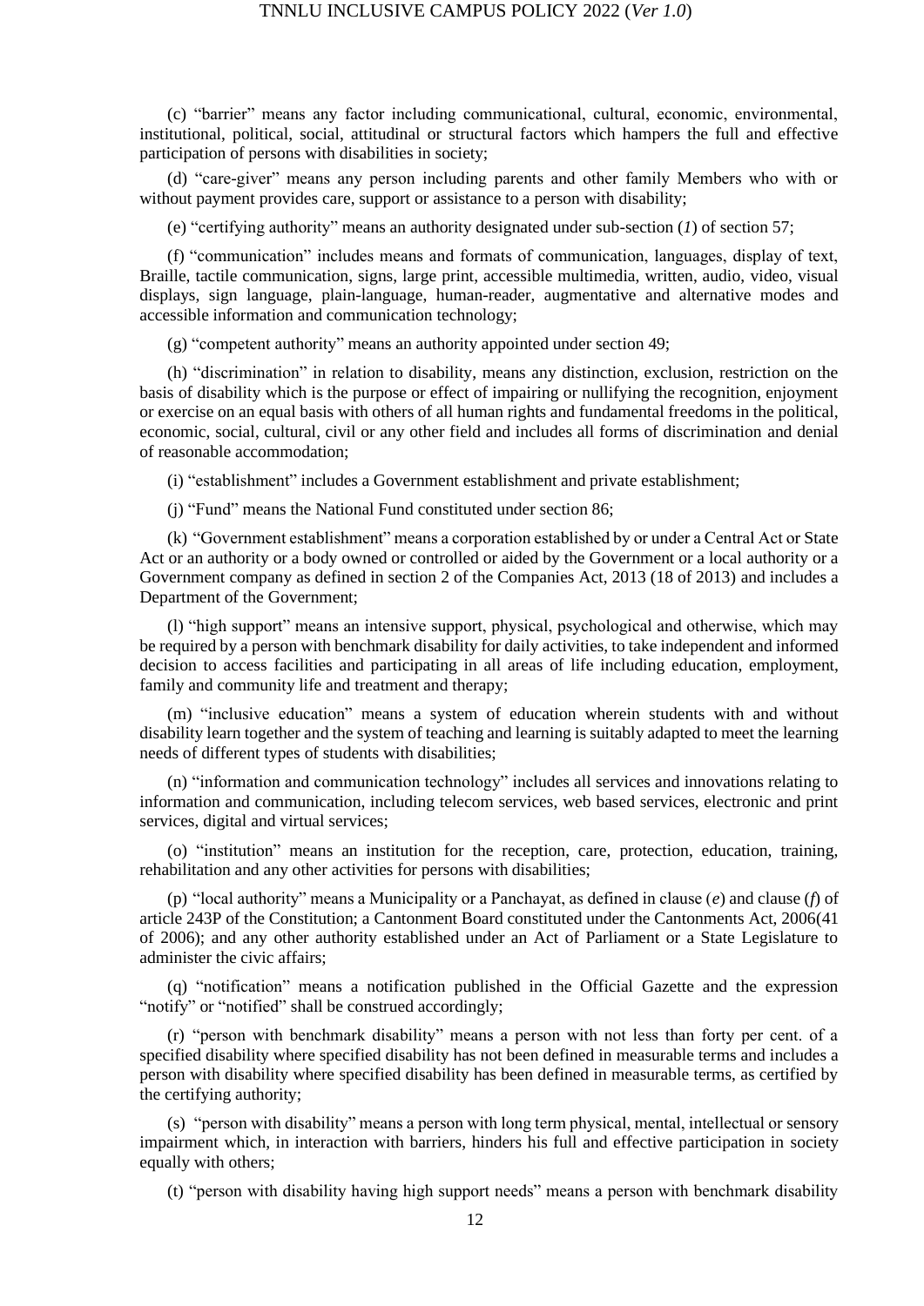(c) "barrier" means any factor including communicational, cultural, economic, environmental, institutional, political, social, attitudinal or structural factors which hampers the full and effective participation of persons with disabilities in society;

(d) "care-giver" means any person including parents and other family Members who with or without payment provides care, support or assistance to a person with disability;

(e) "certifying authority" means an authority designated under sub-section (*1*) of section 57;

(f) "communication" includes means and formats of communication, languages, display of text, Braille, tactile communication, signs, large print, accessible multimedia, written, audio, video, visual displays, sign language, plain-language, human-reader, augmentative and alternative modes and accessible information and communication technology;

(g) "competent authority" means an authority appointed under section 49;

(h) "discrimination" in relation to disability, means any distinction, exclusion, restriction on the basis of disability which is the purpose or effect of impairing or nullifying the recognition, enjoyment or exercise on an equal basis with others of all human rights and fundamental freedoms in the political, economic, social, cultural, civil or any other field and includes all forms of discrimination and denial of reasonable accommodation;

(i) "establishment" includes a Government establishment and private establishment;

(j) "Fund" means the National Fund constituted under section 86;

(k) "Government establishment" means a corporation established by or under a Central Act or State Act or an authority or a body owned or controlled or aided by the Government or a local authority or a Government company as defined in section 2 of the Companies Act, 2013 (18 of 2013) and includes a Department of the Government;

(l) "high support" means an intensive support, physical, psychological and otherwise, which may be required by a person with benchmark disability for daily activities, to take independent and informed decision to access facilities and participating in all areas of life including education, employment, family and community life and treatment and therapy;

(m) "inclusive education" means a system of education wherein students with and without disability learn together and the system of teaching and learning is suitably adapted to meet the learning needs of different types of students with disabilities;

(n) "information and communication technology" includes all services and innovations relating to information and communication, including telecom services, web based services, electronic and print services, digital and virtual services;

(o) "institution" means an institution for the reception, care, protection, education, training, rehabilitation and any other activities for persons with disabilities;

(p) "local authority" means a Municipality or a Panchayat, as defined in clause (*e*) and clause (*f*) of article 243P of the Constitution; a Cantonment Board constituted under the Cantonments Act, 2006(41 of 2006); and any other authority established under an Act of Parliament or a State Legislature to administer the civic affairs;

(q) "notification" means a notification published in the Official Gazette and the expression "notify" or "notified" shall be construed accordingly;

(r) "person with benchmark disability" means a person with not less than forty per cent. of a specified disability where specified disability has not been defined in measurable terms and includes a person with disability where specified disability has been defined in measurable terms, as certified by the certifying authority;

(s) "person with disability" means a person with long term physical, mental, intellectual or sensory impairment which, in interaction with barriers, hinders his full and effective participation in society equally with others;

(t) "person with disability having high support needs" means a person with benchmark disability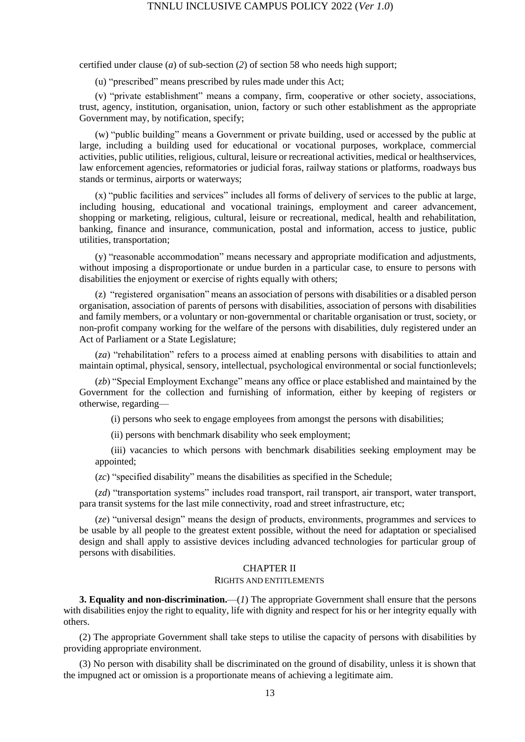certified under clause (*a*) of sub-section (*2*) of section 58 who needs high support;

(u) "prescribed" means prescribed by rules made under this Act;

(v) "private establishment" means a company, firm, cooperative or other society, associations, trust, agency, institution, organisation, union, factory or such other establishment as the appropriate Government may, by notification, specify;

(w) "public building" means a Government or private building, used or accessed by the public at large, including a building used for educational or vocational purposes, workplace, commercial activities, public utilities, religious, cultural, leisure or recreational activities, medical or healthservices, law enforcement agencies, reformatories or judicial foras, railway stations or platforms, roadways bus stands or terminus, airports or waterways;

(x) "public facilities and services" includes all forms of delivery of services to the public at large, including housing, educational and vocational trainings, employment and career advancement, shopping or marketing, religious, cultural, leisure or recreational, medical, health and rehabilitation, banking, finance and insurance, communication, postal and information, access to justice, public utilities, transportation;

(y) "reasonable accommodation" means necessary and appropriate modification and adjustments, without imposing a disproportionate or undue burden in a particular case, to ensure to persons with disabilities the enjoyment or exercise of rights equally with others;

(z) "registered organisation" means an association of persons with disabilities or a disabled person organisation, association of parents of persons with disabilities, association of persons with disabilities and family members, or a voluntary or non-governmental or charitable organisation or trust, society, or non-profit company working for the welfare of the persons with disabilities, duly registered under an Act of Parliament or a State Legislature;

(*za*) "rehabilitation" refers to a process aimed at enabling persons with disabilities to attain and maintain optimal, physical, sensory, intellectual, psychological environmental or social functionlevels;

(*zb*) "Special Employment Exchange" means any office or place established and maintained by the Government for the collection and furnishing of information, either by keeping of registers or otherwise, regarding—

(i) persons who seek to engage employees from amongst the persons with disabilities;

(ii) persons with benchmark disability who seek employment;

(iii) vacancies to which persons with benchmark disabilities seeking employment may be appointed;

(*zc*) "specified disability" means the disabilities as specified in the Schedule;

(*zd*) "transportation systems" includes road transport, rail transport, air transport, water transport, para transit systems for the last mile connectivity, road and street infrastructure, etc;

(*ze*) "universal design" means the design of products, environments, programmes and services to be usable by all people to the greatest extent possible, without the need for adaptation or specialised design and shall apply to assistive devices including advanced technologies for particular group of persons with disabilities.

## CHAPTER II

### RIGHTS AND ENTITLEMENTS

**3. Equality and non-discrimination.**—(*1*) The appropriate Government shall ensure that the persons with disabilities enjoy the right to equality, life with dignity and respect for his or her integrity equally with others.

(2) The appropriate Government shall take steps to utilise the capacity of persons with disabilities by providing appropriate environment.

(3) No person with disability shall be discriminated on the ground of disability, unless it is shown that the impugned act or omission is a proportionate means of achieving a legitimate aim.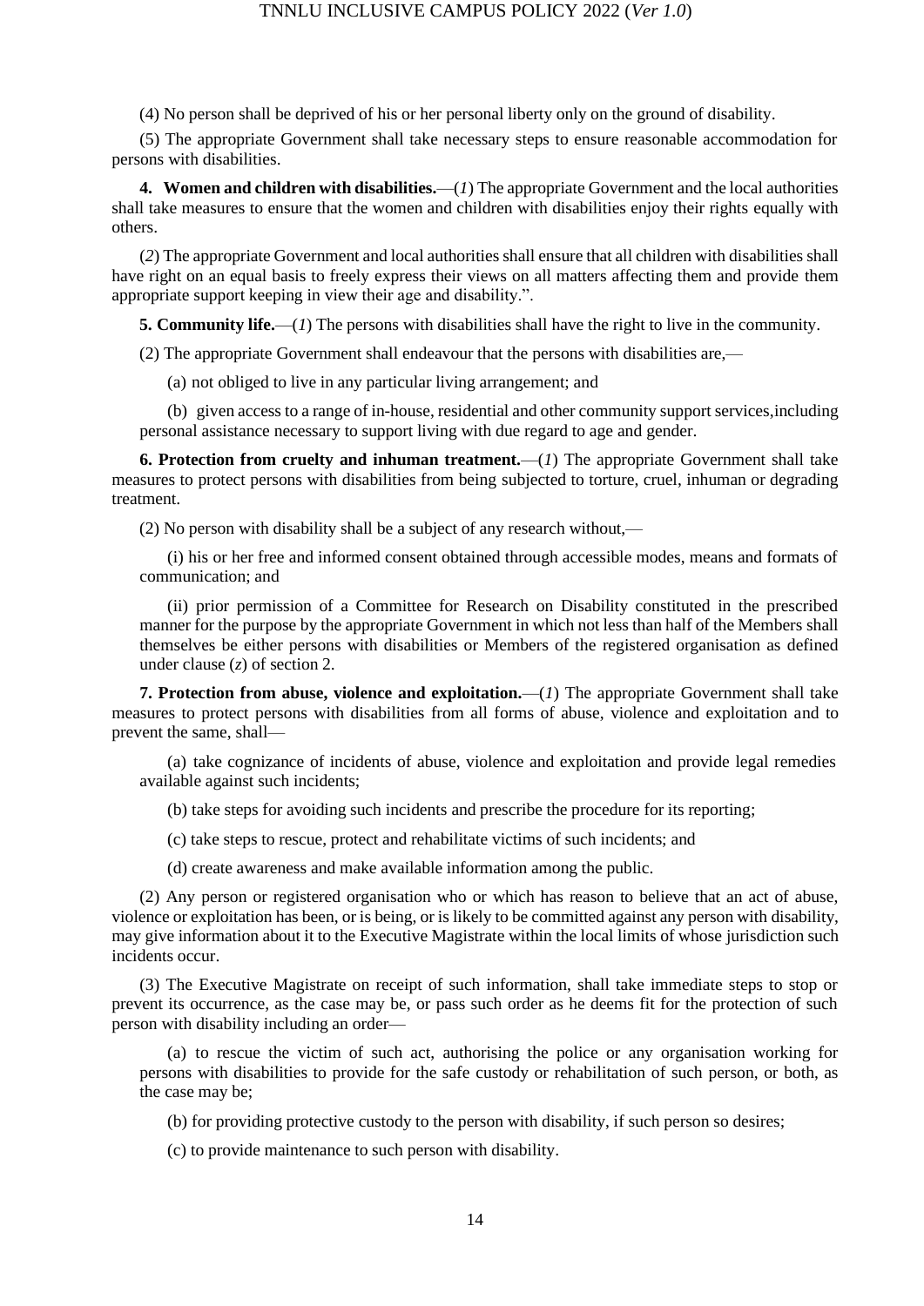(4) No person shall be deprived of his or her personal liberty only on the ground of disability.

(5) The appropriate Government shall take necessary steps to ensure reasonable accommodation for persons with disabilities.

**4. Women and children with disabilities.**—(*1*) The appropriate Government and the local authorities shall take measures to ensure that the women and children with disabilities enjoy their rights equally with others.

(*2*) The appropriate Government and local authorities shall ensure that all children with disabilities shall have right on an equal basis to freely express their views on all matters affecting them and provide them appropriate support keeping in view their age and disability.".

**5. Community life.**—(*1*) The persons with disabilities shall have the right to live in the community.

(2) The appropriate Government shall endeavour that the persons with disabilities are,—

(a) not obliged to live in any particular living arrangement; and

(b) given access to a range of in-house, residential and other community support services,including personal assistance necessary to support living with due regard to age and gender.

**6. Protection from cruelty and inhuman treatment.**—(*1*) The appropriate Government shall take measures to protect persons with disabilities from being subjected to torture, cruel, inhuman or degrading treatment.

(2) No person with disability shall be a subject of any research without,—

(i) his or her free and informed consent obtained through accessible modes, means and formats of communication; and

(ii) prior permission of a Committee for Research on Disability constituted in the prescribed manner for the purpose by the appropriate Government in which not less than half of the Members shall themselves be either persons with disabilities or Members of the registered organisation as defined under clause (*z*) of section 2.

**7. Protection from abuse, violence and exploitation.**—(*1*) The appropriate Government shall take measures to protect persons with disabilities from all forms of abuse, violence and exploitation and to prevent the same, shall—

(a) take cognizance of incidents of abuse, violence and exploitation and provide legal remedies available against such incidents;

(b) take steps for avoiding such incidents and prescribe the procedure for its reporting;

(c) take steps to rescue, protect and rehabilitate victims of such incidents; and

(d) create awareness and make available information among the public.

(2) Any person or registered organisation who or which has reason to believe that an act of abuse, violence or exploitation has been, or is being, or is likely to be committed against any person with disability, may give information about it to the Executive Magistrate within the local limits of whose jurisdiction such incidents occur.

(3) The Executive Magistrate on receipt of such information, shall take immediate steps to stop or prevent its occurrence, as the case may be, or pass such order as he deems fit for the protection of such person with disability including an order—

(a) to rescue the victim of such act, authorising the police or any organisation working for persons with disabilities to provide for the safe custody or rehabilitation of such person, or both, as the case may be;

(b) for providing protective custody to the person with disability, if such person so desires;

(c) to provide maintenance to such person with disability.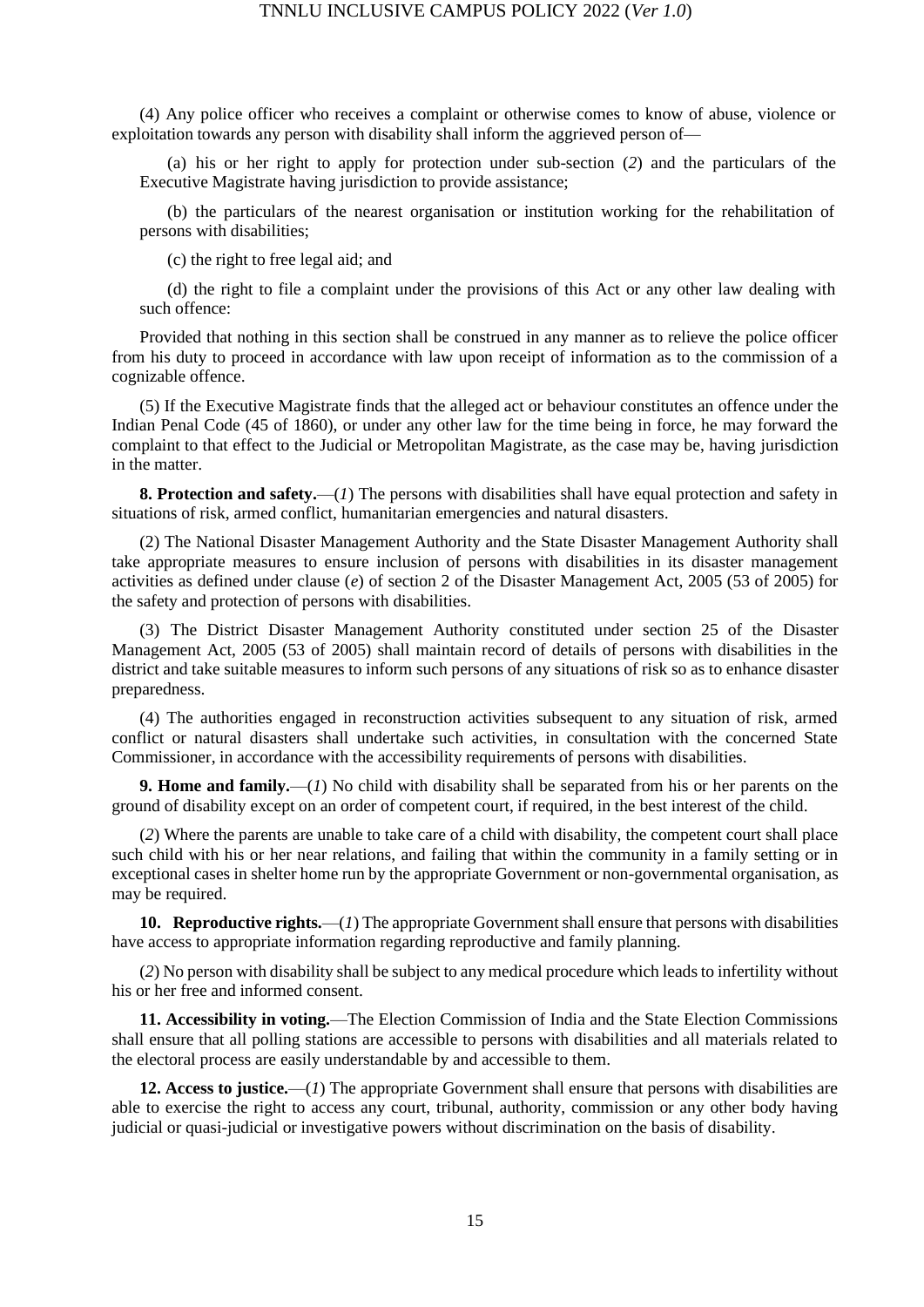(4) Any police officer who receives a complaint or otherwise comes to know of abuse, violence or exploitation towards any person with disability shall inform the aggrieved person of—

(a) his or her right to apply for protection under sub-section (*2*) and the particulars of the Executive Magistrate having jurisdiction to provide assistance;

(b) the particulars of the nearest organisation or institution working for the rehabilitation of persons with disabilities;

(c) the right to free legal aid; and

(d) the right to file a complaint under the provisions of this Act or any other law dealing with such offence:

Provided that nothing in this section shall be construed in any manner as to relieve the police officer from his duty to proceed in accordance with law upon receipt of information as to the commission of a cognizable offence.

(5) If the Executive Magistrate finds that the alleged act or behaviour constitutes an offence under the Indian Penal Code (45 of 1860), or under any other law for the time being in force, he may forward the complaint to that effect to the Judicial or Metropolitan Magistrate, as the case may be, having jurisdiction in the matter.

**8. Protection and safety.**—(*1*) The persons with disabilities shall have equal protection and safety in situations of risk, armed conflict, humanitarian emergencies and natural disasters.

(2) The National Disaster Management Authority and the State Disaster Management Authority shall take appropriate measures to ensure inclusion of persons with disabilities in its disaster management activities as defined under clause (*e*) of section 2 of the Disaster Management Act, 2005 (53 of 2005) for the safety and protection of persons with disabilities.

(3) The District Disaster Management Authority constituted under section 25 of the Disaster Management Act, 2005 (53 of 2005) shall maintain record of details of persons with disabilities in the district and take suitable measures to inform such persons of any situations of risk so as to enhance disaster preparedness.

(4) The authorities engaged in reconstruction activities subsequent to any situation of risk, armed conflict or natural disasters shall undertake such activities, in consultation with the concerned State Commissioner, in accordance with the accessibility requirements of persons with disabilities.

**9. Home and family.**—(*1*) No child with disability shall be separated from his or her parents on the ground of disability except on an order of competent court, if required, in the best interest of the child.

(*2*) Where the parents are unable to take care of a child with disability, the competent court shall place such child with his or her near relations, and failing that within the community in a family setting or in exceptional cases in shelter home run by the appropriate Government or non-governmental organisation, as may be required.

**10. Reproductive rights.**—(*1*) The appropriate Government shall ensure that persons with disabilities have access to appropriate information regarding reproductive and family planning.

(*2*) No person with disability shall be subject to any medical procedure which leads to infertility without his or her free and informed consent.

**11. Accessibility in voting.**—The Election Commission of India and the State Election Commissions shall ensure that all polling stations are accessible to persons with disabilities and all materials related to the electoral process are easily understandable by and accessible to them.

**12. Access to justice.**—(*1*) The appropriate Government shall ensure that persons with disabilities are able to exercise the right to access any court, tribunal, authority, commission or any other body having judicial or quasi-judicial or investigative powers without discrimination on the basis of disability.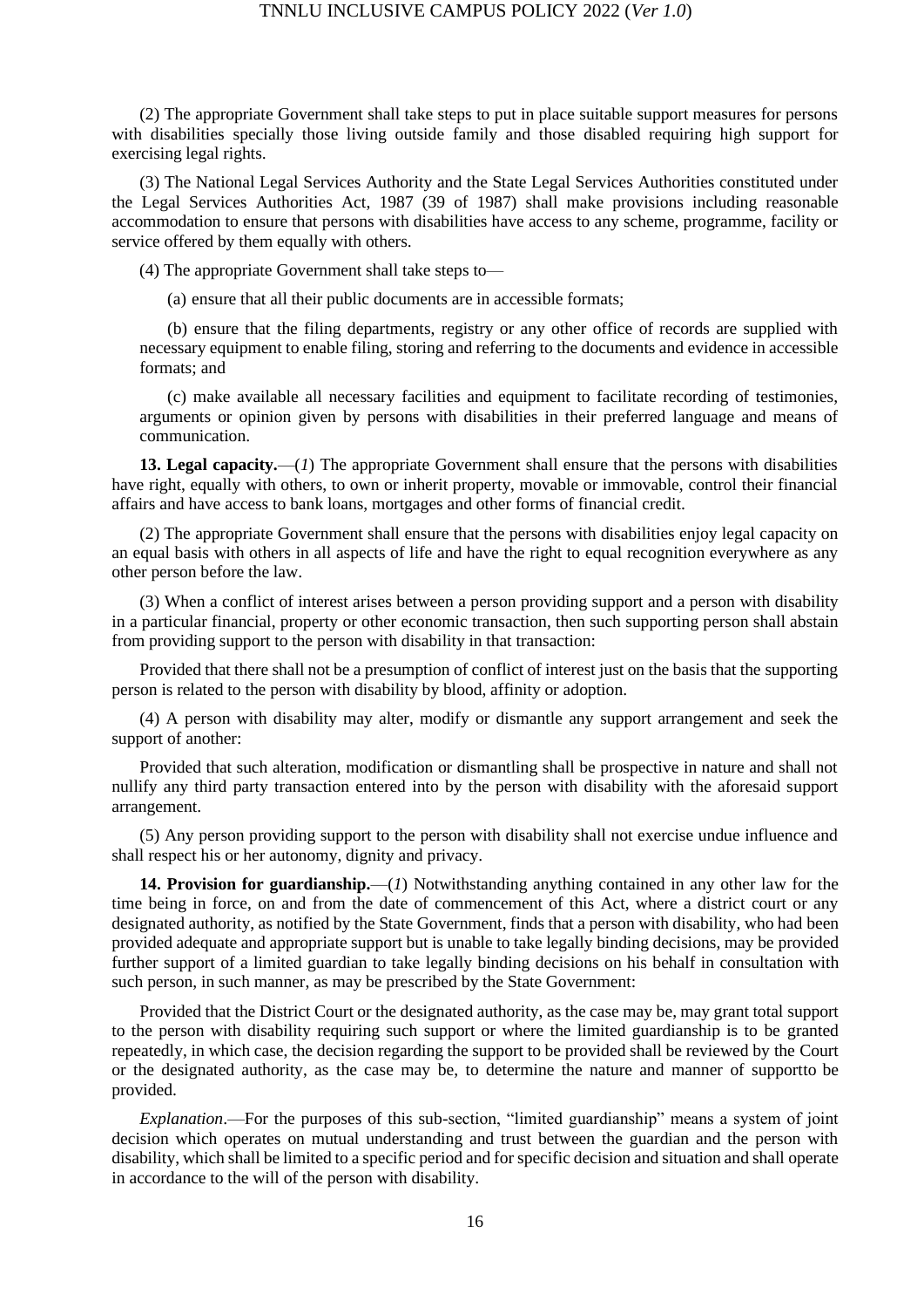(2) The appropriate Government shall take steps to put in place suitable support measures for persons with disabilities specially those living outside family and those disabled requiring high support for exercising legal rights.

(3) The National Legal Services Authority and the State Legal Services Authorities constituted under the Legal Services Authorities Act, 1987 (39 of 1987) shall make provisions including reasonable accommodation to ensure that persons with disabilities have access to any scheme, programme, facility or service offered by them equally with others.

(4) The appropriate Government shall take steps to—

(a) ensure that all their public documents are in accessible formats;

(b) ensure that the filing departments, registry or any other office of records are supplied with necessary equipment to enable filing, storing and referring to the documents and evidence in accessible formats; and

(c) make available all necessary facilities and equipment to facilitate recording of testimonies, arguments or opinion given by persons with disabilities in their preferred language and means of communication.

**13. Legal capacity.**—(*1*) The appropriate Government shall ensure that the persons with disabilities have right, equally with others, to own or inherit property, movable or immovable, control their financial affairs and have access to bank loans, mortgages and other forms of financial credit.

(2) The appropriate Government shall ensure that the persons with disabilities enjoy legal capacity on an equal basis with others in all aspects of life and have the right to equal recognition everywhere as any other person before the law.

(3) When a conflict of interest arises between a person providing support and a person with disability in a particular financial, property or other economic transaction, then such supporting person shall abstain from providing support to the person with disability in that transaction:

Provided that there shall not be a presumption of conflict of interest just on the basis that the supporting person is related to the person with disability by blood, affinity or adoption.

(4) A person with disability may alter, modify or dismantle any support arrangement and seek the support of another:

Provided that such alteration, modification or dismantling shall be prospective in nature and shall not nullify any third party transaction entered into by the person with disability with the aforesaid support arrangement.

(5) Any person providing support to the person with disability shall not exercise undue influence and shall respect his or her autonomy, dignity and privacy.

**14. Provision for guardianship.**—(*1*) Notwithstanding anything contained in any other law for the time being in force, on and from the date of commencement of this Act, where a district court or any designated authority, as notified by the State Government, finds that a person with disability, who had been provided adequate and appropriate support but is unable to take legally binding decisions, may be provided further support of a limited guardian to take legally binding decisions on his behalf in consultation with such person, in such manner, as may be prescribed by the State Government:

Provided that the District Court or the designated authority, as the case may be, may grant total support to the person with disability requiring such support or where the limited guardianship is to be granted repeatedly, in which case, the decision regarding the support to be provided shall be reviewed by the Court or the designated authority, as the case may be, to determine the nature and manner of supportto be provided.

*Explanation*.—For the purposes of this sub-section, "limited guardianship" means a system of joint decision which operates on mutual understanding and trust between the guardian and the person with disability, which shall be limited to a specific period and for specific decision and situation and shall operate in accordance to the will of the person with disability.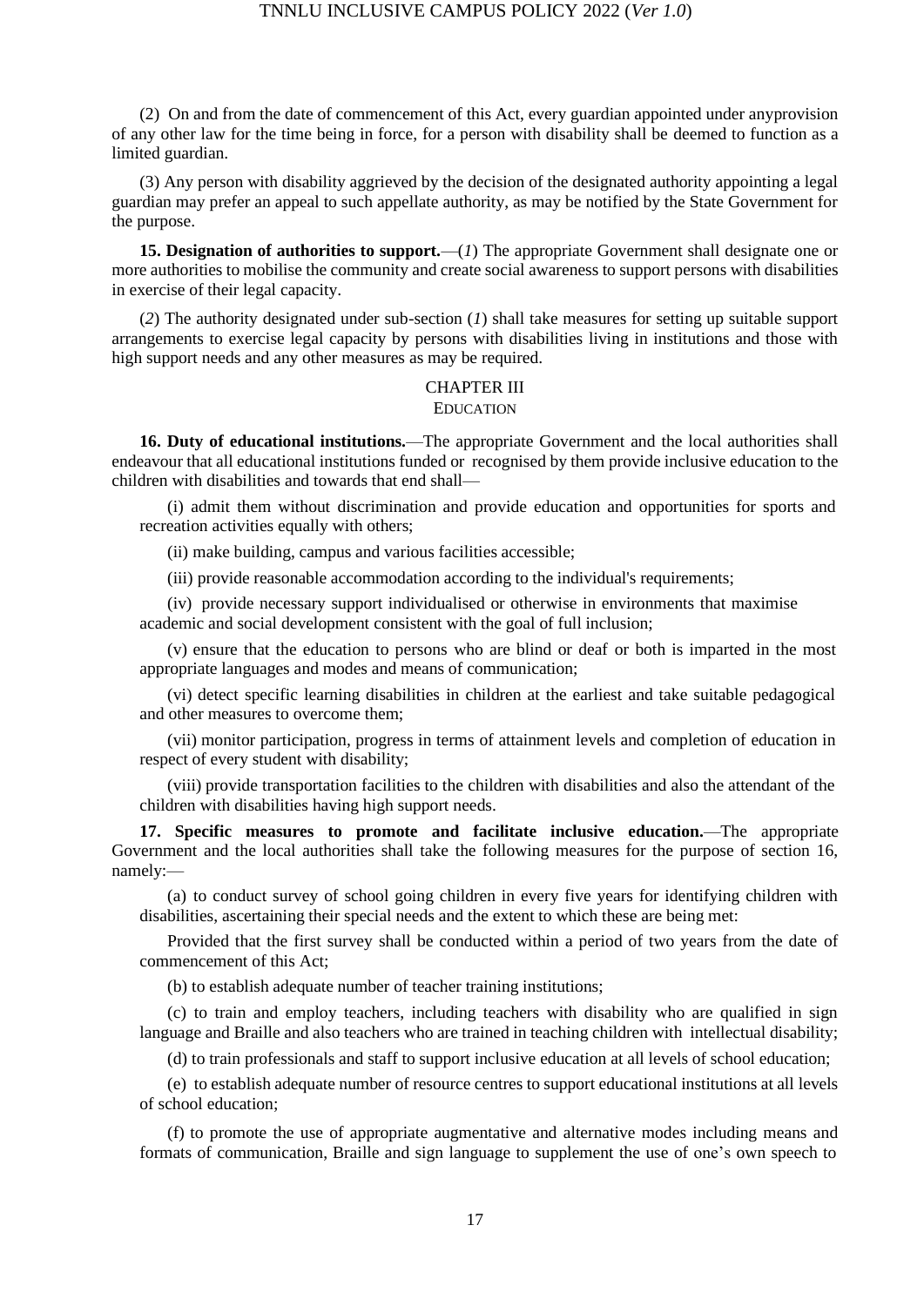(2) On and from the date of commencement of this Act, every guardian appointed under anyprovision of any other law for the time being in force, for a person with disability shall be deemed to function as a limited guardian.

(3) Any person with disability aggrieved by the decision of the designated authority appointing a legal guardian may prefer an appeal to such appellate authority, as may be notified by the State Government for the purpose.

**15. Designation of authorities to support.**—(*1*) The appropriate Government shall designate one or more authorities to mobilise the community and create social awareness to support persons with disabilities in exercise of their legal capacity.

(*2*) The authority designated under sub-section (*1*) shall take measures for setting up suitable support arrangements to exercise legal capacity by persons with disabilities living in institutions and those with high support needs and any other measures as may be required.

## CHAPTER III
### EDUCATION

**16. Duty of educational institutions.**—The appropriate Government and the local authorities shall endeavour that all educational institutions funded or recognised by them provide inclusive education to the children with disabilities and towards that end shall—

(i) admit them without discrimination and provide education and opportunities for sports and recreation activities equally with others;

(ii) make building, campus and various facilities accessible;

(iii) provide reasonable accommodation according to the individual's requirements;

(iv) provide necessary support individualised or otherwise in environments that maximise academic and social development consistent with the goal of full inclusion;

(v) ensure that the education to persons who are blind or deaf or both is imparted in the most appropriate languages and modes and means of communication;

(vi) detect specific learning disabilities in children at the earliest and take suitable pedagogical and other measures to overcome them;

(vii) monitor participation, progress in terms of attainment levels and completion of education in respect of every student with disability;

(viii) provide transportation facilities to the children with disabilities and also the attendant of the children with disabilities having high support needs.

**17. Specific measures to promote and facilitate inclusive education.**—The appropriate Government and the local authorities shall take the following measures for the purpose of section 16, namely:—

(a) to conduct survey of school going children in every five years for identifying children with disabilities, ascertaining their special needs and the extent to which these are being met:

Provided that the first survey shall be conducted within a period of two years from the date of commencement of this Act;

(b) to establish adequate number of teacher training institutions;

(c) to train and employ teachers, including teachers with disability who are qualified in sign language and Braille and also teachers who are trained in teaching children with intellectual disability;

(d) to train professionals and staff to support inclusive education at all levels of school education;

(e) to establish adequate number of resource centres to support educational institutions at all levels of school education;

(f) to promote the use of appropriate augmentative and alternative modes including means and formats of communication, Braille and sign language to supplement the use of one's own speech to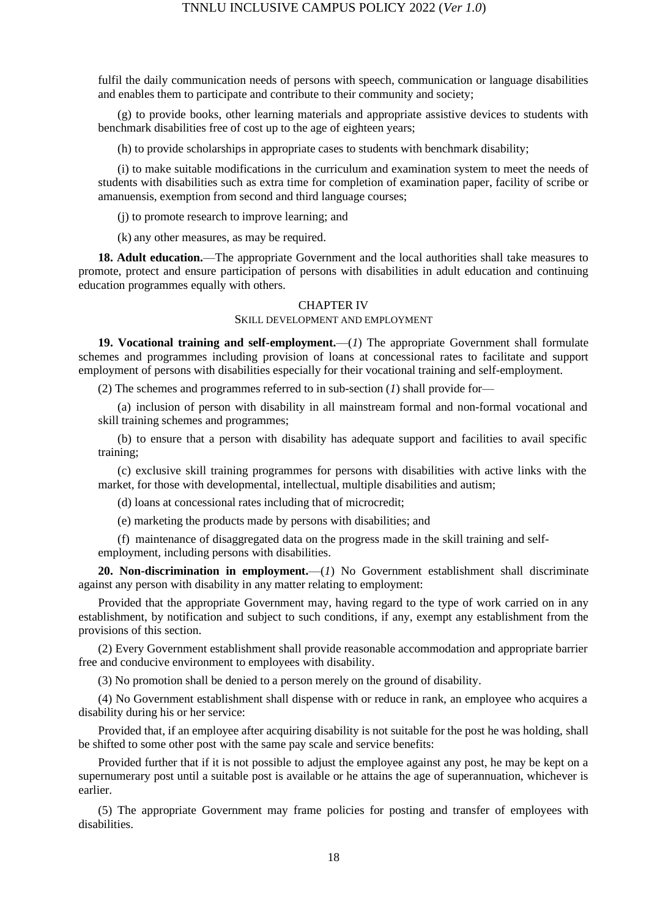fulfil the daily communication needs of persons with speech, communication or language disabilities and enables them to participate and contribute to their community and society;

(g) to provide books, other learning materials and appropriate assistive devices to students with benchmark disabilities free of cost up to the age of eighteen years;

(h) to provide scholarships in appropriate cases to students with benchmark disability;

(i) to make suitable modifications in the curriculum and examination system to meet the needs of students with disabilities such as extra time for completion of examination paper, facility of scribe or amanuensis, exemption from second and third language courses;

(j) to promote research to improve learning; and

(k) any other measures, as may be required.

**18. Adult education.**—The appropriate Government and the local authorities shall take measures to promote, protect and ensure participation of persons with disabilities in adult education and continuing education programmes equally with others.

## CHAPTER IV

### SKILL DEVELOPMENT AND EMPLOYMENT

**19. Vocational training and self-employment.**—(*1*) The appropriate Government shall formulate schemes and programmes including provision of loans at concessional rates to facilitate and support employment of persons with disabilities especially for their vocational training and self-employment.

(2) The schemes and programmes referred to in sub-section (*1*) shall provide for—

(a) inclusion of person with disability in all mainstream formal and non-formal vocational and skill training schemes and programmes;

(b) to ensure that a person with disability has adequate support and facilities to avail specific training;

(c) exclusive skill training programmes for persons with disabilities with active links with the market, for those with developmental, intellectual, multiple disabilities and autism;

(d) loans at concessional rates including that of microcredit;

(e) marketing the products made by persons with disabilities; and

(f) maintenance of disaggregated data on the progress made in the skill training and self-employment, including persons with disabilities.

**20. Non-discrimination in employment.**—(*1*) No Government establishment shall discriminate against any person with disability in any matter relating to employment:

Provided that the appropriate Government may, having regard to the type of work carried on in any establishment, by notification and subject to such conditions, if any, exempt any establishment from the provisions of this section.

(2) Every Government establishment shall provide reasonable accommodation and appropriate barrier free and conducive environment to employees with disability.

(3) No promotion shall be denied to a person merely on the ground of disability.

(4) No Government establishment shall dispense with or reduce in rank, an employee who acquires a disability during his or her service:

Provided that, if an employee after acquiring disability is not suitable for the post he was holding, shall be shifted to some other post with the same pay scale and service benefits:

Provided further that if it is not possible to adjust the employee against any post, he may be kept on a supernumerary post until a suitable post is available or he attains the age of superannuation, whichever is earlier.

(5) The appropriate Government may frame policies for posting and transfer of employees with disabilities.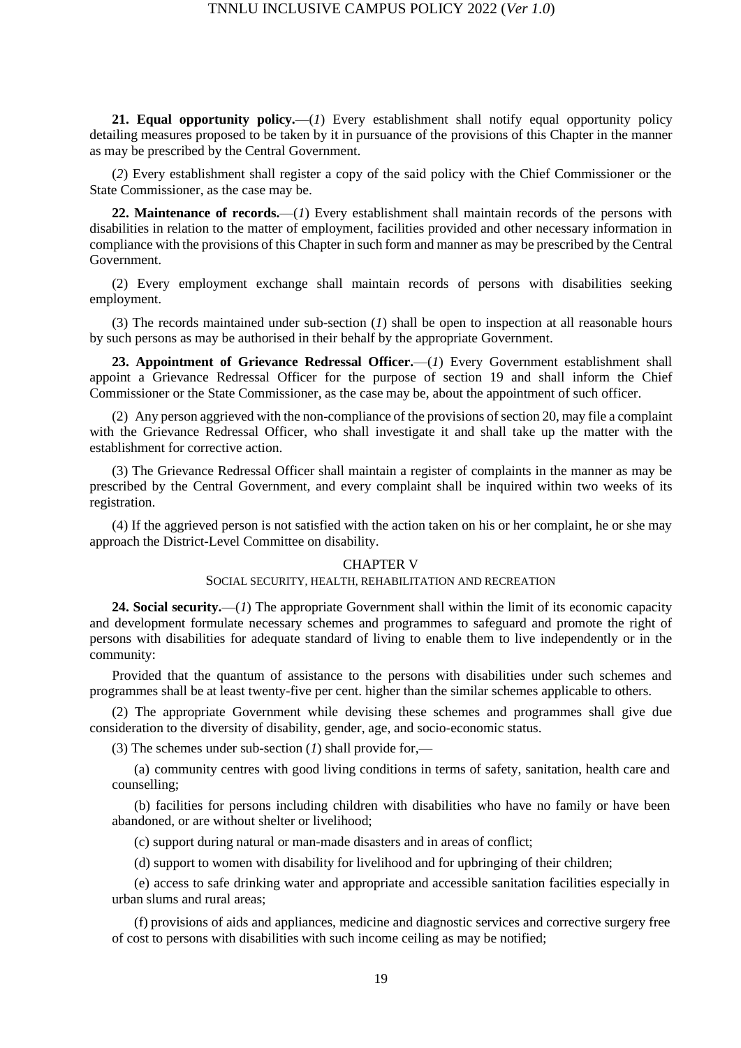**21. Equal opportunity policy.**—(*1*) Every establishment shall notify equal opportunity policy detailing measures proposed to be taken by it in pursuance of the provisions of this Chapter in the manner as may be prescribed by the Central Government.

(*2*) Every establishment shall register a copy of the said policy with the Chief Commissioner or the State Commissioner, as the case may be.

**22. Maintenance of records.**—(*1*) Every establishment shall maintain records of the persons with disabilities in relation to the matter of employment, facilities provided and other necessary information in compliance with the provisions of this Chapter in such form and manner as may be prescribed by the Central Government.

(2) Every employment exchange shall maintain records of persons with disabilities seeking employment.

(3) The records maintained under sub-section (*1*) shall be open to inspection at all reasonable hours by such persons as may be authorised in their behalf by the appropriate Government.

**23. Appointment of Grievance Redressal Officer.**—(*1*) Every Government establishment shall appoint a Grievance Redressal Officer for the purpose of section 19 and shall inform the Chief Commissioner or the State Commissioner, as the case may be, about the appointment of such officer.

(2) Any person aggrieved with the non-compliance of the provisions of section 20, may file a complaint with the Grievance Redressal Officer, who shall investigate it and shall take up the matter with the establishment for corrective action.

(3) The Grievance Redressal Officer shall maintain a register of complaints in the manner as may be prescribed by the Central Government, and every complaint shall be inquired within two weeks of its registration.

(4) If the aggrieved person is not satisfied with the action taken on his or her complaint, he or she may approach the District-Level Committee on disability.

## CHAPTER V

### SOCIAL SECURITY, HEALTH, REHABILITATION AND RECREATION

**24. Social security.**—(*1*) The appropriate Government shall within the limit of its economic capacity and development formulate necessary schemes and programmes to safeguard and promote the right of persons with disabilities for adequate standard of living to enable them to live independently or in the community:

Provided that the quantum of assistance to the persons with disabilities under such schemes and programmes shall be at least twenty-five per cent. higher than the similar schemes applicable to others.

(2) The appropriate Government while devising these schemes and programmes shall give due consideration to the diversity of disability, gender, age, and socio-economic status.

(3) The schemes under sub-section (*1*) shall provide for,—

(a) community centres with good living conditions in terms of safety, sanitation, health care and counselling;

(b) facilities for persons including children with disabilities who have no family or have been abandoned, or are without shelter or livelihood;

(c) support during natural or man-made disasters and in areas of conflict;

(d) support to women with disability for livelihood and for upbringing of their children;

(e) access to safe drinking water and appropriate and accessible sanitation facilities especially in urban slums and rural areas;

(f) provisions of aids and appliances, medicine and diagnostic services and corrective surgery free of cost to persons with disabilities with such income ceiling as may be notified;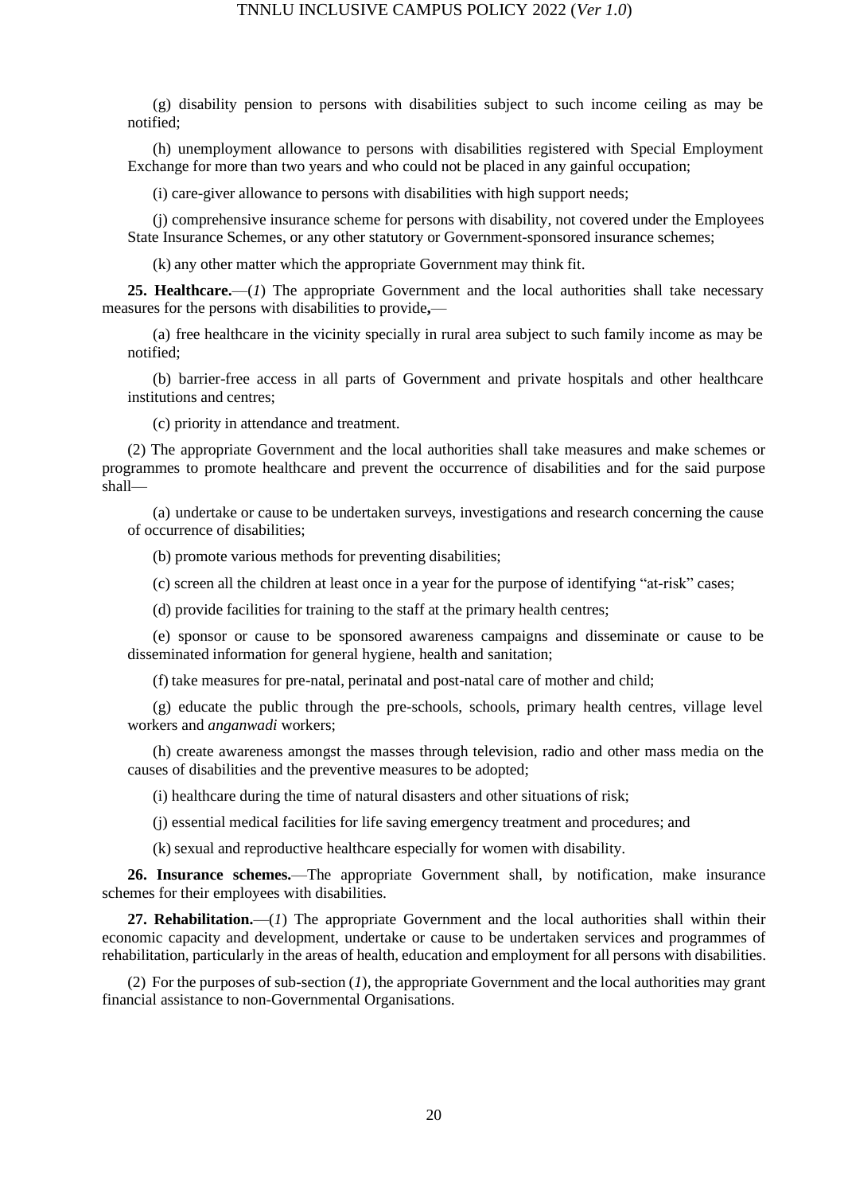(g) disability pension to persons with disabilities subject to such income ceiling as may be notified;

(h) unemployment allowance to persons with disabilities registered with Special Employment Exchange for more than two years and who could not be placed in any gainful occupation;

(i) care-giver allowance to persons with disabilities with high support needs;

(j) comprehensive insurance scheme for persons with disability, not covered under the Employees State Insurance Schemes, or any other statutory or Government-sponsored insurance schemes;

(k) any other matter which the appropriate Government may think fit.

**25. Healthcare.**—(*1*) The appropriate Government and the local authorities shall take necessary measures for the persons with disabilities to provide,—

(a) free healthcare in the vicinity specially in rural area subject to such family income as may be notified;

(b) barrier-free access in all parts of Government and private hospitals and other healthcare institutions and centres;

(c) priority in attendance and treatment.

(2) The appropriate Government and the local authorities shall take measures and make schemes or programmes to promote healthcare and prevent the occurrence of disabilities and for the said purpose shall—

(a) undertake or cause to be undertaken surveys, investigations and research concerning the cause of occurrence of disabilities;

(b) promote various methods for preventing disabilities;

(c) screen all the children at least once in a year for the purpose of identifying "at-risk" cases;

(d) provide facilities for training to the staff at the primary health centres;

(e) sponsor or cause to be sponsored awareness campaigns and disseminate or cause to be disseminated information for general hygiene, health and sanitation;

(f) take measures for pre-natal, perinatal and post-natal care of mother and child;

(g) educate the public through the pre-schools, schools, primary health centres, village level workers and *anganwadi* workers;

(h) create awareness amongst the masses through television, radio and other mass media on the causes of disabilities and the preventive measures to be adopted;

(i) healthcare during the time of natural disasters and other situations of risk;

(j) essential medical facilities for life saving emergency treatment and procedures; and

(k) sexual and reproductive healthcare especially for women with disability.

**26. Insurance schemes.**—The appropriate Government shall, by notification, make insurance schemes for their employees with disabilities.

**27. Rehabilitation.**—(*1*) The appropriate Government and the local authorities shall within their economic capacity and development, undertake or cause to be undertaken services and programmes of rehabilitation, particularly in the areas of health, education and employment for all persons with disabilities.

(2) For the purposes of sub-section (*1*), the appropriate Government and the local authorities may grant financial assistance to non-Governmental Organisations.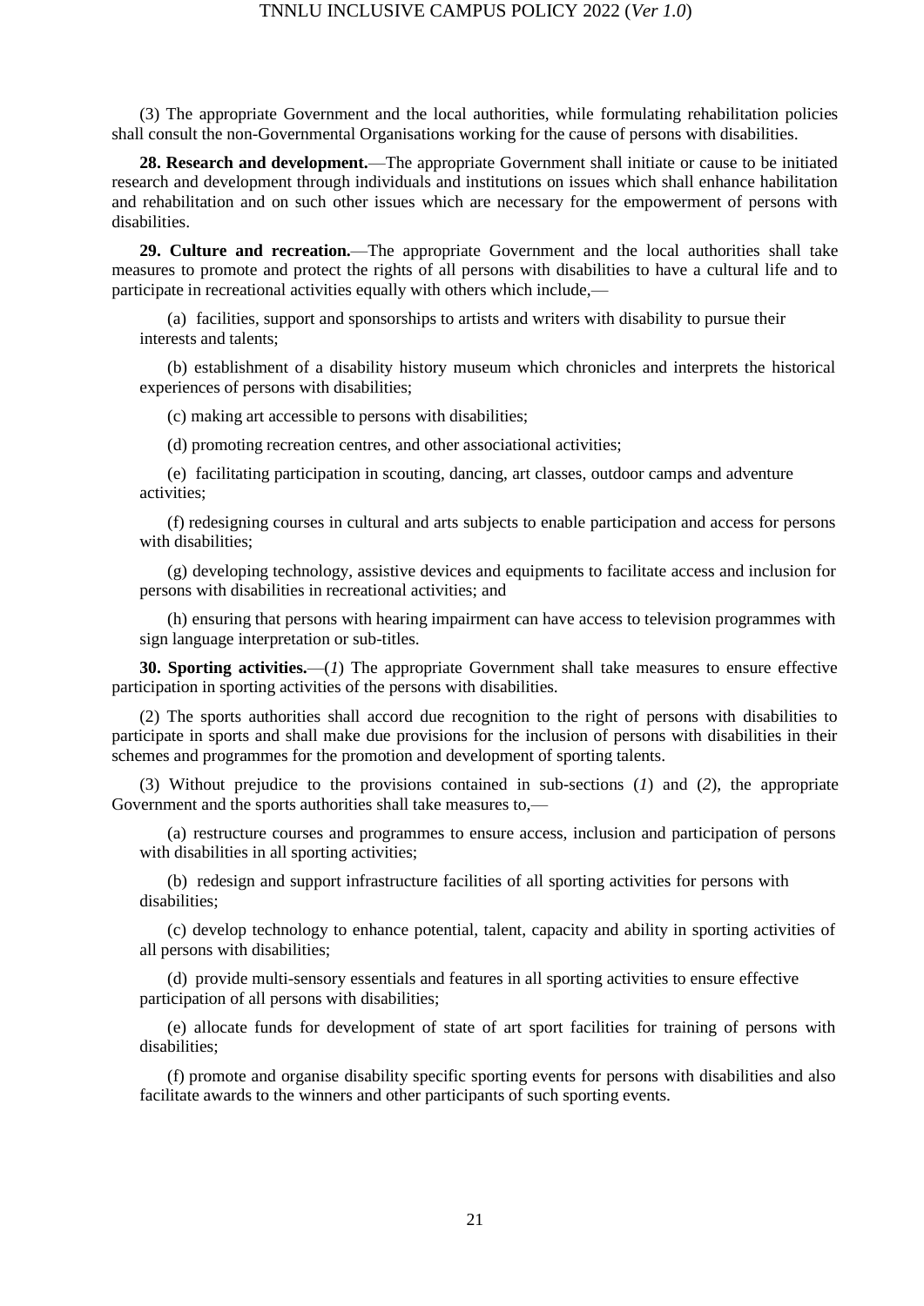(3) The appropriate Government and the local authorities, while formulating rehabilitation policies shall consult the non-Governmental Organisations working for the cause of persons with disabilities.

**28. Research and development.**—The appropriate Government shall initiate or cause to be initiated research and development through individuals and institutions on issues which shall enhance habilitation and rehabilitation and on such other issues which are necessary for the empowerment of persons with disabilities.

**29. Culture and recreation.**—The appropriate Government and the local authorities shall take measures to promote and protect the rights of all persons with disabilities to have a cultural life and to participate in recreational activities equally with others which include,—

(a) facilities, support and sponsorships to artists and writers with disability to pursue their interests and talents;

(b) establishment of a disability history museum which chronicles and interprets the historical experiences of persons with disabilities;

(c) making art accessible to persons with disabilities;

(d) promoting recreation centres, and other associational activities;

(e) facilitating participation in scouting, dancing, art classes, outdoor camps and adventure activities;

(f) redesigning courses in cultural and arts subjects to enable participation and access for persons with disabilities;

(g) developing technology, assistive devices and equipments to facilitate access and inclusion for persons with disabilities in recreational activities; and

(h) ensuring that persons with hearing impairment can have access to television programmes with sign language interpretation or sub-titles.

**30. Sporting activities.**—(*1*) The appropriate Government shall take measures to ensure effective participation in sporting activities of the persons with disabilities.

(2) The sports authorities shall accord due recognition to the right of persons with disabilities to participate in sports and shall make due provisions for the inclusion of persons with disabilities in their schemes and programmes for the promotion and development of sporting talents.

(3) Without prejudice to the provisions contained in sub-sections (*1*) and (*2*), the appropriate Government and the sports authorities shall take measures to,—

(a) restructure courses and programmes to ensure access, inclusion and participation of persons with disabilities in all sporting activities;

(b) redesign and support infrastructure facilities of all sporting activities for persons with disabilities;

(c) develop technology to enhance potential, talent, capacity and ability in sporting activities of all persons with disabilities;

(d) provide multi-sensory essentials and features in all sporting activities to ensure effective participation of all persons with disabilities;

(e) allocate funds for development of state of art sport facilities for training of persons with disabilities;

(f) promote and organise disability specific sporting events for persons with disabilities and also facilitate awards to the winners and other participants of such sporting events.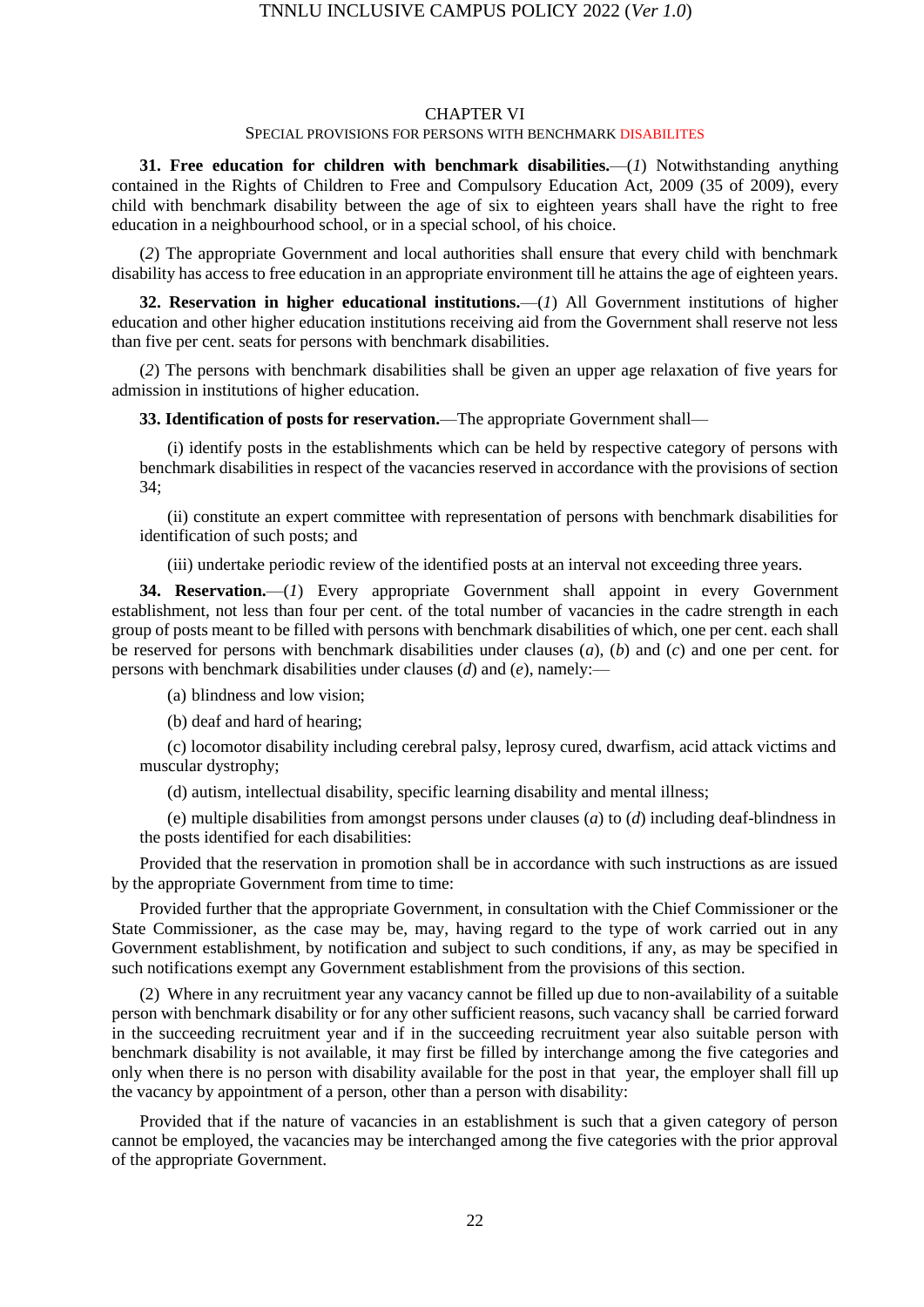## CHAPTER VI

### SPECIAL PROVISIONS FOR PERSONS WITH BENCHMARK DISABILITES

**31. Free education for children with benchmark disabilities.**—(*1*) Notwithstanding anything contained in the Rights of Children to Free and Compulsory Education Act, 2009 (35 of 2009), every child with benchmark disability between the age of six to eighteen years shall have the right to free education in a neighbourhood school, or in a special school, of his choice.

(*2*) The appropriate Government and local authorities shall ensure that every child with benchmark disability has access to free education in an appropriate environment till he attains the age of eighteen years.

**32. Reservation in higher educational institutions.**—(*1*) All Government institutions of higher education and other higher education institutions receiving aid from the Government shall reserve not less than five per cent. seats for persons with benchmark disabilities.

(*2*) The persons with benchmark disabilities shall be given an upper age relaxation of five years for admission in institutions of higher education.

**33. Identification of posts for reservation.**—The appropriate Government shall—

(i) identify posts in the establishments which can be held by respective category of persons with benchmark disabilities in respect of the vacancies reserved in accordance with the provisions of section 34;

(ii) constitute an expert committee with representation of persons with benchmark disabilities for identification of such posts; and

(iii) undertake periodic review of the identified posts at an interval not exceeding three years.

**34. Reservation.**—(*1*) Every appropriate Government shall appoint in every Government establishment, not less than four per cent. of the total number of vacancies in the cadre strength in each group of posts meant to be filled with persons with benchmark disabilities of which, one per cent. each shall be reserved for persons with benchmark disabilities under clauses (*a*), (*b*) and (*c*) and one per cent. for persons with benchmark disabilities under clauses (*d*) and (*e*), namely:—

(a) blindness and low vision;

(b) deaf and hard of hearing;

(c) locomotor disability including cerebral palsy, leprosy cured, dwarfism, acid attack victims and muscular dystrophy;

(d) autism, intellectual disability, specific learning disability and mental illness;

(e) multiple disabilities from amongst persons under clauses (*a*) to (*d*) including deaf-blindness in the posts identified for each disabilities:

Provided that the reservation in promotion shall be in accordance with such instructions as are issued by the appropriate Government from time to time:

Provided further that the appropriate Government, in consultation with the Chief Commissioner or the State Commissioner, as the case may be, may, having regard to the type of work carried out in any Government establishment, by notification and subject to such conditions, if any, as may be specified in such notifications exempt any Government establishment from the provisions of this section.

(2) Where in any recruitment year any vacancy cannot be filled up due to non-availability of a suitable person with benchmark disability or for any other sufficient reasons, such vacancy shall be carried forward in the succeeding recruitment year and if in the succeeding recruitment year also suitable person with benchmark disability is not available, it may first be filled by interchange among the five categories and only when there is no person with disability available for the post in that year, the employer shall fill up the vacancy by appointment of a person, other than a person with disability:

Provided that if the nature of vacancies in an establishment is such that a given category of person cannot be employed, the vacancies may be interchanged among the five categories with the prior approval of the appropriate Government.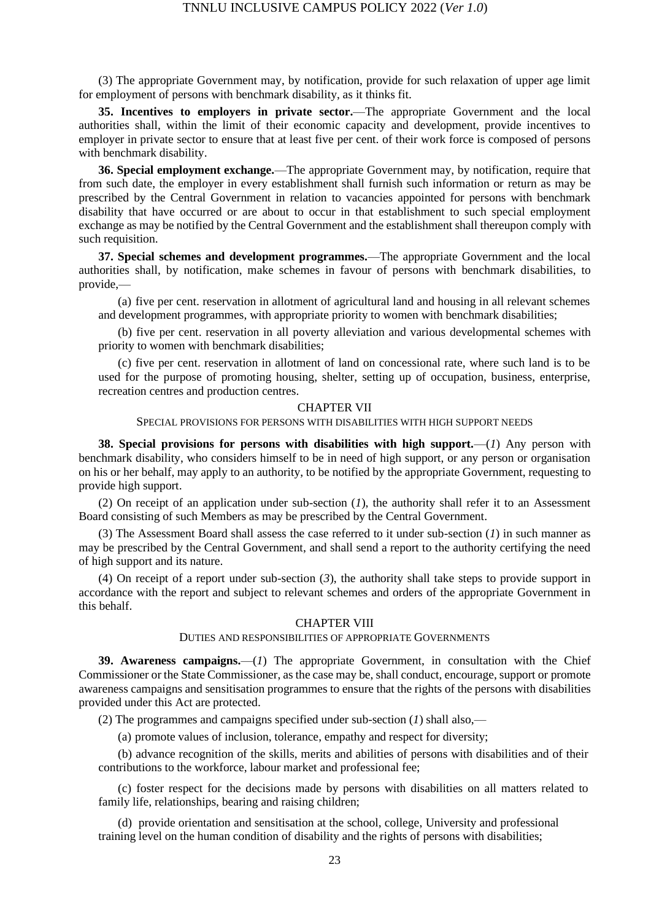(3) The appropriate Government may, by notification, provide for such relaxation of upper age limit for employment of persons with benchmark disability, as it thinks fit.

**35. Incentives to employers in private sector.**—The appropriate Government and the local authorities shall, within the limit of their economic capacity and development, provide incentives to employer in private sector to ensure that at least five per cent. of their work force is composed of persons with benchmark disability.

**36. Special employment exchange.**—The appropriate Government may, by notification, require that from such date, the employer in every establishment shall furnish such information or return as may be prescribed by the Central Government in relation to vacancies appointed for persons with benchmark disability that have occurred or are about to occur in that establishment to such special employment exchange as may be notified by the Central Government and the establishment shall thereupon comply with such requisition.

**37. Special schemes and development programmes.**—The appropriate Government and the local authorities shall, by notification, make schemes in favour of persons with benchmark disabilities, to provide,—

(a) five per cent. reservation in allotment of agricultural land and housing in all relevant schemes and development programmes, with appropriate priority to women with benchmark disabilities;

(b) five per cent. reservation in all poverty alleviation and various developmental schemes with priority to women with benchmark disabilities;

(c) five per cent. reservation in allotment of land on concessional rate, where such land is to be used for the purpose of promoting housing, shelter, setting up of occupation, business, enterprise, recreation centres and production centres.

## CHAPTER VII

### SPECIAL PROVISIONS FOR PERSONS WITH DISABILITIES WITH HIGH SUPPORT NEEDS

**38. Special provisions for persons with disabilities with high support.**—(*1*) Any person with benchmark disability, who considers himself to be in need of high support, or any person or organisation on his or her behalf, may apply to an authority, to be notified by the appropriate Government, requesting to provide high support.

(2) On receipt of an application under sub-section (*1*), the authority shall refer it to an Assessment Board consisting of such Members as may be prescribed by the Central Government.

(3) The Assessment Board shall assess the case referred to it under sub-section (*1*) in such manner as may be prescribed by the Central Government, and shall send a report to the authority certifying the need of high support and its nature.

(4) On receipt of a report under sub-section (*3*), the authority shall take steps to provide support in accordance with the report and subject to relevant schemes and orders of the appropriate Government in this behalf.

## CHAPTER VIII

### DUTIES AND RESPONSIBILITIES OF APPROPRIATE GOVERNMENTS

**39. Awareness campaigns.**—(*1*) The appropriate Government, in consultation with the Chief Commissioner or the State Commissioner, as the case may be, shall conduct, encourage, support or promote awareness campaigns and sensitisation programmes to ensure that the rights of the persons with disabilities provided under this Act are protected.

(2) The programmes and campaigns specified under sub-section (*1*) shall also,—

(a) promote values of inclusion, tolerance, empathy and respect for diversity;

(b) advance recognition of the skills, merits and abilities of persons with disabilities and of their contributions to the workforce, labour market and professional fee;

(c) foster respect for the decisions made by persons with disabilities on all matters related to family life, relationships, bearing and raising children;

(d) provide orientation and sensitisation at the school, college, University and professional training level on the human condition of disability and the rights of persons with disabilities;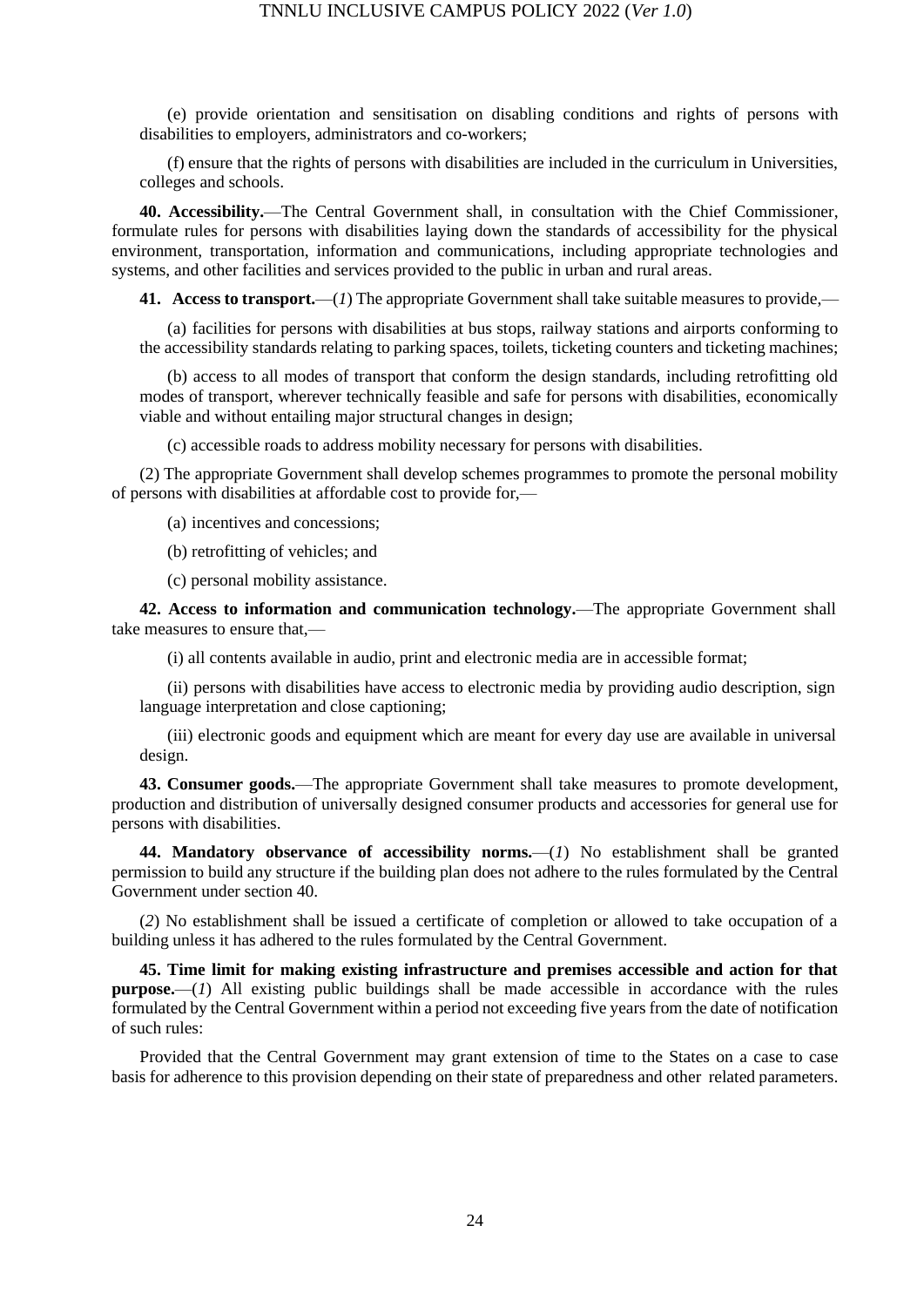(e) provide orientation and sensitisation on disabling conditions and rights of persons with disabilities to employers, administrators and co-workers;

(f) ensure that the rights of persons with disabilities are included in the curriculum in Universities, colleges and schools.

**40. Accessibility.**—The Central Government shall, in consultation with the Chief Commissioner, formulate rules for persons with disabilities laying down the standards of accessibility for the physical environment, transportation, information and communications, including appropriate technologies and systems, and other facilities and services provided to the public in urban and rural areas.

**41. Access to transport.**—(*1*) The appropriate Government shall take suitable measures to provide,—

(a) facilities for persons with disabilities at bus stops, railway stations and airports conforming to the accessibility standards relating to parking spaces, toilets, ticketing counters and ticketing machines;

(b) access to all modes of transport that conform the design standards, including retrofitting old modes of transport, wherever technically feasible and safe for persons with disabilities, economically viable and without entailing major structural changes in design;

(c) accessible roads to address mobility necessary for persons with disabilities.

(2) The appropriate Government shall develop schemes programmes to promote the personal mobility of persons with disabilities at affordable cost to provide for,—

(a) incentives and concessions;

(b) retrofitting of vehicles; and

(c) personal mobility assistance.

**42. Access to information and communication technology.**—The appropriate Government shall take measures to ensure that,—

(i) all contents available in audio, print and electronic media are in accessible format;

(ii) persons with disabilities have access to electronic media by providing audio description, sign language interpretation and close captioning;

(iii) electronic goods and equipment which are meant for every day use are available in universal design.

**43. Consumer goods.**—The appropriate Government shall take measures to promote development, production and distribution of universally designed consumer products and accessories for general use for persons with disabilities.

**44. Mandatory observance of accessibility norms.**—(*1*) No establishment shall be granted permission to build any structure if the building plan does not adhere to the rules formulated by the Central Government under section 40.

(*2*) No establishment shall be issued a certificate of completion or allowed to take occupation of a building unless it has adhered to the rules formulated by the Central Government.

**45. Time limit for making existing infrastructure and premises accessible and action for that purpose.**—(*1*) All existing public buildings shall be made accessible in accordance with the rules formulated by the Central Government within a period not exceeding five years from the date of notification of such rules:

Provided that the Central Government may grant extension of time to the States on a case to case basis for adherence to this provision depending on their state of preparedness and other related parameters.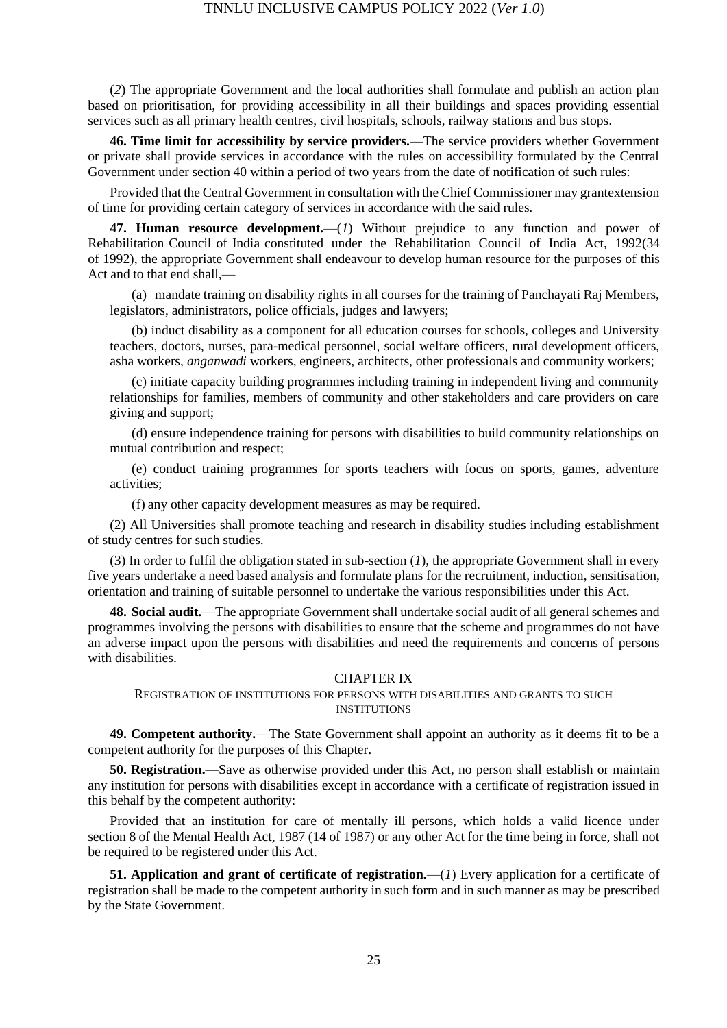(*2*) The appropriate Government and the local authorities shall formulate and publish an action plan based on prioritisation, for providing accessibility in all their buildings and spaces providing essential services such as all primary health centres, civil hospitals, schools, railway stations and bus stops.

**46. Time limit for accessibility by service providers.**—The service providers whether Government or private shall provide services in accordance with the rules on accessibility formulated by the Central Government under section 40 within a period of two years from the date of notification of such rules:

Provided that the Central Government in consultation with the Chief Commissioner may grantextension of time for providing certain category of services in accordance with the said rules.

**47. Human resource development.**—(*1*) Without prejudice to any function and power of Rehabilitation Council of India constituted under the Rehabilitation Council of India Act, 1992(34 of 1992), the appropriate Government shall endeavour to develop human resource for the purposes of this Act and to that end shall,—

(a) mandate training on disability rights in all courses for the training of Panchayati Raj Members, legislators, administrators, police officials, judges and lawyers;

(b) induct disability as a component for all education courses for schools, colleges and University teachers, doctors, nurses, para-medical personnel, social welfare officers, rural development officers, asha workers, *anganwadi* workers, engineers, architects, other professionals and community workers;

(c) initiate capacity building programmes including training in independent living and community relationships for families, members of community and other stakeholders and care providers on care giving and support;

(d) ensure independence training for persons with disabilities to build community relationships on mutual contribution and respect;

(e) conduct training programmes for sports teachers with focus on sports, games, adventure activities;

(f) any other capacity development measures as may be required.

(2) All Universities shall promote teaching and research in disability studies including establishment of study centres for such studies.

(3) In order to fulfil the obligation stated in sub-section (*1*), the appropriate Government shall in every five years undertake a need based analysis and formulate plans for the recruitment, induction, sensitisation, orientation and training of suitable personnel to undertake the various responsibilities under this Act.

**48. Social audit.**—The appropriate Government shall undertake social audit of all general schemes and programmes involving the persons with disabilities to ensure that the scheme and programmes do not have an adverse impact upon the persons with disabilities and need the requirements and concerns of persons with disabilities.

## CHAPTER IX

### REGISTRATION OF INSTITUTIONS FOR PERSONS WITH DISABILITIES AND GRANTS TO SUCH INSTITUTIONS

**49. Competent authority.**—The State Government shall appoint an authority as it deems fit to be a competent authority for the purposes of this Chapter.

**50. Registration.**—Save as otherwise provided under this Act, no person shall establish or maintain any institution for persons with disabilities except in accordance with a certificate of registration issued in this behalf by the competent authority:

Provided that an institution for care of mentally ill persons, which holds a valid licence under section 8 of the Mental Health Act, 1987 (14 of 1987) or any other Act for the time being in force, shall not be required to be registered under this Act.

**51. Application and grant of certificate of registration.**—(*1*) Every application for a certificate of registration shall be made to the competent authority in such form and in such manner as may be prescribed by the State Government.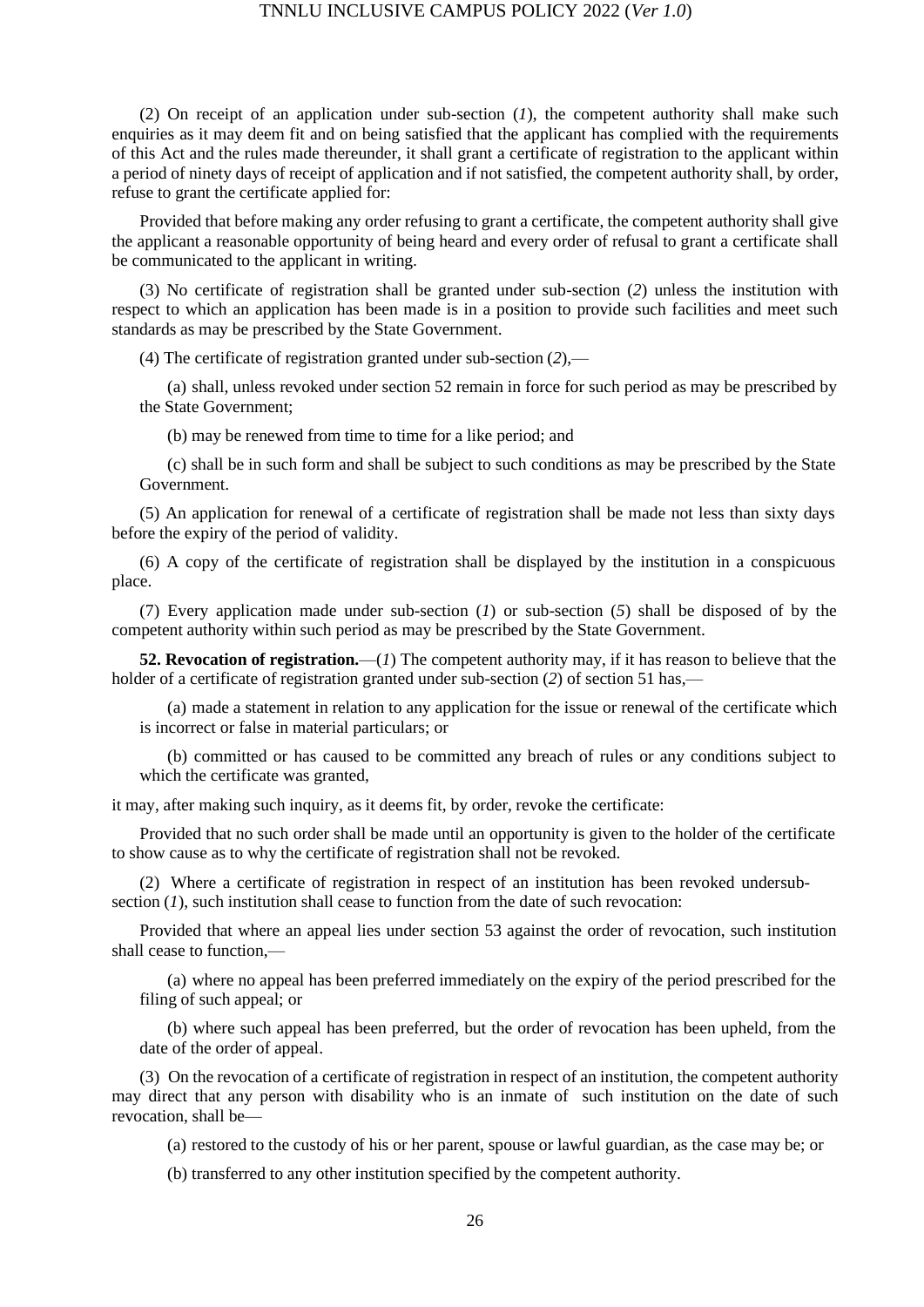(2) On receipt of an application under sub-section (*1*), the competent authority shall make such enquiries as it may deem fit and on being satisfied that the applicant has complied with the requirements of this Act and the rules made thereunder, it shall grant a certificate of registration to the applicant within a period of ninety days of receipt of application and if not satisfied, the competent authority shall, by order, refuse to grant the certificate applied for:

Provided that before making any order refusing to grant a certificate, the competent authority shall give the applicant a reasonable opportunity of being heard and every order of refusal to grant a certificate shall be communicated to the applicant in writing.

(3) No certificate of registration shall be granted under sub-section (*2*) unless the institution with respect to which an application has been made is in a position to provide such facilities and meet such standards as may be prescribed by the State Government.

(4) The certificate of registration granted under sub-section (*2*),—

(a) shall, unless revoked under section 52 remain in force for such period as may be prescribed by the State Government;

(b) may be renewed from time to time for a like period; and

(c) shall be in such form and shall be subject to such conditions as may be prescribed by the State Government.

(5) An application for renewal of a certificate of registration shall be made not less than sixty days before the expiry of the period of validity.

(6) A copy of the certificate of registration shall be displayed by the institution in a conspicuous place.

(7) Every application made under sub-section (*1*) or sub-section (*5*) shall be disposed of by the competent authority within such period as may be prescribed by the State Government.

**52. Revocation of registration.**—(*1*) The competent authority may, if it has reason to believe that the holder of a certificate of registration granted under sub-section (*2*) of section 51 has,—

(a) made a statement in relation to any application for the issue or renewal of the certificate which is incorrect or false in material particulars; or

(b) committed or has caused to be committed any breach of rules or any conditions subject to which the certificate was granted,

it may, after making such inquiry, as it deems fit, by order, revoke the certificate:

Provided that no such order shall be made until an opportunity is given to the holder of the certificate to show cause as to why the certificate of registration shall not be revoked.

(2) Where a certificate of registration in respect of an institution has been revoked undersub-section (*1*), such institution shall cease to function from the date of such revocation:

Provided that where an appeal lies under section 53 against the order of revocation, such institution shall cease to function,—

(a) where no appeal has been preferred immediately on the expiry of the period prescribed for the filing of such appeal; or

(b) where such appeal has been preferred, but the order of revocation has been upheld, from the date of the order of appeal.

(3) On the revocation of a certificate of registration in respect of an institution, the competent authority may direct that any person with disability who is an inmate of such institution on the date of such revocation, shall be—

(a) restored to the custody of his or her parent, spouse or lawful guardian, as the case may be; or

(b) transferred to any other institution specified by the competent authority.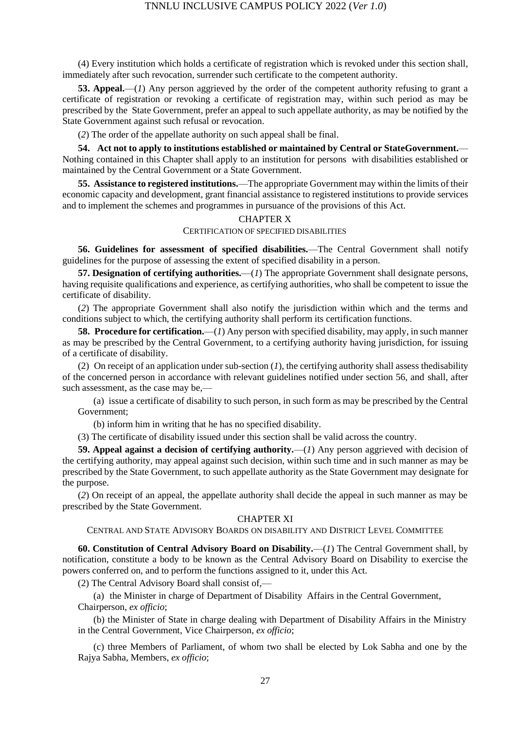(4) Every institution which holds a certificate of registration which is revoked under this section shall, immediately after such revocation, surrender such certificate to the competent authority.

**53. Appeal.**—(*1*) Any person aggrieved by the order of the competent authority refusing to grant a certificate of registration or revoking a certificate of registration may, within such period as may be prescribed by the State Government, prefer an appeal to such appellate authority, as may be notified by the State Government against such refusal or revocation.

(*2*) The order of the appellate authority on such appeal shall be final.

**54. Act not to apply to institutions established or maintained by Central or StateGovernment.**—Nothing contained in this Chapter shall apply to an institution for persons with disabilities established or maintained by the Central Government or a State Government.

**55. Assistance to registered institutions.**—The appropriate Government may within the limits of their economic capacity and development, grant financial assistance to registered institutions to provide services and to implement the schemes and programmes in pursuance of the provisions of this Act.

## CHAPTER X

### CERTIFICATION OF SPECIFIED DISABILITIES

**56. Guidelines for assessment of specified disabilities.**—The Central Government shall notify guidelines for the purpose of assessing the extent of specified disability in a person.

**57. Designation of certifying authorities.**—(*1*) The appropriate Government shall designate persons, having requisite qualifications and experience, as certifying authorities, who shall be competent to issue the certificate of disability.

(*2*) The appropriate Government shall also notify the jurisdiction within which and the terms and conditions subject to which, the certifying authority shall perform its certification functions.

**58. Procedure for certification.**—(*1*) Any person with specified disability, may apply, in such manner as may be prescribed by the Central Government, to a certifying authority having jurisdiction, for issuing of a certificate of disability.

(2) On receipt of an application under sub-section (*1*), the certifying authority shall assess thedisability of the concerned person in accordance with relevant guidelines notified under section 56, and shall, after such assessment, as the case may be,—

(a) issue a certificate of disability to such person, in such form as may be prescribed by the Central Government;

(b) inform him in writing that he has no specified disability.

(3) The certificate of disability issued under this section shall be valid across the country.

**59. Appeal against a decision of certifying authority.**—(*1*) Any person aggrieved with decision of the certifying authority, may appeal against such decision, within such time and in such manner as may be prescribed by the State Government, to such appellate authority as the State Government may designate for the purpose.

(*2*) On receipt of an appeal, the appellate authority shall decide the appeal in such manner as may be prescribed by the State Government.

## CHAPTER XI

### CENTRAL AND STATE ADVISORY BOARDS ON DISABILITY AND DISTRICT LEVEL COMMITTEE

**60. Constitution of Central Advisory Board on Disability.**—(*1*) The Central Government shall, by notification, constitute a body to be known as the Central Advisory Board on Disability to exercise the powers conferred on, and to perform the functions assigned to it, under this Act.

(2) The Central Advisory Board shall consist of,—

(a) the Minister in charge of Department of Disability Affairs in the Central Government, Chairperson, *ex officio*;

(b) the Minister of State in charge dealing with Department of Disability Affairs in the Ministry in the Central Government, Vice Chairperson, *ex officio*;

(c) three Members of Parliament, of whom two shall be elected by Lok Sabha and one by the Rajya Sabha, Members, *ex officio*;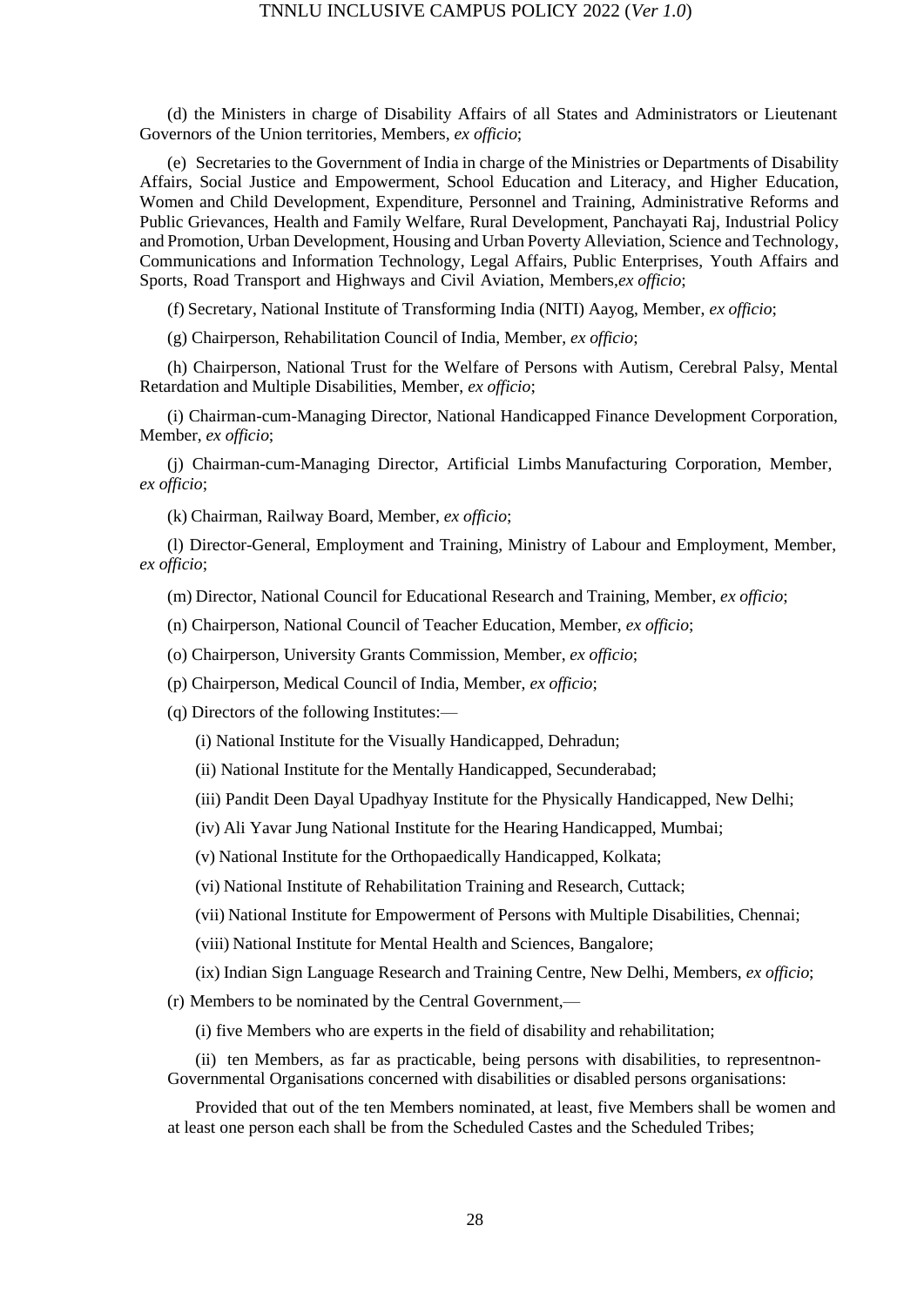(d) the Ministers in charge of Disability Affairs of all States and Administrators or Lieutenant Governors of the Union territories, Members, *ex officio*;

(e) Secretaries to the Government of India in charge of the Ministries or Departments of Disability Affairs, Social Justice and Empowerment, School Education and Literacy, and Higher Education, Women and Child Development, Expenditure, Personnel and Training, Administrative Reforms and Public Grievances, Health and Family Welfare, Rural Development, Panchayati Raj, Industrial Policy and Promotion, Urban Development, Housing and Urban Poverty Alleviation, Science and Technology, Communications and Information Technology, Legal Affairs, Public Enterprises, Youth Affairs and Sports, Road Transport and Highways and Civil Aviation, Members,*ex officio*;

(f) Secretary, National Institute of Transforming India (NITI) Aayog, Member, *ex officio*;

(g) Chairperson, Rehabilitation Council of India, Member, *ex officio*;

(h) Chairperson, National Trust for the Welfare of Persons with Autism, Cerebral Palsy, Mental Retardation and Multiple Disabilities, Member, *ex officio*;

(i) Chairman-cum-Managing Director, National Handicapped Finance Development Corporation, Member, *ex officio*;

(j) Chairman-cum-Managing Director, Artificial Limbs Manufacturing Corporation, Member, *ex officio*;

(k) Chairman, Railway Board, Member, *ex officio*;

(l) Director-General, Employment and Training, Ministry of Labour and Employment, Member, *ex officio*;

(m) Director, National Council for Educational Research and Training, Member, *ex officio*;

(n) Chairperson, National Council of Teacher Education, Member, *ex officio*;

(o) Chairperson, University Grants Commission, Member, *ex officio*;

(p) Chairperson, Medical Council of India, Member, *ex officio*;

(q) Directors of the following Institutes:—

(i) National Institute for the Visually Handicapped, Dehradun;

(ii) National Institute for the Mentally Handicapped, Secunderabad;

(iii) Pandit Deen Dayal Upadhyay Institute for the Physically Handicapped, New Delhi;

(iv) Ali Yavar Jung National Institute for the Hearing Handicapped, Mumbai;

(v) National Institute for the Orthopaedically Handicapped, Kolkata;

(vi) National Institute of Rehabilitation Training and Research, Cuttack;

(vii) National Institute for Empowerment of Persons with Multiple Disabilities, Chennai;

(viii) National Institute for Mental Health and Sciences, Bangalore;

(ix) Indian Sign Language Research and Training Centre, New Delhi, Members, *ex officio*;

(r) Members to be nominated by the Central Government,—

(i) five Members who are experts in the field of disability and rehabilitation;

(ii) ten Members, as far as practicable, being persons with disabilities, to representnon-Governmental Organisations concerned with disabilities or disabled persons organisations:

Provided that out of the ten Members nominated, at least, five Members shall be women and at least one person each shall be from the Scheduled Castes and the Scheduled Tribes;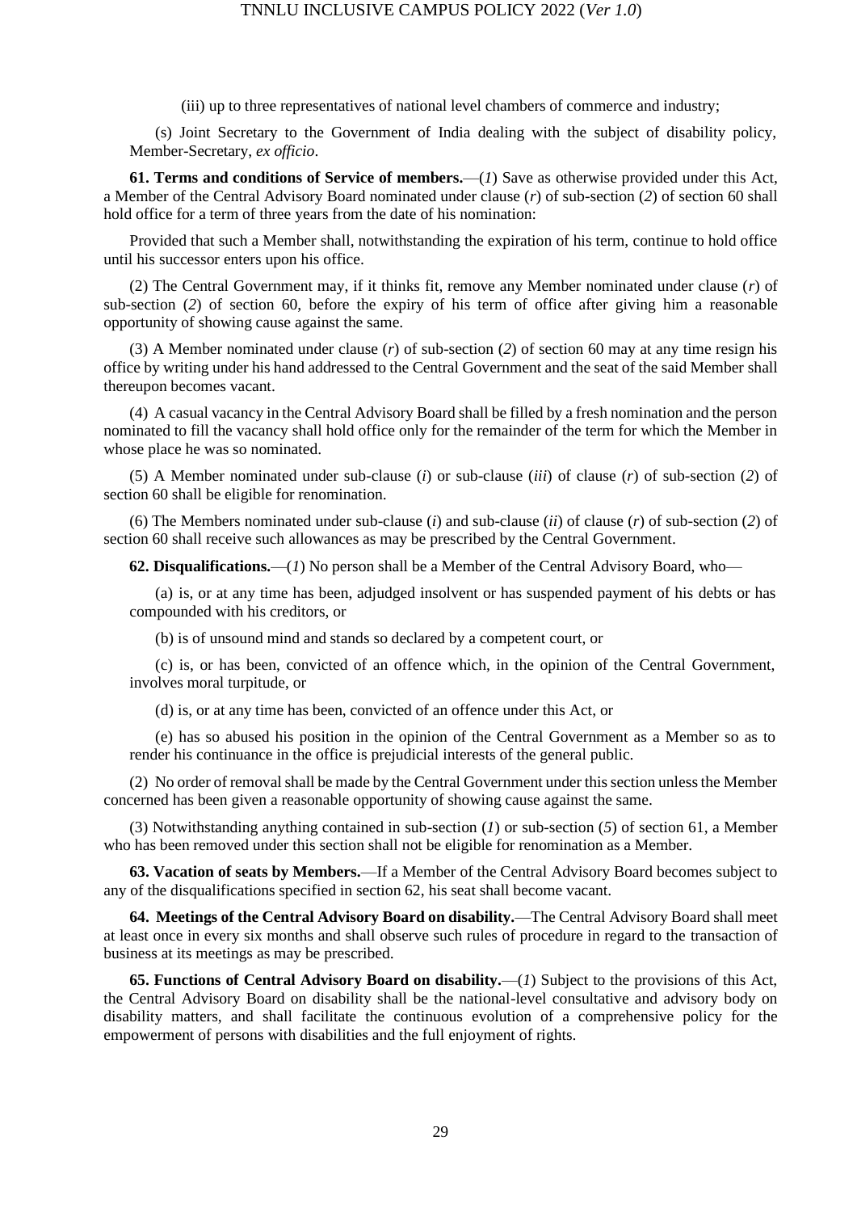(iii) up to three representatives of national level chambers of commerce and industry;

(s) Joint Secretary to the Government of India dealing with the subject of disability policy, Member-Secretary, *ex officio*.

**61. Terms and conditions of Service of members.**—(*1*) Save as otherwise provided under this Act, a Member of the Central Advisory Board nominated under clause (*r*) of sub-section (*2*) of section 60 shall hold office for a term of three years from the date of his nomination:

Provided that such a Member shall, notwithstanding the expiration of his term, continue to hold office until his successor enters upon his office.

(2) The Central Government may, if it thinks fit, remove any Member nominated under clause (*r*) of sub-section (*2*) of section 60, before the expiry of his term of office after giving him a reasonable opportunity of showing cause against the same.

(3) A Member nominated under clause (*r*) of sub-section (*2*) of section 60 may at any time resign his office by writing under his hand addressed to the Central Government and the seat of the said Member shall thereupon becomes vacant.

(4) A casual vacancy in the Central Advisory Board shall be filled by a fresh nomination and the person nominated to fill the vacancy shall hold office only for the remainder of the term for which the Member in whose place he was so nominated.

(5) A Member nominated under sub-clause (*i*) or sub-clause (*iii*) of clause (*r*) of sub-section (*2*) of section 60 shall be eligible for renomination.

(6) The Members nominated under sub-clause (*i*) and sub-clause (*ii*) of clause (*r*) of sub-section (*2*) of section 60 shall receive such allowances as may be prescribed by the Central Government.

**62. Disqualifications.**—(*1*) No person shall be a Member of the Central Advisory Board, who—

(a) is, or at any time has been, adjudged insolvent or has suspended payment of his debts or has compounded with his creditors, or

(b) is of unsound mind and stands so declared by a competent court, or

(c) is, or has been, convicted of an offence which, in the opinion of the Central Government, involves moral turpitude, or

(d) is, or at any time has been, convicted of an offence under this Act, or

(e) has so abused his position in the opinion of the Central Government as a Member so as to render his continuance in the office is prejudicial interests of the general public.

(2) No order of removal shall be made by the Central Government under this section unless the Member concerned has been given a reasonable opportunity of showing cause against the same.

(3) Notwithstanding anything contained in sub-section (*1*) or sub-section (*5*) of section 61, a Member who has been removed under this section shall not be eligible for renomination as a Member.

**63. Vacation of seats by Members.**—If a Member of the Central Advisory Board becomes subject to any of the disqualifications specified in section 62, his seat shall become vacant.

**64. Meetings of the Central Advisory Board on disability.**—The Central Advisory Board shall meet at least once in every six months and shall observe such rules of procedure in regard to the transaction of business at its meetings as may be prescribed.

**65. Functions of Central Advisory Board on disability.**—(*1*) Subject to the provisions of this Act, the Central Advisory Board on disability shall be the national-level consultative and advisory body on disability matters, and shall facilitate the continuous evolution of a comprehensive policy for the empowerment of persons with disabilities and the full enjoyment of rights.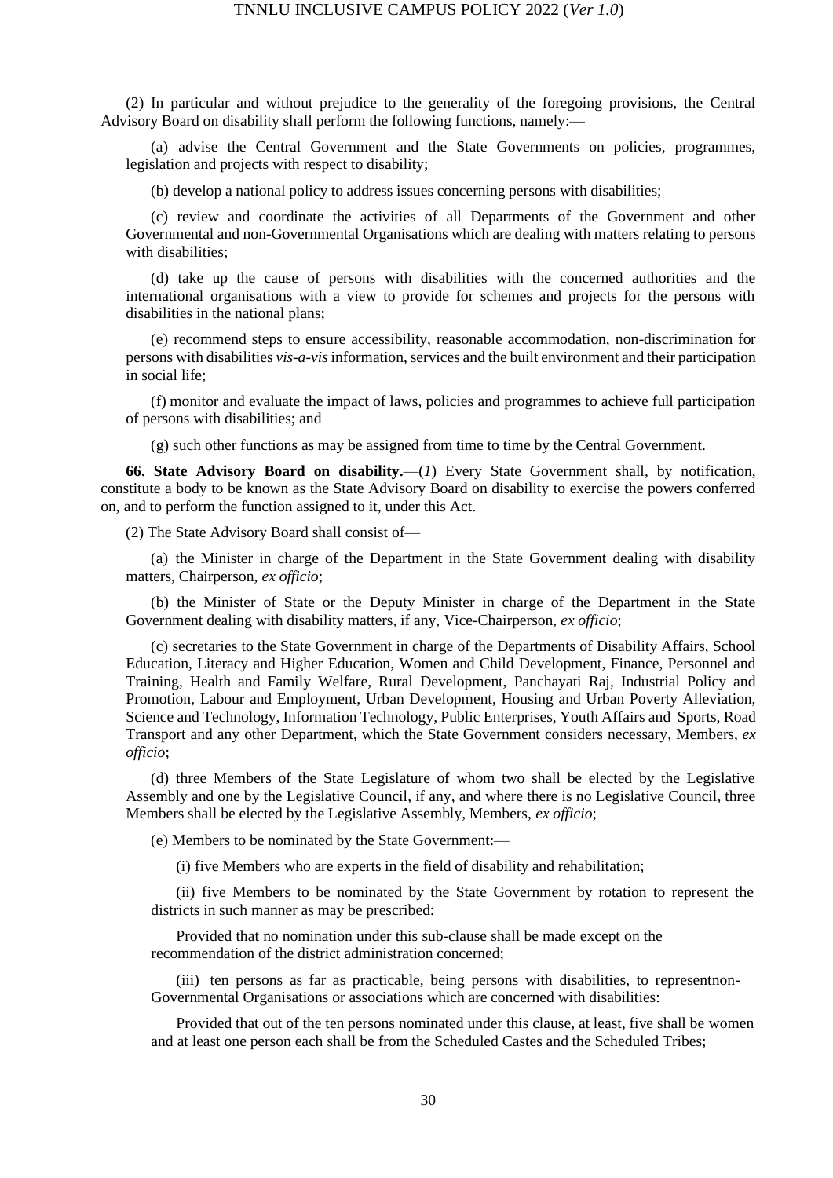(2) In particular and without prejudice to the generality of the foregoing provisions, the Central Advisory Board on disability shall perform the following functions, namely:—

(a) advise the Central Government and the State Governments on policies, programmes, legislation and projects with respect to disability;

(b) develop a national policy to address issues concerning persons with disabilities;

(c) review and coordinate the activities of all Departments of the Government and other Governmental and non-Governmental Organisations which are dealing with matters relating to persons with disabilities;

(d) take up the cause of persons with disabilities with the concerned authorities and the international organisations with a view to provide for schemes and projects for the persons with disabilities in the national plans;

(e) recommend steps to ensure accessibility, reasonable accommodation, non-discrimination for persons with disabilities *vis-a-vis* information, services and the built environment and their participation in social life;

(f) monitor and evaluate the impact of laws, policies and programmes to achieve full participation of persons with disabilities; and

(g) such other functions as may be assigned from time to time by the Central Government.

**66. State Advisory Board on disability.**—(*1*) Every State Government shall, by notification, constitute a body to be known as the State Advisory Board on disability to exercise the powers conferred on, and to perform the function assigned to it, under this Act.

(2) The State Advisory Board shall consist of—

(a) the Minister in charge of the Department in the State Government dealing with disability matters, Chairperson, *ex officio*;

(b) the Minister of State or the Deputy Minister in charge of the Department in the State Government dealing with disability matters, if any, Vice-Chairperson, *ex officio*;

(c) secretaries to the State Government in charge of the Departments of Disability Affairs, School Education, Literacy and Higher Education, Women and Child Development, Finance, Personnel and Training, Health and Family Welfare, Rural Development, Panchayati Raj, Industrial Policy and Promotion, Labour and Employment, Urban Development, Housing and Urban Poverty Alleviation, Science and Technology, Information Technology, Public Enterprises, Youth Affairs and Sports, Road Transport and any other Department, which the State Government considers necessary, Members, *ex officio*;

(d) three Members of the State Legislature of whom two shall be elected by the Legislative Assembly and one by the Legislative Council, if any, and where there is no Legislative Council, three Members shall be elected by the Legislative Assembly, Members, *ex officio*;

(e) Members to be nominated by the State Government:—

(i) five Members who are experts in the field of disability and rehabilitation;

(ii) five Members to be nominated by the State Government by rotation to represent the districts in such manner as may be prescribed:

Provided that no nomination under this sub-clause shall be made except on the recommendation of the district administration concerned;

(iii) ten persons as far as practicable, being persons with disabilities, to representnon-Governmental Organisations or associations which are concerned with disabilities:

Provided that out of the ten persons nominated under this clause, at least, five shall be women and at least one person each shall be from the Scheduled Castes and the Scheduled Tribes;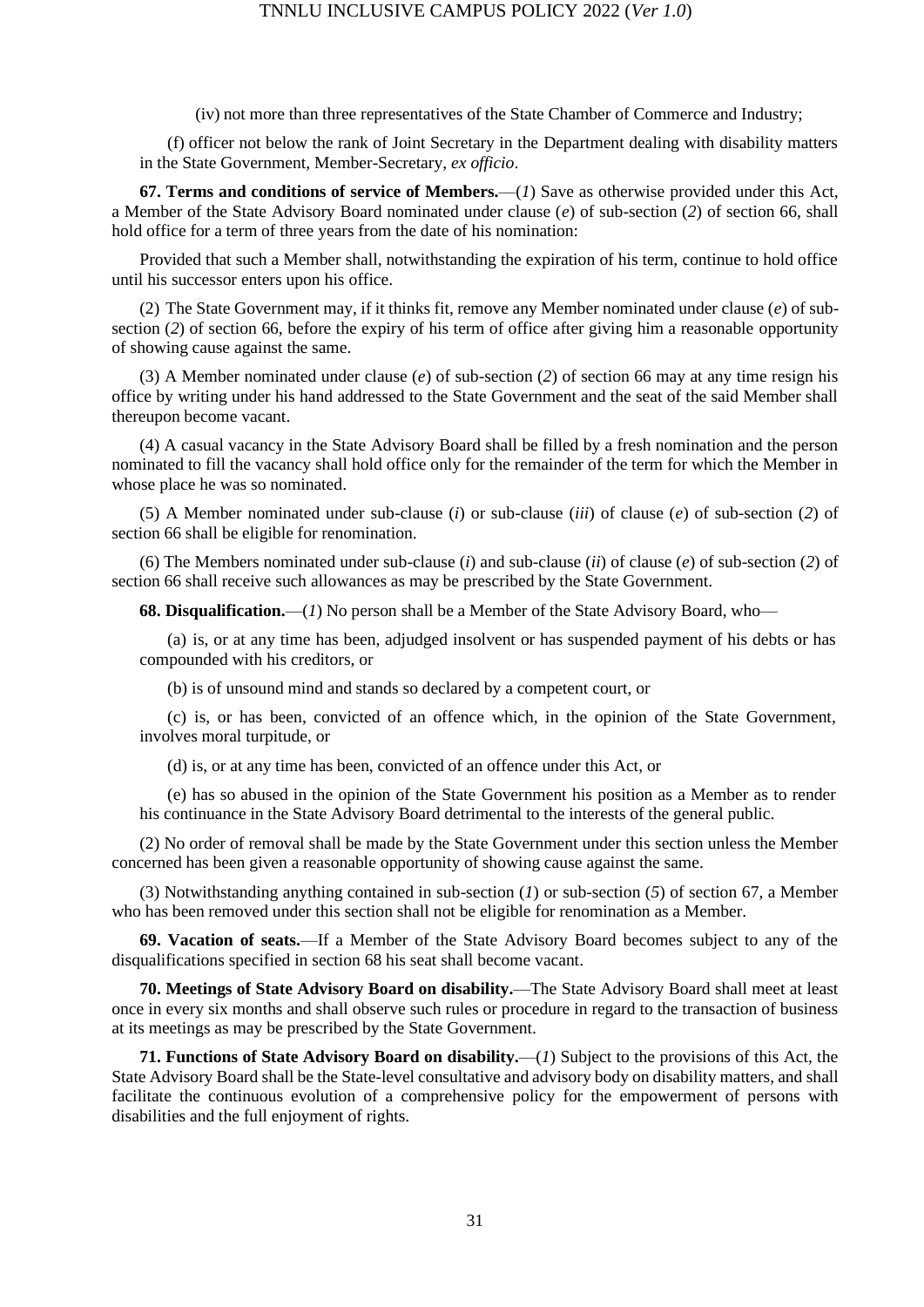(iv) not more than three representatives of the State Chamber of Commerce and Industry;

(f) officer not below the rank of Joint Secretary in the Department dealing with disability matters in the State Government, Member-Secretary, *ex officio*.

**67. Terms and conditions of service of Members.**—(*1*) Save as otherwise provided under this Act, a Member of the State Advisory Board nominated under clause (*e*) of sub-section (*2*) of section 66, shall hold office for a term of three years from the date of his nomination:

Provided that such a Member shall, notwithstanding the expiration of his term, continue to hold office until his successor enters upon his office.

(2) The State Government may, if it thinks fit, remove any Member nominated under clause (*e*) of sub-section (*2*) of section 66, before the expiry of his term of office after giving him a reasonable opportunity of showing cause against the same.

(3) A Member nominated under clause (*e*) of sub-section (*2*) of section 66 may at any time resign his office by writing under his hand addressed to the State Government and the seat of the said Member shall thereupon become vacant.

(4) A casual vacancy in the State Advisory Board shall be filled by a fresh nomination and the person nominated to fill the vacancy shall hold office only for the remainder of the term for which the Member in whose place he was so nominated.

(5) A Member nominated under sub-clause (*i*) or sub-clause (*iii*) of clause (*e*) of sub-section (*2*) of section 66 shall be eligible for renomination.

(6) The Members nominated under sub-clause (*i*) and sub-clause (*ii*) of clause (*e*) of sub-section (*2*) of section 66 shall receive such allowances as may be prescribed by the State Government.

**68. Disqualification.**—(*1*) No person shall be a Member of the State Advisory Board, who—

(a) is, or at any time has been, adjudged insolvent or has suspended payment of his debts or has compounded with his creditors, or

(b) is of unsound mind and stands so declared by a competent court, or

(c) is, or has been, convicted of an offence which, in the opinion of the State Government, involves moral turpitude, or

(d) is, or at any time has been, convicted of an offence under this Act, or

(e) has so abused in the opinion of the State Government his position as a Member as to render his continuance in the State Advisory Board detrimental to the interests of the general public.

(2) No order of removal shall be made by the State Government under this section unless the Member concerned has been given a reasonable opportunity of showing cause against the same.

(3) Notwithstanding anything contained in sub-section (*1*) or sub-section (*5*) of section 67, a Member who has been removed under this section shall not be eligible for renomination as a Member.

**69. Vacation of seats.**—If a Member of the State Advisory Board becomes subject to any of the disqualifications specified in section 68 his seat shall become vacant.

**70. Meetings of State Advisory Board on disability.**—The State Advisory Board shall meet at least once in every six months and shall observe such rules or procedure in regard to the transaction of business at its meetings as may be prescribed by the State Government.

**71. Functions of State Advisory Board on disability.**—(*1*) Subject to the provisions of this Act, the State Advisory Board shall be the State-level consultative and advisory body on disability matters, and shall facilitate the continuous evolution of a comprehensive policy for the empowerment of persons with disabilities and the full enjoyment of rights.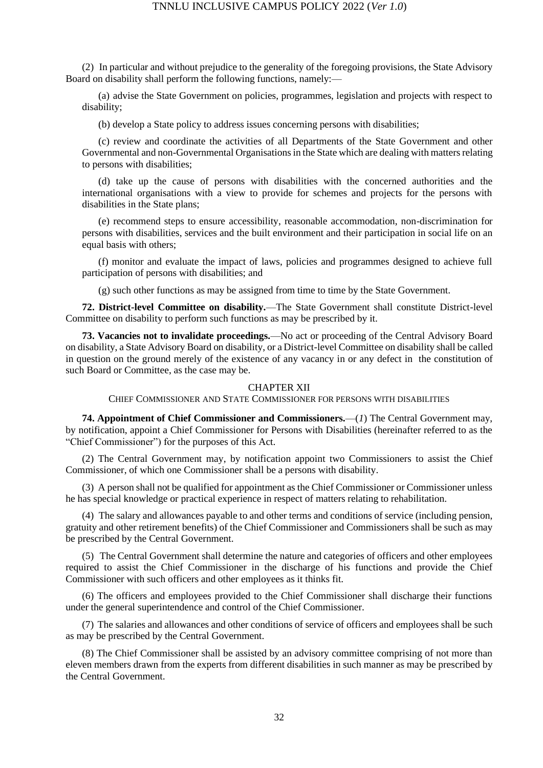(2) In particular and without prejudice to the generality of the foregoing provisions, the State Advisory Board on disability shall perform the following functions, namely:—

(a) advise the State Government on policies, programmes, legislation and projects with respect to disability;

(b) develop a State policy to address issues concerning persons with disabilities;

(c) review and coordinate the activities of all Departments of the State Government and other Governmental and non-Governmental Organisations in the State which are dealing with matters relating to persons with disabilities;

(d) take up the cause of persons with disabilities with the concerned authorities and the international organisations with a view to provide for schemes and projects for the persons with disabilities in the State plans;

(e) recommend steps to ensure accessibility, reasonable accommodation, non-discrimination for persons with disabilities, services and the built environment and their participation in social life on an equal basis with others;

(f) monitor and evaluate the impact of laws, policies and programmes designed to achieve full participation of persons with disabilities; and

(g) such other functions as may be assigned from time to time by the State Government.

**72. District-level Committee on disability.**—The State Government shall constitute District-level Committee on disability to perform such functions as may be prescribed by it.

**73. Vacancies not to invalidate proceedings.**—No act or proceeding of the Central Advisory Board on disability, a State Advisory Board on disability, or a District-level Committee on disability shall be called in question on the ground merely of the existence of any vacancy in or any defect in the constitution of such Board or Committee, as the case may be.

## CHAPTER XII

### CHIEF COMMISSIONER AND STATE COMMISSIONER FOR PERSONS WITH DISABILITIES

**74. Appointment of Chief Commissioner and Commissioners.**—(*1*) The Central Government may, by notification, appoint a Chief Commissioner for Persons with Disabilities (hereinafter referred to as the "Chief Commissioner") for the purposes of this Act.

(2) The Central Government may, by notification appoint two Commissioners to assist the Chief Commissioner, of which one Commissioner shall be a persons with disability.

(3) A person shall not be qualified for appointment as the Chief Commissioner or Commissioner unless he has special knowledge or practical experience in respect of matters relating to rehabilitation.

(4) The salary and allowances payable to and other terms and conditions of service (including pension, gratuity and other retirement benefits) of the Chief Commissioner and Commissioners shall be such as may be prescribed by the Central Government.

(5) The Central Government shall determine the nature and categories of officers and other employees required to assist the Chief Commissioner in the discharge of his functions and provide the Chief Commissioner with such officers and other employees as it thinks fit.

(6) The officers and employees provided to the Chief Commissioner shall discharge their functions under the general superintendence and control of the Chief Commissioner.

(7) The salaries and allowances and other conditions of service of officers and employees shall be such as may be prescribed by the Central Government.

(8) The Chief Commissioner shall be assisted by an advisory committee comprising of not more than eleven members drawn from the experts from different disabilities in such manner as may be prescribed by the Central Government.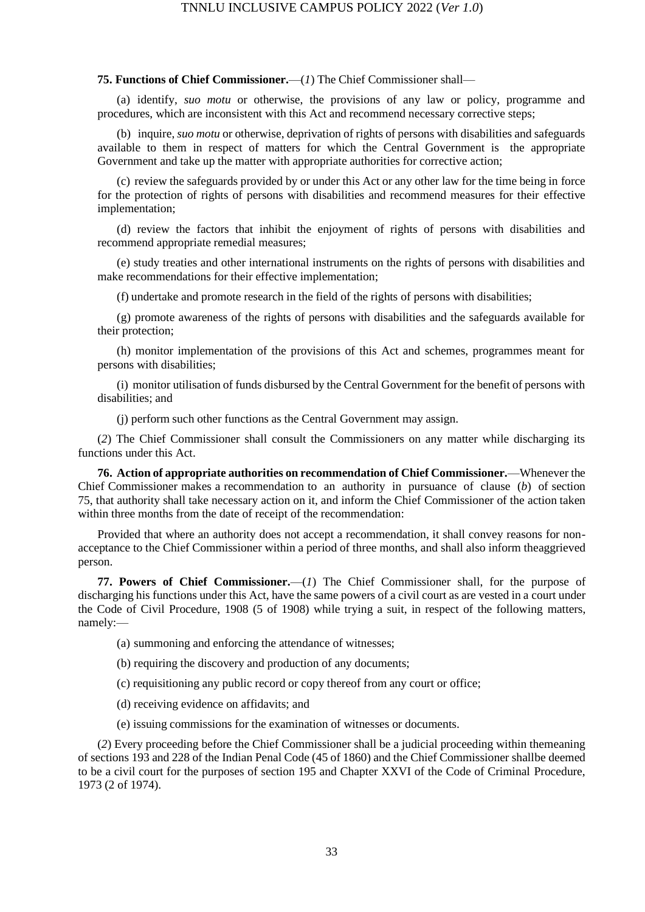**75. Functions of Chief Commissioner.**—(*1*) The Chief Commissioner shall—

(a) identify, *suo motu* or otherwise, the provisions of any law or policy, programme and procedures, which are inconsistent with this Act and recommend necessary corrective steps;

(b) inquire, *suo motu* or otherwise, deprivation of rights of persons with disabilities and safeguards available to them in respect of matters for which the Central Government is the appropriate Government and take up the matter with appropriate authorities for corrective action;

(c) review the safeguards provided by or under this Act or any other law for the time being in force for the protection of rights of persons with disabilities and recommend measures for their effective implementation;

(d) review the factors that inhibit the enjoyment of rights of persons with disabilities and recommend appropriate remedial measures;

(e) study treaties and other international instruments on the rights of persons with disabilities and make recommendations for their effective implementation;

(f) undertake and promote research in the field of the rights of persons with disabilities;

(g) promote awareness of the rights of persons with disabilities and the safeguards available for their protection;

(h) monitor implementation of the provisions of this Act and schemes, programmes meant for persons with disabilities;

(i) monitor utilisation of funds disbursed by the Central Government for the benefit of persons with disabilities; and

(j) perform such other functions as the Central Government may assign.

(*2*) The Chief Commissioner shall consult the Commissioners on any matter while discharging its functions under this Act.

**76. Action of appropriate authorities on recommendation of Chief Commissioner.**—Whenever the Chief Commissioner makes a recommendation to an authority in pursuance of clause (*b*) of section 75, that authority shall take necessary action on it, and inform the Chief Commissioner of the action taken within three months from the date of receipt of the recommendation:

Provided that where an authority does not accept a recommendation, it shall convey reasons for non-acceptance to the Chief Commissioner within a period of three months, and shall also inform theaggrieved person.

**77. Powers of Chief Commissioner.**—(*1*) The Chief Commissioner shall, for the purpose of discharging his functions under this Act, have the same powers of a civil court as are vested in a court under the Code of Civil Procedure, 1908 (5 of 1908) while trying a suit, in respect of the following matters, namely:—

(a) summoning and enforcing the attendance of witnesses;

(b) requiring the discovery and production of any documents;

(c) requisitioning any public record or copy thereof from any court or office;

(d) receiving evidence on affidavits; and

(e) issuing commissions for the examination of witnesses or documents.

(*2*) Every proceeding before the Chief Commissioner shall be a judicial proceeding within themeaning of sections 193 and 228 of the Indian Penal Code (45 of 1860) and the Chief Commissioner shallbe deemed to be a civil court for the purposes of section 195 and Chapter XXVI of the Code of Criminal Procedure, 1973 (2 of 1974).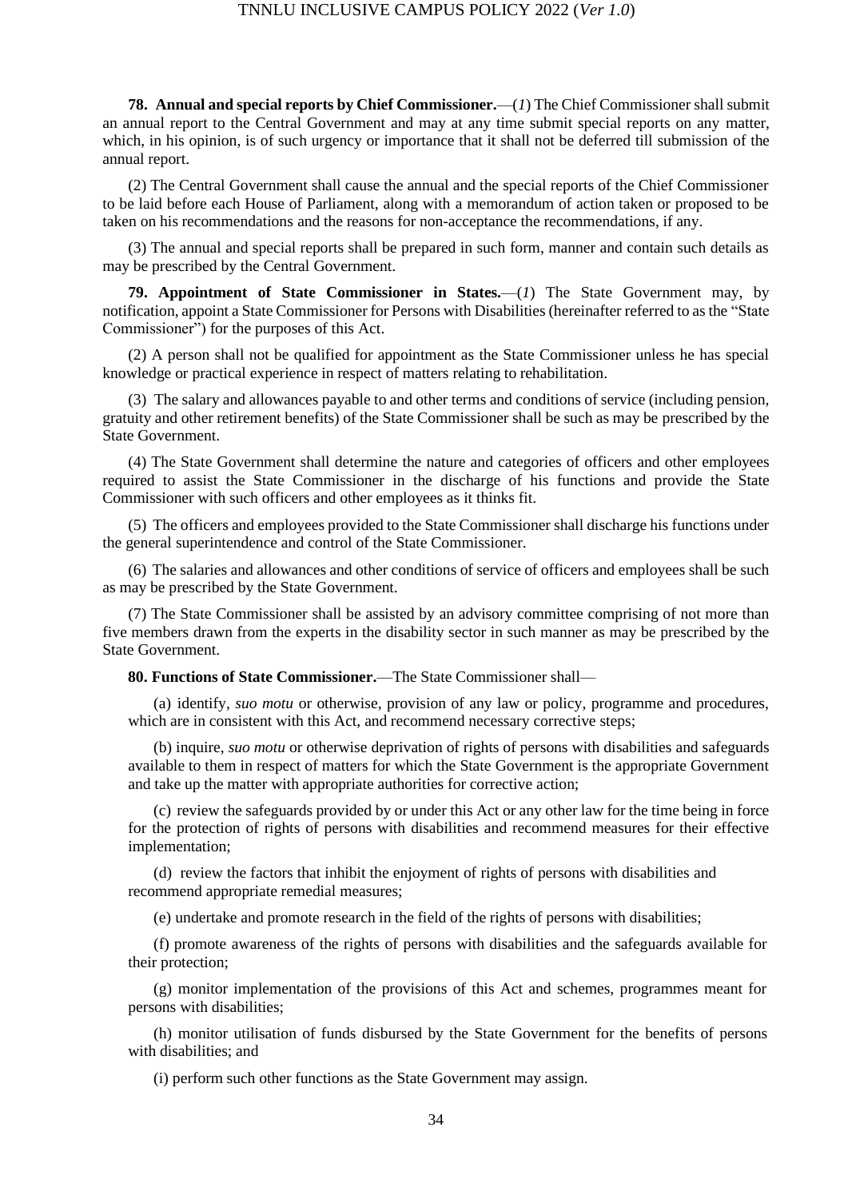**78. Annual and special reports by Chief Commissioner.**—(*1*) The Chief Commissioner shall submit an annual report to the Central Government and may at any time submit special reports on any matter, which, in his opinion, is of such urgency or importance that it shall not be deferred till submission of the annual report.

(2) The Central Government shall cause the annual and the special reports of the Chief Commissioner to be laid before each House of Parliament, along with a memorandum of action taken or proposed to be taken on his recommendations and the reasons for non-acceptance the recommendations, if any.

(3) The annual and special reports shall be prepared in such form, manner and contain such details as may be prescribed by the Central Government.

**79. Appointment of State Commissioner in States.**—(*1*) The State Government may, by notification, appoint a State Commissioner for Persons with Disabilities (hereinafter referred to as the "State Commissioner") for the purposes of this Act.

(2) A person shall not be qualified for appointment as the State Commissioner unless he has special knowledge or practical experience in respect of matters relating to rehabilitation.

(3) The salary and allowances payable to and other terms and conditions of service (including pension, gratuity and other retirement benefits) of the State Commissioner shall be such as may be prescribed by the State Government.

(4) The State Government shall determine the nature and categories of officers and other employees required to assist the State Commissioner in the discharge of his functions and provide the State Commissioner with such officers and other employees as it thinks fit.

(5) The officers and employees provided to the State Commissioner shall discharge his functions under the general superintendence and control of the State Commissioner.

(6) The salaries and allowances and other conditions of service of officers and employees shall be such as may be prescribed by the State Government.

(7) The State Commissioner shall be assisted by an advisory committee comprising of not more than five members drawn from the experts in the disability sector in such manner as may be prescribed by the State Government.

**80. Functions of State Commissioner.**—The State Commissioner shall—

(a) identify, *suo motu* or otherwise, provision of any law or policy, programme and procedures, which are in consistent with this Act, and recommend necessary corrective steps;

(b) inquire, *suo motu* or otherwise deprivation of rights of persons with disabilities and safeguards available to them in respect of matters for which the State Government is the appropriate Government and take up the matter with appropriate authorities for corrective action;

(c) review the safeguards provided by or under this Act or any other law for the time being in force for the protection of rights of persons with disabilities and recommend measures for their effective implementation;

(d) review the factors that inhibit the enjoyment of rights of persons with disabilities and recommend appropriate remedial measures;

(e) undertake and promote research in the field of the rights of persons with disabilities;

(f) promote awareness of the rights of persons with disabilities and the safeguards available for their protection;

(g) monitor implementation of the provisions of this Act and schemes, programmes meant for persons with disabilities;

(h) monitor utilisation of funds disbursed by the State Government for the benefits of persons with disabilities; and

(i) perform such other functions as the State Government may assign.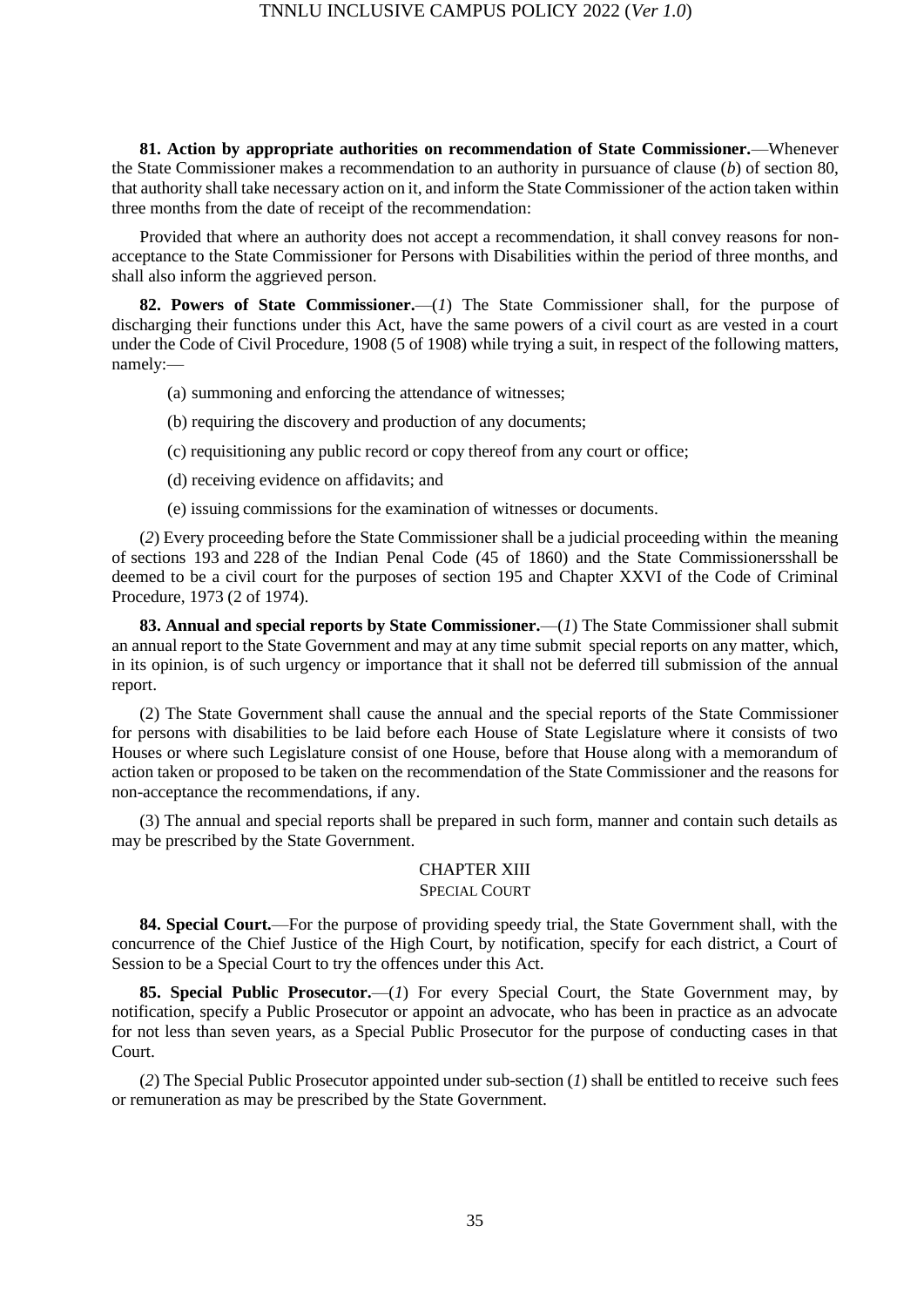**81. Action by appropriate authorities on recommendation of State Commissioner.**—Whenever the State Commissioner makes a recommendation to an authority in pursuance of clause (*b*) of section 80, that authority shall take necessary action on it, and inform the State Commissioner of the action taken within three months from the date of receipt of the recommendation:

Provided that where an authority does not accept a recommendation, it shall convey reasons for non-acceptance to the State Commissioner for Persons with Disabilities within the period of three months, and shall also inform the aggrieved person.

**82. Powers of State Commissioner.**—(*1*) The State Commissioner shall, for the purpose of discharging their functions under this Act, have the same powers of a civil court as are vested in a court under the Code of Civil Procedure, 1908 (5 of 1908) while trying a suit, in respect of the following matters, namely:—

(a) summoning and enforcing the attendance of witnesses;

(b) requiring the discovery and production of any documents;

(c) requisitioning any public record or copy thereof from any court or office;

(d) receiving evidence on affidavits; and

(e) issuing commissions for the examination of witnesses or documents.

(*2*) Every proceeding before the State Commissioner shall be a judicial proceeding within the meaning of sections 193 and 228 of the Indian Penal Code (45 of 1860) and the State Commissionersshall be deemed to be a civil court for the purposes of section 195 and Chapter XXVI of the Code of Criminal Procedure, 1973 (2 of 1974).

**83. Annual and special reports by State Commissioner.**—(*1*) The State Commissioner shall submit an annual report to the State Government and may at any time submit special reports on any matter, which, in its opinion, is of such urgency or importance that it shall not be deferred till submission of the annual report.

(2) The State Government shall cause the annual and the special reports of the State Commissioner for persons with disabilities to be laid before each House of State Legislature where it consists of two Houses or where such Legislature consist of one House, before that House along with a memorandum of action taken or proposed to be taken on the recommendation of the State Commissioner and the reasons for non-acceptance the recommendations, if any.

(3) The annual and special reports shall be prepared in such form, manner and contain such details as may be prescribed by the State Government.

## CHAPTER XIII
## SPECIAL COURT

**84. Special Court.**—For the purpose of providing speedy trial, the State Government shall, with the concurrence of the Chief Justice of the High Court, by notification, specify for each district, a Court of Session to be a Special Court to try the offences under this Act.

**85. Special Public Prosecutor.**—(*1*) For every Special Court, the State Government may, by notification, specify a Public Prosecutor or appoint an advocate, who has been in practice as an advocate for not less than seven years, as a Special Public Prosecutor for the purpose of conducting cases in that Court.

(*2*) The Special Public Prosecutor appointed under sub-section (*1*) shall be entitled to receive such fees or remuneration as may be prescribed by the State Government.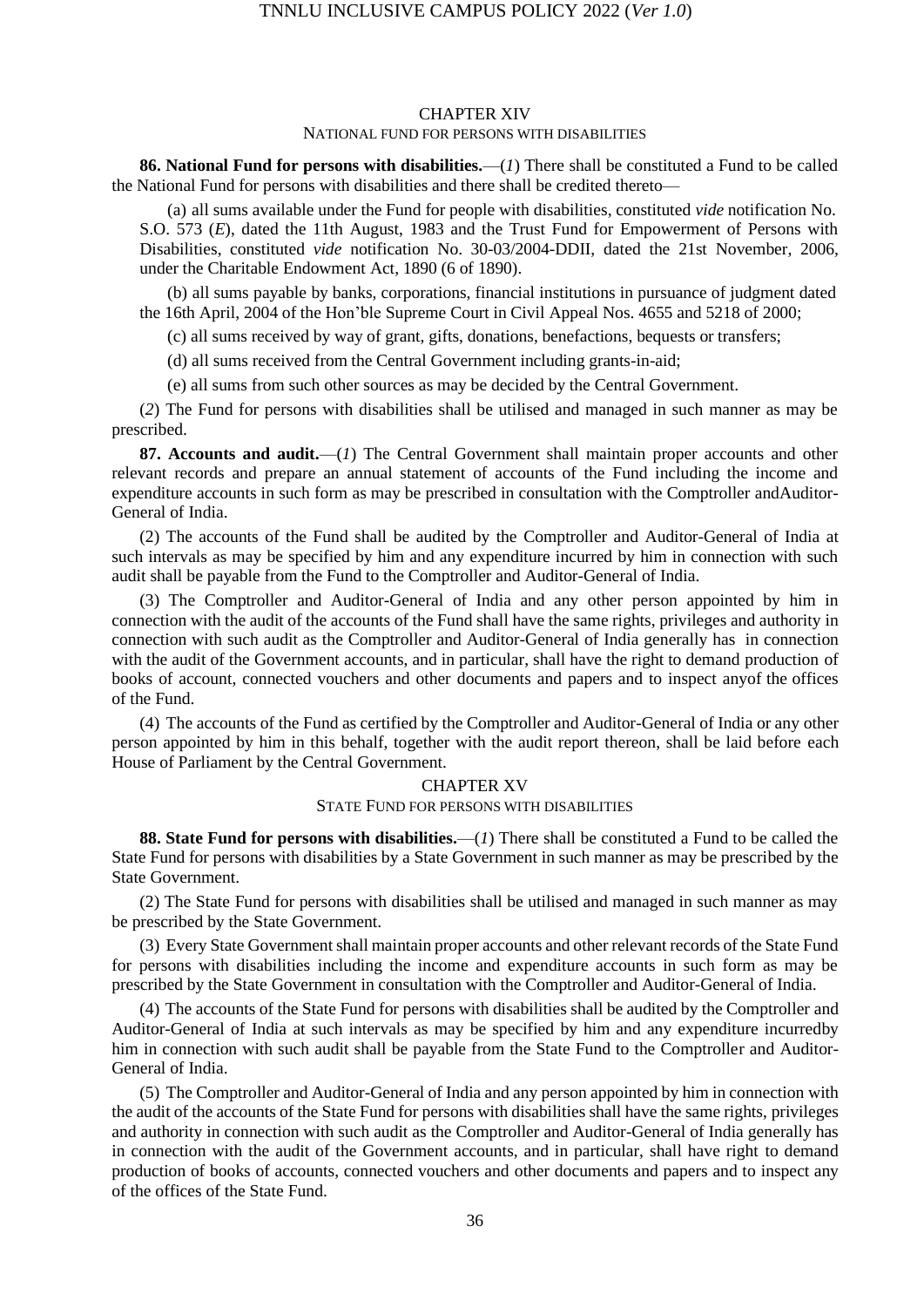## CHAPTER XIV

### NATIONAL FUND FOR PERSONS WITH DISABILITIES

**86. National Fund for persons with disabilities.**—(*1*) There shall be constituted a Fund to be called the National Fund for persons with disabilities and there shall be credited thereto—

(a) all sums available under the Fund for people with disabilities, constituted *vide* notification No. S.O. 573 (*E*), dated the 11th August, 1983 and the Trust Fund for Empowerment of Persons with Disabilities, constituted *vide* notification No. 30-03/2004-DDII, dated the 21st November, 2006, under the Charitable Endowment Act, 1890 (6 of 1890).

(b) all sums payable by banks, corporations, financial institutions in pursuance of judgment dated the 16th April, 2004 of the Hon'ble Supreme Court in Civil Appeal Nos. 4655 and 5218 of 2000;

(c) all sums received by way of grant, gifts, donations, benefactions, bequests or transfers;

(d) all sums received from the Central Government including grants-in-aid;

(e) all sums from such other sources as may be decided by the Central Government.

(*2*) The Fund for persons with disabilities shall be utilised and managed in such manner as may be prescribed.

**87. Accounts and audit.**—(*1*) The Central Government shall maintain proper accounts and other relevant records and prepare an annual statement of accounts of the Fund including the income and expenditure accounts in such form as may be prescribed in consultation with the Comptroller andAuditor-General of India.

(2) The accounts of the Fund shall be audited by the Comptroller and Auditor-General of India at such intervals as may be specified by him and any expenditure incurred by him in connection with such audit shall be payable from the Fund to the Comptroller and Auditor-General of India.

(3) The Comptroller and Auditor-General of India and any other person appointed by him in connection with the audit of the accounts of the Fund shall have the same rights, privileges and authority in connection with such audit as the Comptroller and Auditor-General of India generally has in connection with the audit of the Government accounts, and in particular, shall have the right to demand production of books of account, connected vouchers and other documents and papers and to inspect anyof the offices of the Fund.

(4) The accounts of the Fund as certified by the Comptroller and Auditor-General of India or any other person appointed by him in this behalf, together with the audit report thereon, shall be laid before each House of Parliament by the Central Government.

## CHAPTER XV

### STATE FUND FOR PERSONS WITH DISABILITIES

**88. State Fund for persons with disabilities.**—(*1*) There shall be constituted a Fund to be called the State Fund for persons with disabilities by a State Government in such manner as may be prescribed by the State Government.

(2) The State Fund for persons with disabilities shall be utilised and managed in such manner as may be prescribed by the State Government.

(3) Every State Government shall maintain proper accounts and other relevant records of the State Fund for persons with disabilities including the income and expenditure accounts in such form as may be prescribed by the State Government in consultation with the Comptroller and Auditor-General of India.

(4) The accounts of the State Fund for persons with disabilities shall be audited by the Comptroller and Auditor-General of India at such intervals as may be specified by him and any expenditure incurredby him in connection with such audit shall be payable from the State Fund to the Comptroller and Auditor-General of India.

(5) The Comptroller and Auditor-General of India and any person appointed by him in connection with the audit of the accounts of the State Fund for persons with disabilities shall have the same rights, privileges and authority in connection with such audit as the Comptroller and Auditor-General of India generally has in connection with the audit of the Government accounts, and in particular, shall have right to demand production of books of accounts, connected vouchers and other documents and papers and to inspect any of the offices of the State Fund.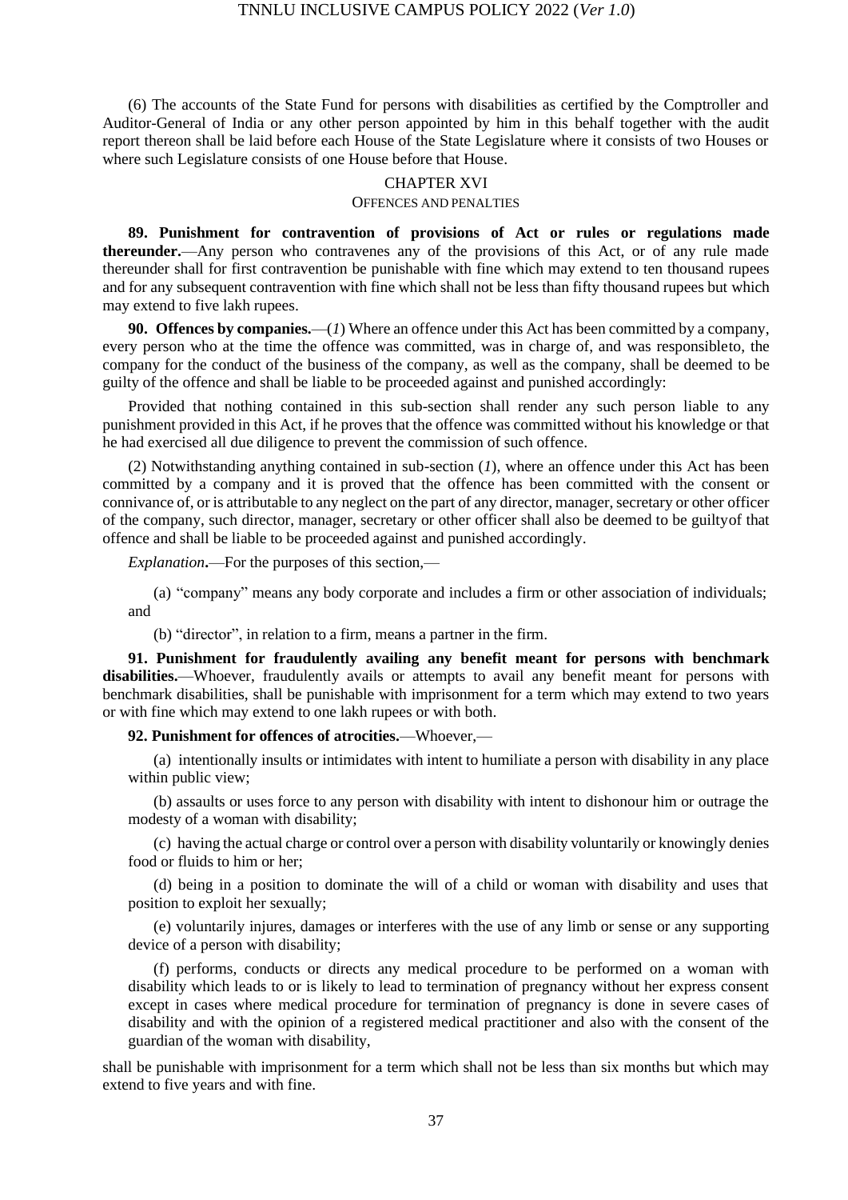(6) The accounts of the State Fund for persons with disabilities as certified by the Comptroller and Auditor-General of India or any other person appointed by him in this behalf together with the audit report thereon shall be laid before each House of the State Legislature where it consists of two Houses or where such Legislature consists of one House before that House.

## CHAPTER XVI

### OFFENCES AND PENALTIES

**89. Punishment for contravention of provisions of Act or rules or regulations made thereunder.**—Any person who contravenes any of the provisions of this Act, or of any rule made thereunder shall for first contravention be punishable with fine which may extend to ten thousand rupees and for any subsequent contravention with fine which shall not be less than fifty thousand rupees but which may extend to five lakh rupees.

**90. Offences by companies.**—(*1*) Where an offence under this Act has been committed by a company, every person who at the time the offence was committed, was in charge of, and was responsibleto, the company for the conduct of the business of the company, as well as the company, shall be deemed to be guilty of the offence and shall be liable to be proceeded against and punished accordingly:

Provided that nothing contained in this sub-section shall render any such person liable to any punishment provided in this Act, if he proves that the offence was committed without his knowledge or that he had exercised all due diligence to prevent the commission of such offence.

(2) Notwithstanding anything contained in sub-section (*1*), where an offence under this Act has been committed by a company and it is proved that the offence has been committed with the consent or connivance of, or is attributable to any neglect on the part of any director, manager, secretary or other officer of the company, such director, manager, secretary or other officer shall also be deemed to be guiltyof that offence and shall be liable to be proceeded against and punished accordingly.

*Explanation*.—For the purposes of this section,—

(a) "company" means any body corporate and includes a firm or other association of individuals; and

(b) "director", in relation to a firm, means a partner in the firm.

**91. Punishment for fraudulently availing any benefit meant for persons with benchmark disabilities.**—Whoever, fraudulently avails or attempts to avail any benefit meant for persons with benchmark disabilities, shall be punishable with imprisonment for a term which may extend to two years or with fine which may extend to one lakh rupees or with both.

**92. Punishment for offences of atrocities.**—Whoever,—

(a) intentionally insults or intimidates with intent to humiliate a person with disability in any place within public view;

(b) assaults or uses force to any person with disability with intent to dishonour him or outrage the modesty of a woman with disability;

(c) having the actual charge or control over a person with disability voluntarily or knowingly denies food or fluids to him or her;

(d) being in a position to dominate the will of a child or woman with disability and uses that position to exploit her sexually;

(e) voluntarily injures, damages or interferes with the use of any limb or sense or any supporting device of a person with disability;

(f) performs, conducts or directs any medical procedure to be performed on a woman with disability which leads to or is likely to lead to termination of pregnancy without her express consent except in cases where medical procedure for termination of pregnancy is done in severe cases of disability and with the opinion of a registered medical practitioner and also with the consent of the guardian of the woman with disability,

shall be punishable with imprisonment for a term which shall not be less than six months but which may extend to five years and with fine.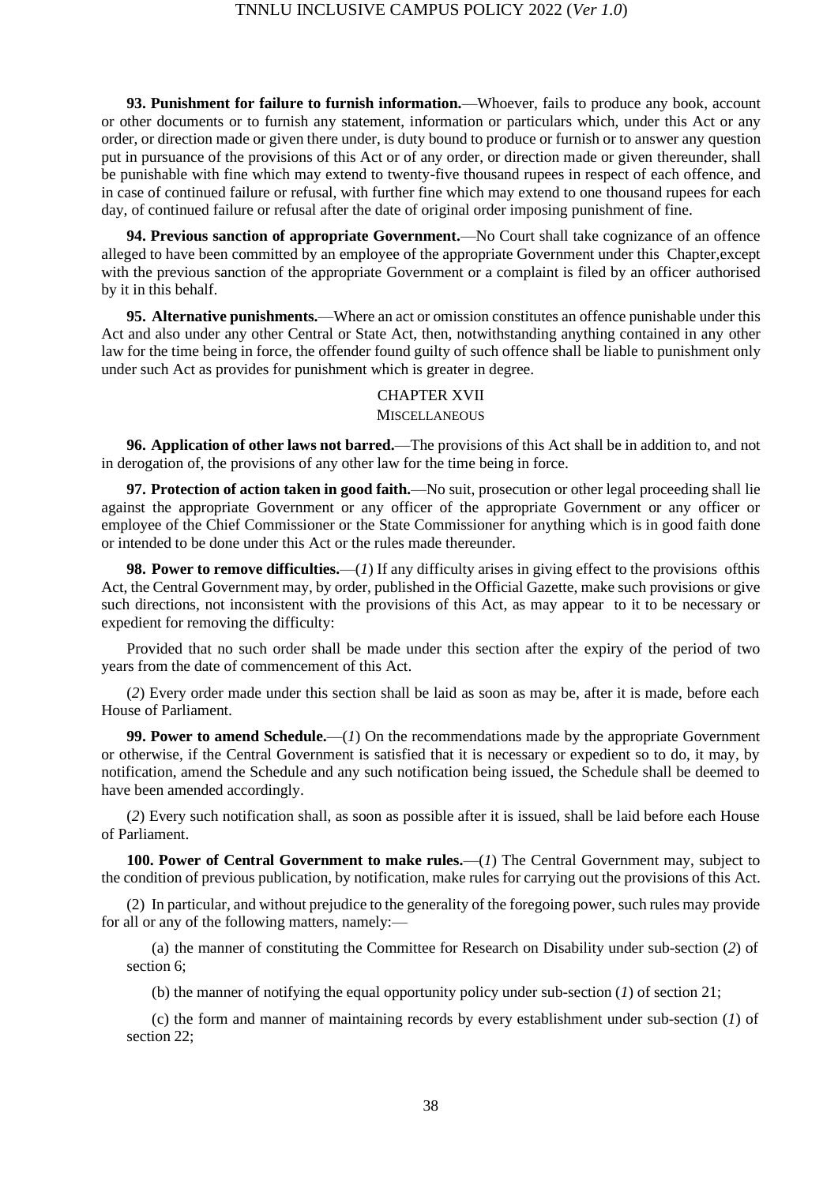**93. Punishment for failure to furnish information.**—Whoever, fails to produce any book, account or other documents or to furnish any statement, information or particulars which, under this Act or any order, or direction made or given there under, is duty bound to produce or furnish or to answer any question put in pursuance of the provisions of this Act or of any order, or direction made or given thereunder, shall be punishable with fine which may extend to twenty-five thousand rupees in respect of each offence, and in case of continued failure or refusal, with further fine which may extend to one thousand rupees for each day, of continued failure or refusal after the date of original order imposing punishment of fine.

**94. Previous sanction of appropriate Government.**—No Court shall take cognizance of an offence alleged to have been committed by an employee of the appropriate Government under this Chapter,except with the previous sanction of the appropriate Government or a complaint is filed by an officer authorised by it in this behalf.

**95. Alternative punishments.**—Where an act or omission constitutes an offence punishable under this Act and also under any other Central or State Act, then, notwithstanding anything contained in any other law for the time being in force, the offender found guilty of such offence shall be liable to punishment only under such Act as provides for punishment which is greater in degree.

## CHAPTER XVII
## MISCELLANEOUS

**96. Application of other laws not barred.**—The provisions of this Act shall be in addition to, and not in derogation of, the provisions of any other law for the time being in force.

**97. Protection of action taken in good faith.**—No suit, prosecution or other legal proceeding shall lie against the appropriate Government or any officer of the appropriate Government or any officer or employee of the Chief Commissioner or the State Commissioner for anything which is in good faith done or intended to be done under this Act or the rules made thereunder.

**98. Power to remove difficulties.**—(*1*) If any difficulty arises in giving effect to the provisions ofthis Act, the Central Government may, by order, published in the Official Gazette, make such provisions or give such directions, not inconsistent with the provisions of this Act, as may appear to it to be necessary or expedient for removing the difficulty:

Provided that no such order shall be made under this section after the expiry of the period of two years from the date of commencement of this Act.

(*2*) Every order made under this section shall be laid as soon as may be, after it is made, before each House of Parliament.

**99. Power to amend Schedule.**—(*1*) On the recommendations made by the appropriate Government or otherwise, if the Central Government is satisfied that it is necessary or expedient so to do, it may, by notification, amend the Schedule and any such notification being issued, the Schedule shall be deemed to have been amended accordingly.

(*2*) Every such notification shall, as soon as possible after it is issued, shall be laid before each House of Parliament.

**100. Power of Central Government to make rules.**—(*1*) The Central Government may, subject to the condition of previous publication, by notification, make rules for carrying out the provisions of this Act.

(2) In particular, and without prejudice to the generality of the foregoing power, such rules may provide for all or any of the following matters, namely:—

(a) the manner of constituting the Committee for Research on Disability under sub-section (*2*) of section 6;

(b) the manner of notifying the equal opportunity policy under sub-section (*1*) of section 21;

(c) the form and manner of maintaining records by every establishment under sub-section (*1*) of section 22;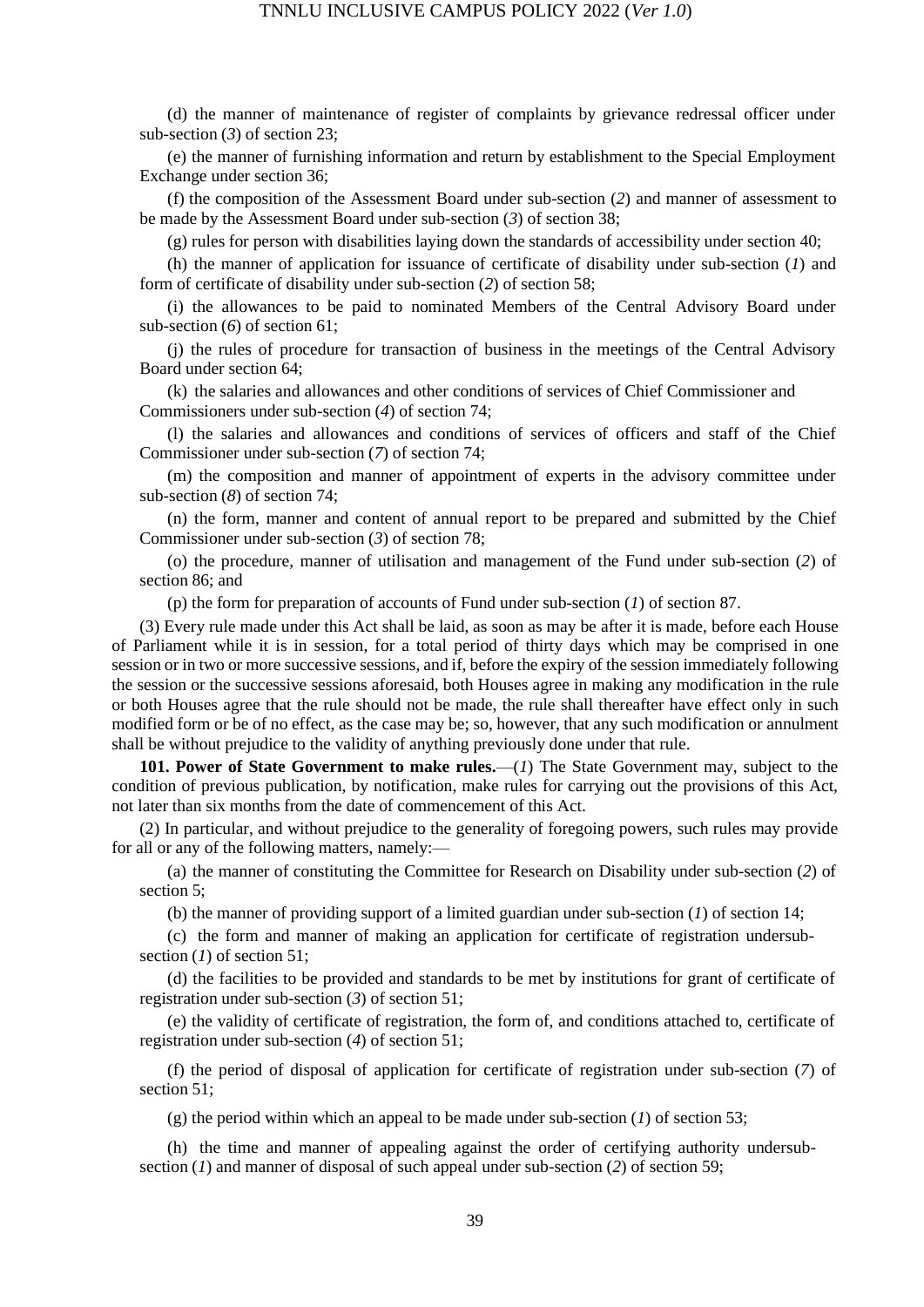(d) the manner of maintenance of register of complaints by grievance redressal officer under sub-section (*3*) of section 23;

(e) the manner of furnishing information and return by establishment to the Special Employment Exchange under section 36;

(f) the composition of the Assessment Board under sub-section (*2*) and manner of assessment to be made by the Assessment Board under sub-section (*3*) of section 38;

(g) rules for person with disabilities laying down the standards of accessibility under section 40;

(h) the manner of application for issuance of certificate of disability under sub-section (*1*) and form of certificate of disability under sub-section (*2*) of section 58;

(i) the allowances to be paid to nominated Members of the Central Advisory Board under sub-section (*6*) of section 61;

(j) the rules of procedure for transaction of business in the meetings of the Central Advisory Board under section 64;

(k) the salaries and allowances and other conditions of services of Chief Commissioner and Commissioners under sub-section (*4*) of section 74;

(l) the salaries and allowances and conditions of services of officers and staff of the Chief Commissioner under sub-section (*7*) of section 74;

(m) the composition and manner of appointment of experts in the advisory committee under sub-section (*8*) of section 74;

(n) the form, manner and content of annual report to be prepared and submitted by the Chief Commissioner under sub-section (*3*) of section 78;

(o) the procedure, manner of utilisation and management of the Fund under sub-section (*2*) of section 86; and

(p) the form for preparation of accounts of Fund under sub-section (*1*) of section 87.

(3) Every rule made under this Act shall be laid, as soon as may be after it is made, before each House of Parliament while it is in session, for a total period of thirty days which may be comprised in one session or in two or more successive sessions, and if, before the expiry of the session immediately following the session or the successive sessions aforesaid, both Houses agree in making any modification in the rule or both Houses agree that the rule should not be made, the rule shall thereafter have effect only in such modified form or be of no effect, as the case may be; so, however, that any such modification or annulment shall be without prejudice to the validity of anything previously done under that rule.

**101. Power of State Government to make rules.**—(*1*) The State Government may, subject to the condition of previous publication, by notification, make rules for carrying out the provisions of this Act, not later than six months from the date of commencement of this Act.

(2) In particular, and without prejudice to the generality of foregoing powers, such rules may provide for all or any of the following matters, namely:—

(a) the manner of constituting the Committee for Research on Disability under sub-section (*2*) of section 5;

(b) the manner of providing support of a limited guardian under sub-section (*1*) of section 14;

(c) the form and manner of making an application for certificate of registration undersub-section (*1*) of section 51;

(d) the facilities to be provided and standards to be met by institutions for grant of certificate of registration under sub-section (*3*) of section 51;

(e) the validity of certificate of registration, the form of, and conditions attached to, certificate of registration under sub-section (*4*) of section 51;

(f) the period of disposal of application for certificate of registration under sub-section (*7*) of section 51;

(g) the period within which an appeal to be made under sub-section (*1*) of section 53;

(h) the time and manner of appealing against the order of certifying authority undersub-section (*1*) and manner of disposal of such appeal under sub-section (*2*) of section 59;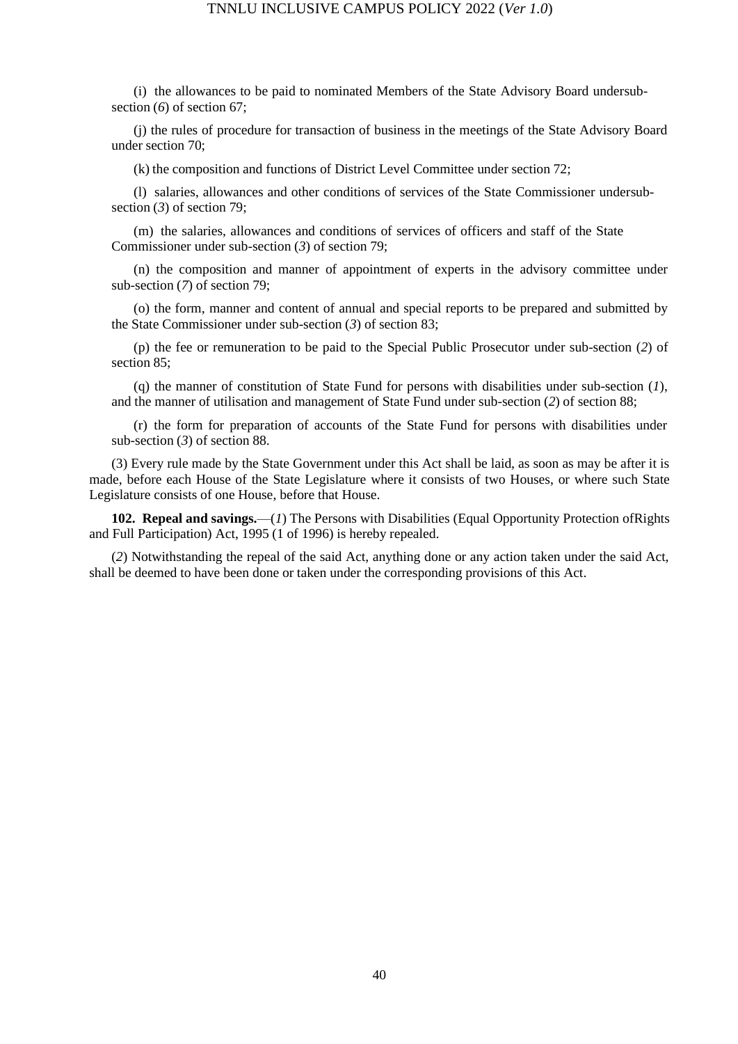(i) the allowances to be paid to nominated Members of the State Advisory Board undersub-section (*6*) of section 67;

(j) the rules of procedure for transaction of business in the meetings of the State Advisory Board under section 70;

(k) the composition and functions of District Level Committee under section 72;

(l) salaries, allowances and other conditions of services of the State Commissioner undersub-section (*3*) of section 79;

(m) the salaries, allowances and conditions of services of officers and staff of the State Commissioner under sub-section (*3*) of section 79;

(n) the composition and manner of appointment of experts in the advisory committee under sub-section (*7*) of section 79;

(o) the form, manner and content of annual and special reports to be prepared and submitted by the State Commissioner under sub-section (*3*) of section 83;

(p) the fee or remuneration to be paid to the Special Public Prosecutor under sub-section (*2*) of section 85;

(q) the manner of constitution of State Fund for persons with disabilities under sub-section (*1*), and the manner of utilisation and management of State Fund under sub-section (*2*) of section 88;

(r) the form for preparation of accounts of the State Fund for persons with disabilities under sub-section (*3*) of section 88.

(3) Every rule made by the State Government under this Act shall be laid, as soon as may be after it is made, before each House of the State Legislature where it consists of two Houses, or where such State Legislature consists of one House, before that House.

**102. Repeal and savings.**—(*1*) The Persons with Disabilities (Equal Opportunity Protection ofRights and Full Participation) Act, 1995 (1 of 1996) is hereby repealed.

(*2*) Notwithstanding the repeal of the said Act, anything done or any action taken under the said Act, shall be deemed to have been done or taken under the corresponding provisions of this Act.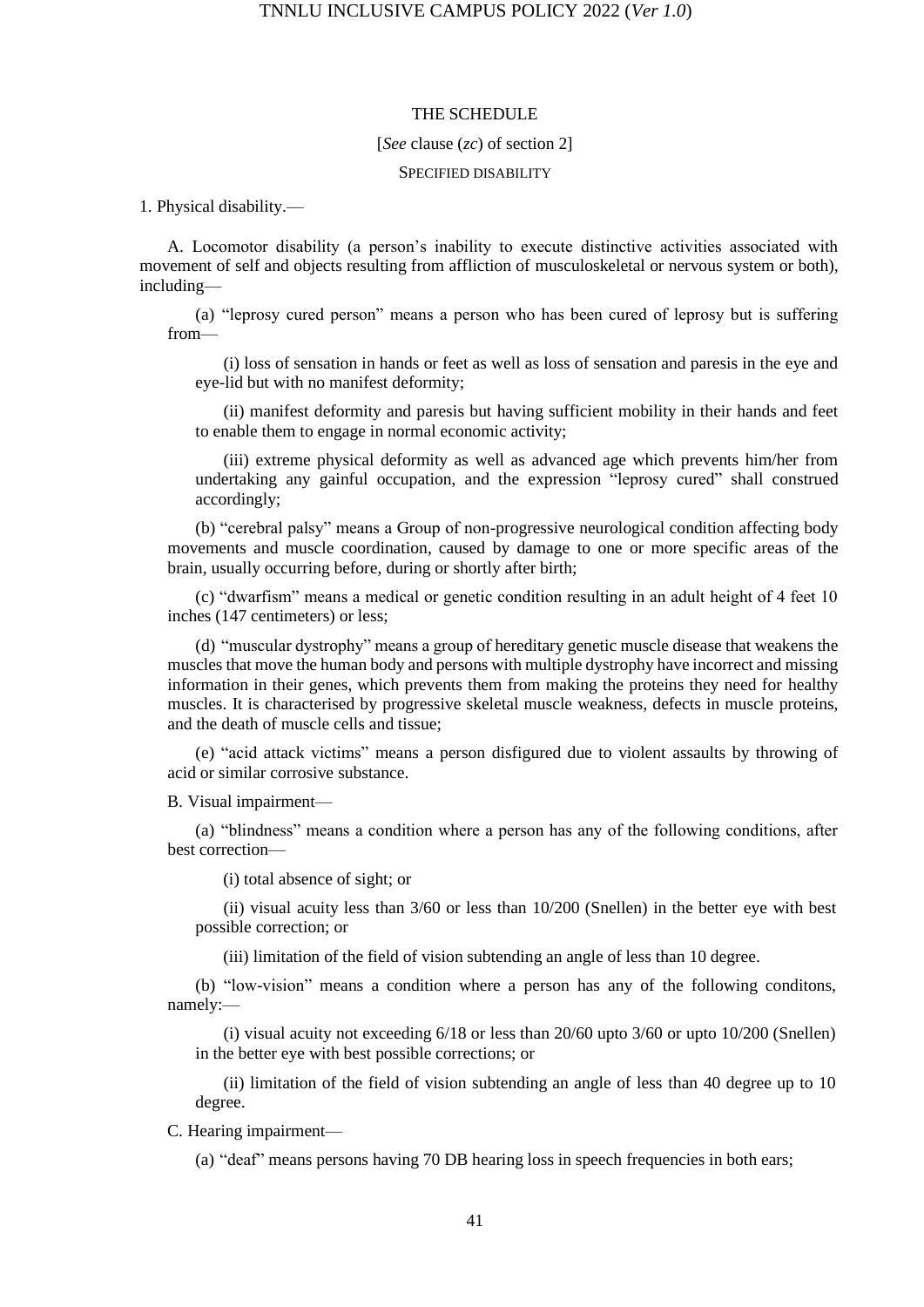## THE SCHEDULE

[*See* clause (*zc*) of section 2]

SPECIFIED DISABILITY

1. Physical disability.—

A. Locomotor disability (a person's inability to execute distinctive activities associated with movement of self and objects resulting from affliction of musculoskeletal or nervous system or both), including—

(a) "leprosy cured person" means a person who has been cured of leprosy but is suffering from—

(i) loss of sensation in hands or feet as well as loss of sensation and paresis in the eye and eye-lid but with no manifest deformity;

(ii) manifest deformity and paresis but having sufficient mobility in their hands and feet to enable them to engage in normal economic activity;

(iii) extreme physical deformity as well as advanced age which prevents him/her from undertaking any gainful occupation, and the expression "leprosy cured" shall construed accordingly;

(b) "cerebral palsy" means a Group of non-progressive neurological condition affecting body movements and muscle coordination, caused by damage to one or more specific areas of the brain, usually occurring before, during or shortly after birth;

(c) "dwarfism" means a medical or genetic condition resulting in an adult height of 4 feet 10 inches (147 centimeters) or less;

(d) "muscular dystrophy" means a group of hereditary genetic muscle disease that weakens the muscles that move the human body and persons with multiple dystrophy have incorrect and missing information in their genes, which prevents them from making the proteins they need for healthy muscles. It is characterised by progressive skeletal muscle weakness, defects in muscle proteins, and the death of muscle cells and tissue;

(e) "acid attack victims" means a person disfigured due to violent assaults by throwing of acid or similar corrosive substance.

B. Visual impairment—

(a) "blindness" means a condition where a person has any of the following conditions, after best correction—

(i) total absence of sight; or

(ii) visual acuity less than 3/60 or less than 10/200 (Snellen) in the better eye with best possible correction; or

(iii) limitation of the field of vision subtending an angle of less than 10 degree.

(b) "low-vision" means a condition where a person has any of the following conditons, namely:—

(i) visual acuity not exceeding 6/18 or less than 20/60 upto 3/60 or upto 10/200 (Snellen) in the better eye with best possible corrections; or

(ii) limitation of the field of vision subtending an angle of less than 40 degree up to 10 degree.

C. Hearing impairment—

(a) "deaf" means persons having 70 DB hearing loss in speech frequencies in both ears;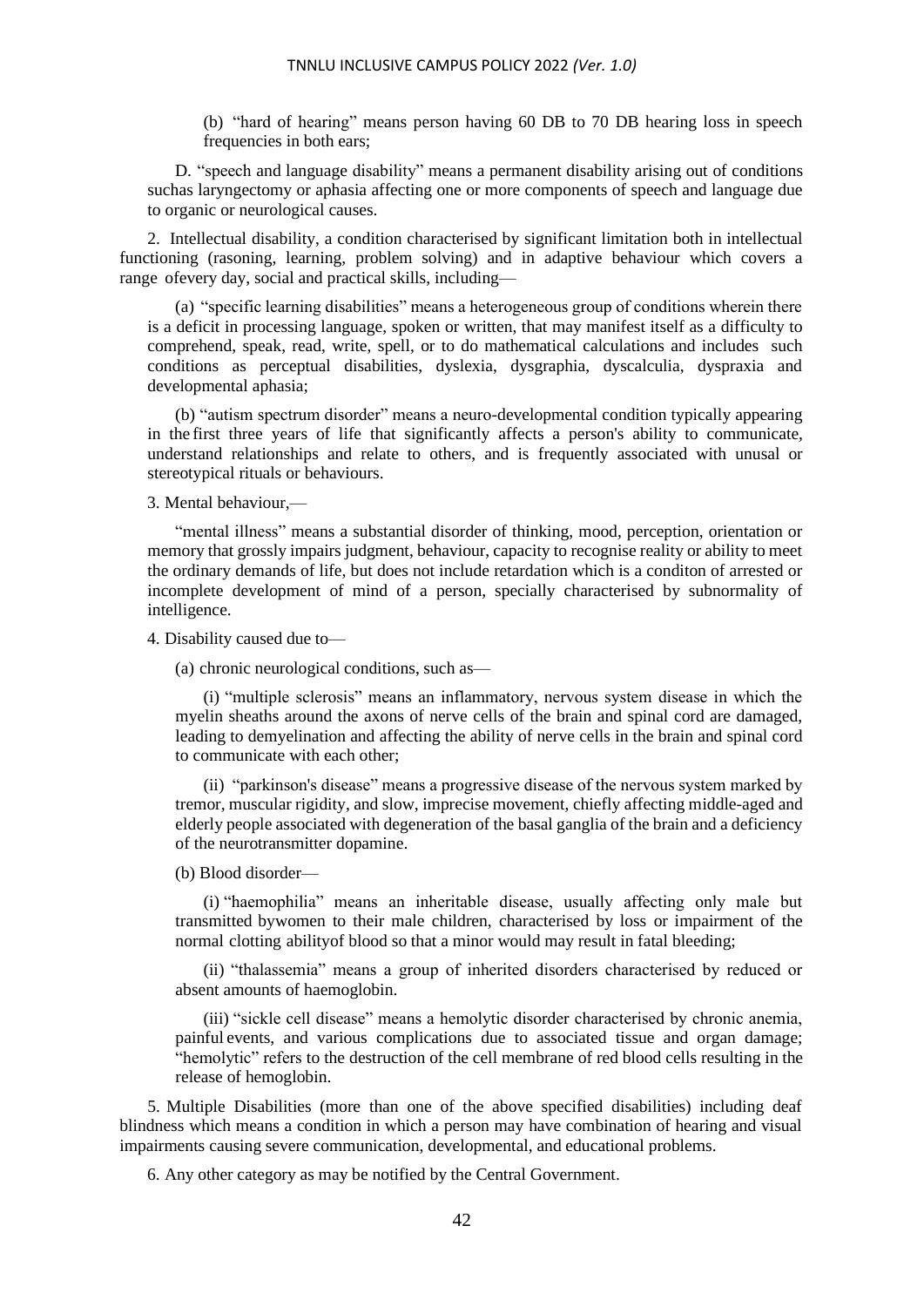(b) "hard of hearing" means person having 60 DB to 70 DB hearing loss in speech frequencies in both ears;

D. "speech and language disability" means a permanent disability arising out of conditions suchas laryngectomy or aphasia affecting one or more components of speech and language due to organic or neurological causes.

2. Intellectual disability, a condition characterised by significant limitation both in intellectual functioning (rasoning, learning, problem solving) and in adaptive behaviour which covers a range ofevery day, social and practical skills, including—

(a) "specific learning disabilities" means a heterogeneous group of conditions wherein there is a deficit in processing language, spoken or written, that may manifest itself as a difficulty to comprehend, speak, read, write, spell, or to do mathematical calculations and includes such conditions as perceptual disabilities, dyslexia, dysgraphia, dyscalculia, dyspraxia and developmental aphasia;

(b) "autism spectrum disorder" means a neuro-developmental condition typically appearing in the first three years of life that significantly affects a person's ability to communicate, understand relationships and relate to others, and is frequently associated with unusal or stereotypical rituals or behaviours.

3. Mental behaviour,—

"mental illness" means a substantial disorder of thinking, mood, perception, orientation or memory that grossly impairs judgment, behaviour, capacity to recognise reality or ability to meet the ordinary demands of life, but does not include retardation which is a conditon of arrested or incomplete development of mind of a person, specially characterised by subnormality of intelligence.

4. Disability caused due to—

(a) chronic neurological conditions, such as—

(i) "multiple sclerosis" means an inflammatory, nervous system disease in which the myelin sheaths around the axons of nerve cells of the brain and spinal cord are damaged, leading to demyelination and affecting the ability of nerve cells in the brain and spinal cord to communicate with each other;

(ii) "parkinson's disease" means a progressive disease of the nervous system marked by tremor, muscular rigidity, and slow, imprecise movement, chiefly affecting middle-aged and elderly people associated with degeneration of the basal ganglia of the brain and a deficiency of the neurotransmitter dopamine.

(b) Blood disorder—

(i) "haemophilia" means an inheritable disease, usually affecting only male but transmitted bywomen to their male children, characterised by loss or impairment of the normal clotting abilityof blood so that a minor would may result in fatal bleeding;

(ii) "thalassemia" means a group of inherited disorders characterised by reduced or absent amounts of haemoglobin.

(iii) "sickle cell disease" means a hemolytic disorder characterised by chronic anemia, painful events, and various complications due to associated tissue and organ damage; "hemolytic" refers to the destruction of the cell membrane of red blood cells resulting in the release of hemoglobin.

5. Multiple Disabilities (more than one of the above specified disabilities) including deaf blindness which means a condition in which a person may have combination of hearing and visual impairments causing severe communication, developmental, and educational problems.

6. Any other category as may be notified by the Central Government.